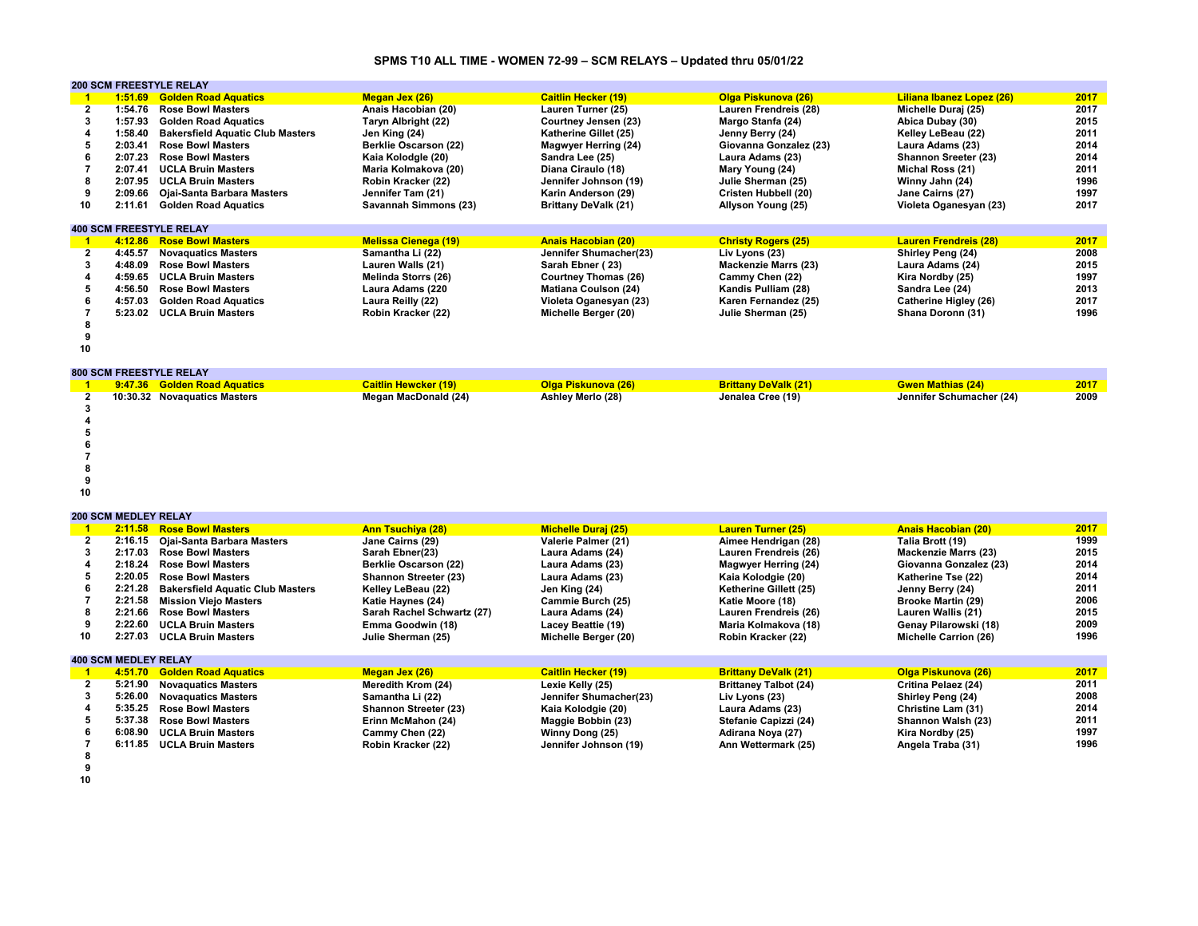# SPMS T10 ALL TIME - WOMEN 72-99 – SCM RELAYS – Updated thru 05/01/22

## 200 SCM FREESTYLE RELAY

| Rank | Time | Team | Swimmer 1 | Swimmer 2 | Swimmer 3 | Swimmer 4 | Year |
|---|---|---|---|---|---|---|---|
| 1 | 1:51.69 | Golden Road Aquatics | Megan Jex (26) | Caitlin Hecker (19) | Olga Piskunova (26) | Liliana Ibanez Lopez (26) | 2017 |
| 2 | 1:54.76 | Rose Bowl Masters | Anais Hacobian (20) | Lauren Turner (25) | Lauren Frendreis (28) | Michelle Duraj (25) | 2017 |
| 3 | 1:57.93 | Golden Road Aquatics | Taryn Albright (22) | Courtney Jensen (23) | Margo Stanfa (24) | Abica Dubay (30) | 2015 |
| 4 | 1:58.40 | Bakersfield Aquatic Club Masters | Jen King (24) | Katherine Gillet (25) | Jenny Berry (24) | Kelley LeBeau (22) | 2011 |
| 5 | 2:03.41 | Rose Bowl Masters | Berklie Oscarson (22) | Magwyer Herring (24) | Giovanna Gonzalez (23) | Laura Adams (23) | 2014 |
| 6 | 2:07.23 | Rose Bowl Masters | Kaia Kolodgie (20) | Sandra Lee (25) | Laura Adams (23) | Shannon Streeter (23) | 2014 |
| 7 | 2:07.41 | UCLA Bruin Masters | Maria Kolmakova (20) | Diana Ciraulo (18) | Mary Young (24) | Michal Ross (21) | 2011 |
| 8 | 2:07.95 | UCLA Bruin Masters | Robin Kracker (22) | Jennifer Johnson (19) | Julie Sherman (25) | Winny Jahn (24) | 1996 |
| 9 | 2:09.66 | Ojai-Santa Barbara Masters | Jennifer Tam (21) | Karin Anderson (29) | Cristen Hubbell (20) | Jane Cairns (27) | 1997 |
| 10 | 2:11.61 | Golden Road Aquatics | Savannah Simmons (23) | Brittany DeValk (21) | Allyson Young (25) | Violeta Oganesyan (23) | 2017 |

## 400 SCM FREESTYLE RELAY

| Rank | Time | Team | Swimmer 1 | Swimmer 2 | Swimmer 3 | Swimmer 4 | Year |
|---|---|---|---|---|---|---|---|
| 1 | 4:12.86 | Rose Bowl Masters | Melissa Cienega (19) | Anais Hacobian (20) | Christy Rogers (25) | Lauren Frendreis (28) | 2017 |
| 2 | 4:45.57 | Novaquatics Masters | Samantha Li (22) | Jennifer Shumacher(23) | Liv Lyons (23) | Shirley Peng (24) | 2008 |
| 3 | 4:48.09 | Rose Bowl Masters | Lauren Walls (21) | Sarah Ebner ( 23) | Mackenzie Marrs (23) | Laura Adams (24) | 2015 |
| 4 | 4:59.65 | UCLA Bruin Masters | Melinda Storrs (26) | Courtney Thomas (26) | Cammy Chen (22) | Kira Nordby (25) | 1997 |
| 5 | 4:56.50 | Rose Bowl Masters | Laura Adams (220 | Matiana Coulson (24) | Kandis Pulliam (28) | Sandra Lee (24) | 2013 |
| 6 | 4:57.03 | Golden Road Aquatics | Laura Reilly (22) | Violeta Oganesyan (23) | Karen Fernandez (25) | Catherine Higley (26) | 2017 |
| 7 | 5:23.02 | UCLA Bruin Masters | Robin Kracker (22) | Michelle Berger (20) | Julie Sherman (25) | Shana Doronn (31) | 1996 |
| 8 | | | | | | | |
| 9 | | | | | | | |
| 10 | | | | | | | |

## 800 SCM FREESTYLE RELAY

| Rank | Time | Team | Swimmer 1 | Swimmer 2 | Swimmer 3 | Swimmer 4 | Year |
|---|---|---|---|---|---|---|---|
| 1 | 9:47.36 | Golden Road Aquatics | Caitlin Hewcker (19) | Olga Piskunova (26) | Brittany DeValk (21) | Gwen Mathias (24) | 2017 |
| 2 | 10:30.32 | Novaquatics Masters | Megan MacDonald (24) | Ashley Merlo (28) | Jenalea Cree (19) | Jennifer Schumacher (24) | 2009 |
| 3 | | | | | | | |
| 4 | | | | | | | |
| 5 | | | | | | | |
| 6 | | | | | | | |
| 7 | | | | | | | |
| 8 | | | | | | | |
| 9 | | | | | | | |
| 10 | | | | | | | |

## 200 SCM MEDLEY RELAY

| Rank | Time | Team | Swimmer 1 | Swimmer 2 | Swimmer 3 | Swimmer 4 | Year |
|---|---|---|---|---|---|---|---|
| 1 | 2:11.58 | Rose Bowl Masters | Ann Tsuchiya (28) | Michelle Duraj (25) | Lauren Turner (25) | Anais Hacobian (20) | 2017 |
| 2 | 2:16.15 | Ojai-Santa Barbara Masters | Jane Cairns (29) | Valerie Palmer (21) | Aimee Hendrigan (28) | Talia Brott (19) | 1999 |
| 3 | 2:17.03 | Rose Bowl Masters | Sarah Ebner(23) | Laura Adams (24) | Lauren Frendreis (26) | Mackenzie Marrs (23) | 2015 |
| 4 | 2:18.24 | Rose Bowl Masters | Berklie Oscarson (22) | Laura Adams (23) | Magwyer Herring (24) | Giovanna Gonzalez (23) | 2014 |
| 5 | 2:20.05 | Rose Bowl Masters | Shannon Streeter (23) | Laura Adams (23) | Kaia Kolodgie (20) | Katherine Tse (22) | 2014 |
| 6 | 2:21.28 | Bakersfield Aquatic Club Masters | Kelley LeBeau (22) | Jen King (24) | Ketherine Gillett (25) | Jenny Berry (24) | 2011 |
| 7 | 2:21.58 | Mission Viejo Masters | Katie Haynes (24) | Cammie Burch (25) | Katie Moore (18) | Brooke Martin (29) | 2006 |
| 8 | 2:21.66 | Rose Bowl Masters | Sarah Rachel Schwartz (27) | Laura Adams (24) | Lauren Frendreis (26) | Lauren Wallis (21) | 2015 |
| 9 | 2:22.60 | UCLA Bruin Masters | Emma Goodwin (18) | Lacey Beattie (19) | Maria Kolmakova (18) | Genay Pilarowski (18) | 2009 |
| 10 | 2:27.03 | UCLA Bruin Masters | Julie Sherman (25) | Michelle Berger (20) | Robin Kracker (22) | Michelle Carrion (26) | 1996 |

## 400 SCM MEDLEY RELAY

| Rank | Time | Team | Swimmer 1 | Swimmer 2 | Swimmer 3 | Swimmer 4 | Year |
|---|---|---|---|---|---|---|---|
| 1 | 4:51.70 | Golden Road Aquatics | Megan Jex (26) | Caitlin Hecker (19) | Brittany DeValk (21) | Olga Piskunova (26) | 2017 |
| 2 | 5:21.90 | Novaquatics Masters | Meredith Krom (24) | Lexie Kelly (25) | Brittaney Talbot (24) | Critina Pelaez (24) | 2011 |
| 3 | 5:26.00 | Novaquatics Masters | Samantha Li (22) | Jennifer Shumacher(23) | Liv Lyons (23) | Shirley Peng (24) | 2008 |
| 4 | 5:35.25 | Rose Bowl Masters | Shannon Streeter (23) | Kaia Kolodgie (20) | Laura Adams (23) | Christine Lam (31) | 2014 |
| 5 | 5:37.38 | Rose Bowl Masters | Erinn McMahon (24) | Maggie Bobbin (23) | Stefanie Capizzi (24) | Shannon Walsh (23) | 2011 |
| 6 | 6:08.90 | UCLA Bruin Masters | Cammy Chen (22) | Winny Dong (25) | Adirana Noya (27) | Kira Nordby (25) | 1997 |
| 7 | 6:11.85 | UCLA Bruin Masters | Robin Kracker (22) | Jennifer Johnson (19) | Ann Wettermark (25) | Angela Traba (31) | 1996 |
| 8 | | | | | | | |
| 9 | | | | | | | |
| 10 | | | | | | | |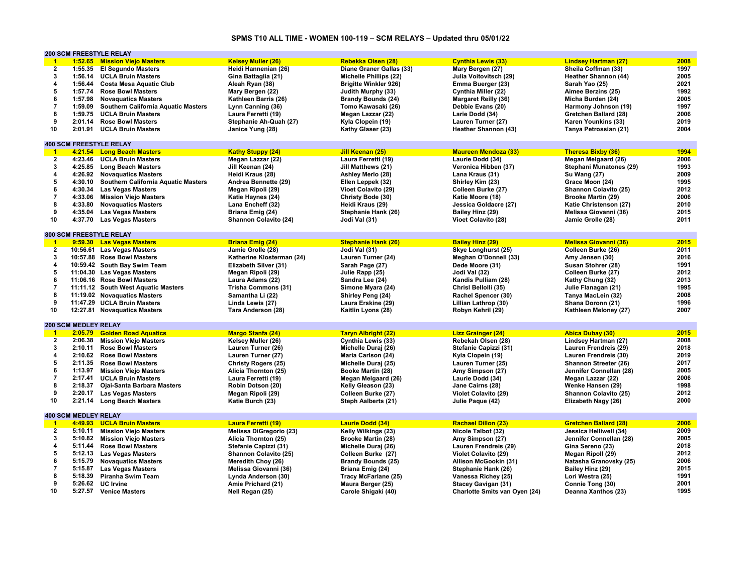# SPMS T10 ALL TIME - WOMEN 100-119 – SCM RELAYS – Updated thru 05/01/22

## 200 SCM FREESTYLE RELAY

| Rank | Time | Team | Swimmer 1 | Swimmer 2 | Swimmer 3 | Swimmer 4 | Year |
|---|---|---|---|---|---|---|---|
| 1 | 1:52.65 | Mission Viejo Masters | Kelsey Muller (26) | Rebekka Olsen (28) | Cynthia Lewis (33) | Lindsey Hartman (27) | 2008 |
| 2 | 1:55.35 | El Segundo Masters | Heidi Hannenian (26) | Diane Graner Gallas (33) | Mary Bergen (27) | Sheila Coffman (33) | 1997 |
| 3 | 1:56.14 | UCLA Bruin Masters | Gina Battaglia (21) | Michelle Phillips (22) | Julia Voitovitsch (29) | Heather Shannon (44) | 2005 |
| 4 | 1:56.44 | Costa Mesa Aquatic Club | Aleah Ryan (38) | Brigitte Winkler 926) | Emma Buerger (23) | Sarah Yao (25) | 2021 |
| 5 | 1:57.74 | Rose Bowl Masters | Mary Bergen (22) | Judith Murphy (33) | Cynthia Miller (22) | Aimee Berzins (25) | 1992 |
| 6 | 1:57.98 | Novaquatics Masters | Kathleen Barris (26) | Brandy Bounds (24) | Margaret Reilly (36) | Micha Burden (24) | 2005 |
| 7 | 1:59.09 | Southern California Aquatic Masters | Lynn Canning (36) | Tomo Kawasaki (26) | Debbie Evans (20) | Harmony Johnson (19) | 1997 |
| 8 | 1:59.75 | UCLA Bruin Masters | Laura Ferretti (19) | Megan Lazzar (22) | Larie Dodd (34) | Gretchen Ballard (28) | 2006 |
| 9 | 2:01.14 | Rose Bowl Masters | Stephanie Ah-Quah (27) | Kyla Clopein (19) | Lauren Turner (27) | Karen Younkins (33) | 2019 |
| 10 | 2:01.91 | UCLA Bruin Masters | Janice Yung (28) | Kathy Glaser (23) | Heather Shannon (43) | Tanya Petrossian (21) | 2004 |

## 400 SCM FREESTYLE RELAY

| Rank | Time | Team | Swimmer 1 | Swimmer 2 | Swimmer 3 | Swimmer 4 | Year |
|---|---|---|---|---|---|---|---|
| 1 | 4:21.54 | Long Beach Masters | Kathy Stuppy (24) | Jill Keenan (25) | Maureen Mendoza (33) | Theresa Bixby (36) | 1994 |
| 2 | 4:23.46 | UCLA Bruin Masters | Megan Lazzar (22) | Laura Ferretti (19) | Laurie Dodd (34) | Megan Melgaard (26) | 2006 |
| 3 | 4:25.85 | Long Beach Masters | Jill Keenan (24) | Jill Matthews (21) | Veronica Hibben (37) | Stephani Munatones (29) | 1993 |
| 4 | 4:26.92 | Novaquatics Masters | Heidi Kraus (28) | Ashley Merlo (28) | Lana Kraus (31) | Su Wang (27) | 2009 |
| 5 | 4:30.10 | Southern California Aquatic Masters | Andrea Bennette (29) | Ellen Leppek (32) | Shirley Kim (23) | Grace Moon (24) | 1995 |
| 6 | 4:30.34 | Las Vegas Masters | Megan Ripoli (29) | Vioet Colavito (29) | Colleen Burke (27) | Shannon Colavito (25) | 2012 |
| 7 | 4:33.06 | Mission Viejo Masters | Katie Haynes (24) | Christy Bode (30) | Katie Moore (18) | Brooke Martin (29) | 2006 |
| 8 | 4:33.80 | Novaquatics Masters | Lana Encheff (32) | Heidi Kraus (29) | Jessica Goldacre (27) | Katie Christenson (27) | 2010 |
| 9 | 4:35.04 | Las Vegas Masters | Briana Emig (24) | Stephanie Hank (26) | Bailey Hinz (29) | Melissa Giovanni (36) | 2015 |
| 10 | 4:37.70 | Las Vegas Masters | Shannon Colavito (24) | Jodi Val (31) | Vioet Colavito (28) | Jamie Grolle (28) | 2011 |

## 800 SCM FREESTYLE RELAY

| Rank | Time | Team | Swimmer 1 | Swimmer 2 | Swimmer 3 | Swimmer 4 | Year |
|---|---|---|---|---|---|---|---|
| 1 | 9:59.30 | Las Vegas Masters | Briana Emig (24) | Stephanie Hank (26) | Bailey Hinz (29) | Melissa Giovanni (36) | 2015 |
| 2 | 10:56.61 | Las Vegas Masters | Jamie Grolle (28) | Jodi Val (31) | Skye Longhurst (25) | Colleen Burke (26) | 2011 |
| 3 | 10:57.88 | Rose Bowl Masters | Katherine Klosterman (24) | Lauren Turner (24) | Meghan O'Donnell (33) | Amy Jensen (30) | 2016 |
| 4 | 10:59.42 | South Bay Swim Team | Elizabeth Silver (31) | Sarah Page (27) | Dede Moore (31) | Susan Stohrer (28) | 1991 |
| 5 | 11:04.30 | Las Vegas Masters | Megan Ripoli (29) | Julie Rapp (25) | Jodi Val (32) | Colleen Burke (27) | 2012 |
| 6 | 11:06.16 | Rose Bowl Masters | Laura Adams (22) | Sandra Lee (24) | Kandis Pulliam (28) | Kathy Chung (32) | 2013 |
| 7 | 11:11.12 | South West Aquatic Masters | Trisha Commons (31) | Simone Myara (24) | Chrisl Bellolli (35) | Julie Flanagan (21) | 1995 |
| 8 | 11:19.02 | Novaquatics Masters | Samantha Li (22) | Shirley Peng (24) | Rachel Spencer (30) | Tanya MacLein (32) | 2008 |
| 9 | 11:47.29 | UCLA Bruin Masters | Linda Lewis (27) | Laura Erskine (29) | Lillian Lathrop (30) | Shana Doronn (21) | 1996 |
| 10 | 12:27.81 | Novaquatics Masters | Tara Anderson (28) | Kaitlin Lyons (28) | Robyn Kehril (29) | Kathleen Meloney (27) | 2007 |

## 200 SCM MEDLEY RELAY

| Rank | Time | Team | Swimmer 1 | Swimmer 2 | Swimmer 3 | Swimmer 4 | Year |
|---|---|---|---|---|---|---|---|
| 1 | 2:05.79 | Golden Road Aquatics | Margo Stanfa (24) | Taryn Albright (22) | Lizz Grainger (24) | Abica Dubay (30) | 2015 |
| 2 | 2:06.38 | Mission Viejo Masters | Kelsey Muller (26) | Cynthia Lewis (33) | Rebekah Olsen (28) | Lindsey Hartman (27) | 2008 |
| 3 | 2:10.11 | Rose Bowl Masters | Lauren Turner (26) | Michelle Duraj (26) | Stefanie Capizzi (31) | Lauren Frendreis (29) | 2018 |
| 4 | 2:10.62 | Rose Bowl Masters | Lauren Turner (27) | Maria Carlson (24) | Kyla Clopein (19) | Lauren Frendreis (30) | 2019 |
| 5 | 2:11.35 | Rose Bowl Masters | Christy Rogers (25) | Michelle Duraj (25) | Lauren Turner (25) | Shannon Streeter (26) | 2017 |
| 6 | 1:13.97 | Mission Viejo Masters | Alicia Thornton (25) | Booke Martin (28) | Amy Simpson (27) | Jennifer Connellan (28) | 2005 |
| 7 | 2:17.41 | UCLA Bruin Masters | Laura Ferretti (19) | Megan Melgaard (26) | Laurie Dodd (34) | Megan Lazzar (22) | 2006 |
| 8 | 2:18.37 | Ojai-Santa Barbara Masters | Robin Dotson (20) | Kelly Gleason (23) | Jane Cairns (28) | Wenke Hansen (29) | 1998 |
| 9 | 2:20.17 | Las Vegas Masters | Megan Ripoli (29) | Colleen Burke (27) | Violet Colavito (29) | Shannon Colavito (25) | 2012 |
| 10 | 2:21.14 | Long Beach Masters | Katie Burch (23) | Steph Aalberts (21) | Julie Paque (42) | Elizabeth Nagy (26) | 2000 |

## 400 SCM MEDLEY RELAY

| Rank | Time | Team | Swimmer 1 | Swimmer 2 | Swimmer 3 | Swimmer 4 | Year |
|---|---|---|---|---|---|---|---|
| 1 | 4:49.93 | UCLA Bruin Masters | Laura Ferretti (19) | Laurie Dodd (34) | Rachael Dillon (23) | Gretchen Ballard (28) | 2006 |
| 2 | 5:10.11 | Mission Viejo Masters | Melissa DiGregorio (23) | Kelly Wilkings (23) | Nicole Talbot (32) | Jessica Helliwell (34) | 2009 |
| 3 | 5:10.82 | Mission Viejo Masters | Alicia Thornton (25) | Brooke Martin (28) | Amy Simpson (27) | Jennifer Connellan (28) | 2005 |
| 4 | 5:11.44 | Rose Bowl Masters | Stefanie Capizzi (31) | Michelle Duraj (26) | Lauren Frendreis (29) | Gina Sereno (23) | 2018 |
| 5 | 5:12.13 | Las Vegas Masters | Shannon Colavito (25) | Colleen Burke (27) | Violet Colavito (29) | Megan Ripoll (29) | 2012 |
| 6 | 5:15.79 | Novaquatics Masters | Meredith Choy (26) | Brandy Bounds (25) | Allison McGookin (31) | Natasha Granovsky (25) | 2006 |
| 7 | 5:15.87 | Las Vegas Masters | Melissa Giovanni (36) | Briana Emig (24) | Stephanie Hank (26) | Bailey Hinz (29) | 2015 |
| 8 | 5:18.39 | Piranha Swim Team | Lynda Anderson (30) | Tracy McFarlane (25) | Vanessa Richey (25) | Lori Westra (25) | 1991 |
| 9 | 5:26.62 | UC Irvine | Amie Prichard (21) | Maura Berger (25) | Stacey Gavigan (31) | Connie Tong (30) | 2001 |
| 10 | 5:27.57 | Venice Masters | Nell Regan (25) | Carole Shigaki (40) | Charlotte Smits van Oyen (24) | Deanna Xanthos (23) | 1995 |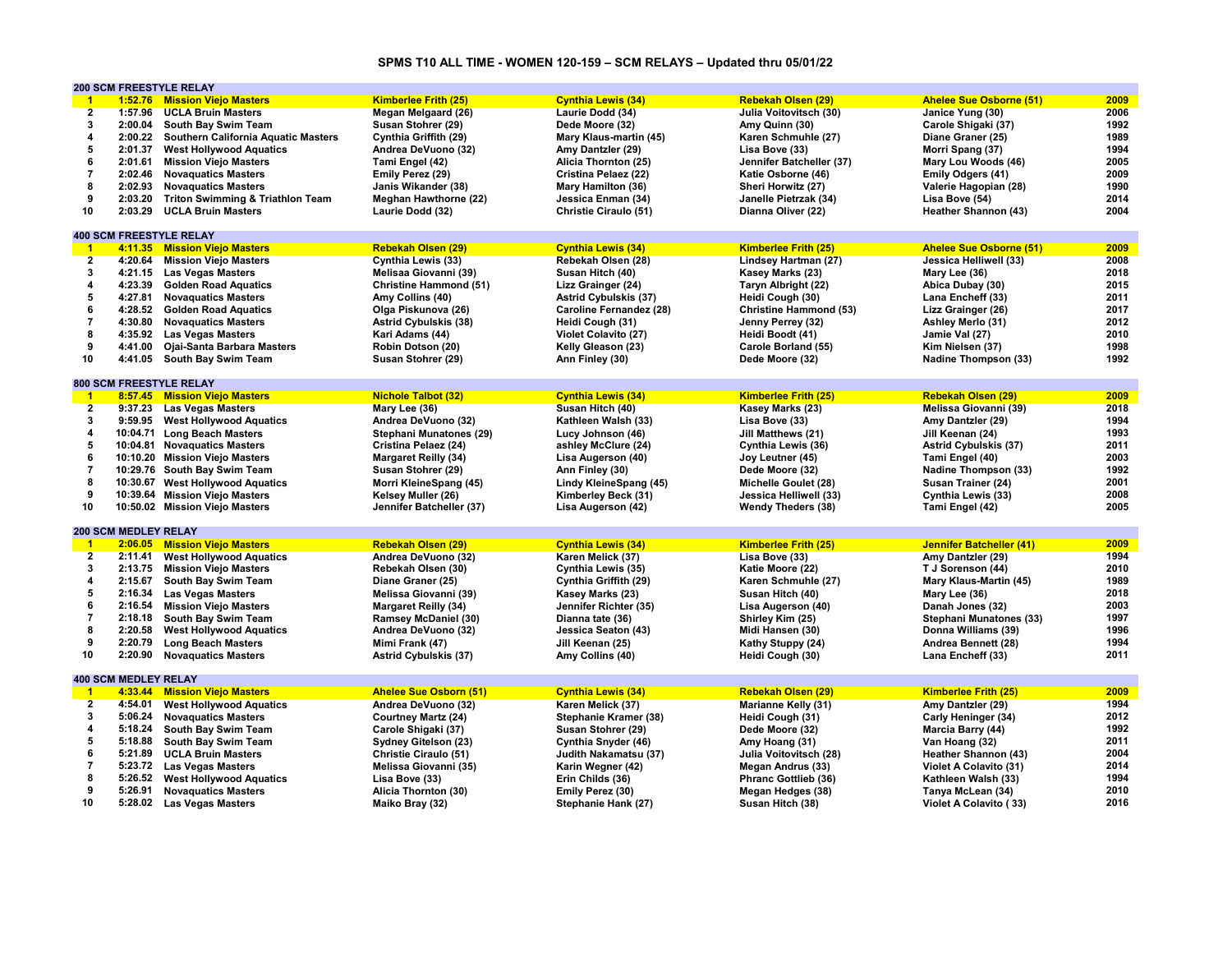# SPMS T10 ALL TIME - WOMEN 120-159 – SCM RELAYS – Updated thru 05/01/22

## 200 SCM FREESTYLE RELAY

| Rank | Time | Team | Swimmer 1 | Swimmer 2 | Swimmer 3 | Swimmer 4 | Year |
|---|---|---|---|---|---|---|---|
| 1 | 1:52.76 | Mission Viejo Masters | Kimberlee Frith (25) | Cynthia Lewis (34) | Rebekah Olsen (29) | Ahelee Sue Osborne (51) | 2009 |
| 2 | 1:57.96 | UCLA Bruin Masters | Megan Melgaard (26) | Laurie Dodd (34) | Julia Voitovitsch (30) | Janice Yung (30) | 2006 |
| 3 | 2:00.04 | South Bay Swim Team | Susan Stohrer (29) | Dede Moore (32) | Amy Quinn (30) | Carole Shigaki (37) | 1992 |
| 4 | 2:00.22 | Southern California Aquatic Masters | Cynthia Griffith (29) | Mary Klaus-martin (45) | Karen Schmuhle (27) | Diane Graner (25) | 1989 |
| 5 | 2:01.37 | West Hollywood Aquatics | Andrea DeVuono (32) | Amy Dantzler (29) | Lisa Bove (33) | Morri Spang (37) | 1994 |
| 6 | 2:01.61 | Mission Viejo Masters | Tami Engel (42) | Alicia Thornton (25) | Jennifer Batcheller (37) | Mary Lou Woods (46) | 2005 |
| 7 | 2:02.46 | Novaquatics Masters | Emily Perez (29) | Cristina Pelaez (22) | Katie Osborne (46) | Emily Odgers (41) | 2009 |
| 8 | 2:02.93 | Novaquatics Masters | Janis Wikander (38) | Mary Hamilton (36) | Sheri Horwitz (27) | Valerie Hagopian (28) | 1990 |
| 9 | 2:03.20 | Triton Swimming & Triathlon Team | Meghan Hawthorne (22) | Jessica Enman (34) | Janelle Pietrzak (34) | Lisa Bove (54) | 2014 |
| 10 | 2:03.29 | UCLA Bruin Masters | Laurie Dodd (32) | Christie Ciraulo (51) | Dianna Oliver (22) | Heather Shannon (43) | 2004 |

## 400 SCM FREESTYLE RELAY

| Rank | Time | Team | Swimmer 1 | Swimmer 2 | Swimmer 3 | Swimmer 4 | Year |
|---|---|---|---|---|---|---|---|
| 1 | 4:11.35 | Mission Viejo Masters | Rebekah Olsen (29) | Cynthia Lewis (34) | Kimberlee Frith (25) | Ahelee Sue Osborne (51) | 2009 |
| 2 | 4:20.64 | Mission Viejo Masters | Cynthia Lewis (33) | Rebekah Olsen (28) | Lindsey Hartman (27) | Jessica Helliwell (33) | 2008 |
| 3 | 4:21.15 | Las Vegas Masters | Melisaa Giovanni (39) | Susan Hitch (40) | Kasey Marks (23) | Mary Lee (36) | 2018 |
| 4 | 4:23.39 | Golden Road Aquatics | Christine Hammond (51) | Lizz Grainger (24) | Taryn Albright (22) | Abica Dubay (30) | 2015 |
| 5 | 4:27.81 | Novaquatics Masters | Amy Collins (40) | Astrid Cybulskis (37) | Heidi Cough (30) | Lana Encheff (33) | 2011 |
| 6 | 4:28.52 | Golden Road Aquatics | Olga Piskunova (26) | Caroline Fernandez (28) | Christine Hammond (53) | Lizz Grainger (26) | 2017 |
| 7 | 4:30.80 | Novaquatics Masters | Astrid Cybulskis (38) | Heidi Cough (31) | Jenny Perrey (32) | Ashley Merlo (31) | 2012 |
| 8 | 4:35.92 | Las Vegas Masters | Kari Adams (44) | Violet Colavito (27) | Heidi Boodt (41) | Jamie Val (27) | 2010 |
| 9 | 4:41.00 | Ojai-Santa Barbara Masters | Robin Dotson (20) | Kelly Gleason (23) | Carole Borland (55) | Kim Nielsen (37) | 1998 |
| 10 | 4:41.05 | South Bay Swim Team | Susan Stohrer (29) | Ann Finley (30) | Dede Moore (32) | Nadine Thompson (33) | 1992 |

## 800 SCM FREESTYLE RELAY

| Rank | Time | Team | Swimmer 1 | Swimmer 2 | Swimmer 3 | Swimmer 4 | Year |
|---|---|---|---|---|---|---|---|
| 1 | 8:57.45 | Mission Viejo Masters | Nichole Talbot (32) | Cynthia Lewis (34) | Kimberlee Frith (25) | Rebekah Olsen (29) | 2009 |
| 2 | 9:37.23 | Las Vegas Masters | Mary Lee (36) | Susan Hitch (40) | Kasey Marks (23) | Melissa Giovanni (39) | 2018 |
| 3 | 9:59.95 | West Hollywood Aquatics | Andrea DeVuono (32) | Kathleen Walsh (33) | Lisa Bove (33) | Amy Dantzler (29) | 1994 |
| 4 | 10:04.71 | Long Beach Masters | Stephani Munatones (29) | Lucy Johnson (46) | Jill Matthews (21) | Jill Keenan (24) | 1993 |
| 5 | 10:04.81 | Novaquatics Masters | Cristina Pelaez (24) | ashley McClure (24) | Cynthia Lewis (36) | Astrid Cybulskis (37) | 2011 |
| 6 | 10:10.20 | Mission Viejo Masters | Margaret Reilly (34) | Lisa Augerson (40) | Joy Leutner (45) | Tami Engel (40) | 2003 |
| 7 | 10:29.76 | South Bay Swim Team | Susan Stohrer (29) | Ann Finley (30) | Dede Moore (32) | Nadine Thompson (33) | 1992 |
| 8 | 10:30.67 | West Hollywood Aquatics | Morri KleineSpang (45) | Lindy KleineSpang (45) | Michelle Goulet (28) | Susan Trainer (24) | 2001 |
| 9 | 10:39.64 | Mission Viejo Masters | Kelsey Muller (26) | Kimberley Beck (31) | Jessica Helliwell (33) | Cynthia Lewis (33) | 2008 |
| 10 | 10:50.02 | Mission Viejo Masters | Jennifer Batcheller (37) | Lisa Augerson (42) | Wendy Theders (38) | Tami Engel (42) | 2005 |

## 200 SCM MEDLEY RELAY

| Rank | Time | Team | Swimmer 1 | Swimmer 2 | Swimmer 3 | Swimmer 4 | Year |
|---|---|---|---|---|---|---|---|
| 1 | 2:06.05 | Mission Viejo Masters | Rebekah Olsen (29) | Cynthia Lewis (34) | Kimberlee Frith (25) | Jennifer Batcheller (41) | 2009 |
| 2 | 2:11.41 | West Hollywood Aquatics | Andrea DeVuono (32) | Karen Melick (37) | Lisa Bove (33) | Amy Dantzler (29) | 1994 |
| 3 | 2:13.75 | Mission Viejo Masters | Rebekah Olsen (30) | Cynthia Lewis (35) | Katie Moore (22) | T J Sorenson (44) | 2010 |
| 4 | 2:15.67 | South Bay Swim Team | Diane Graner (25) | Cynthia Griffith (29) | Karen Schmuhle (27) | Mary Klaus-Martin (45) | 1989 |
| 5 | 2:16.34 | Las Vegas Masters | Melissa Giovanni (39) | Kasey Marks (23) | Susan Hitch (40) | Mary Lee (36) | 2018 |
| 6 | 2:16.54 | Mission Viejo Masters | Margaret Reilly (34) | Jennifer Richter (35) | Lisa Augerson (40) | Danah Jones (32) | 2003 |
| 7 | 2:18.18 | South Bay Swim Team | Ramsey McDaniel (30) | Dianna tate (36) | Shirley Kim (25) | Stephani Munatones (33) | 1997 |
| 8 | 2:20.58 | West Hollywood Aquatics | Andrea DeVuono (32) | Jessica Seaton (43) | Midi Hansen (30) | Donna Williams (39) | 1996 |
| 9 | 2:20.79 | Long Beach Masters | Mimi Frank (47) | Jill Keenan (25) | Kathy Stuppy (24) | Andrea Bennett (28) | 1994 |
| 10 | 2:20.90 | Novaquatics Masters | Astrid Cybulskis (37) | Amy Collins (40) | Heidi Cough (30) | Lana Encheff (33) | 2011 |

## 400 SCM MEDLEY RELAY

| Rank | Time | Team | Swimmer 1 | Swimmer 2 | Swimmer 3 | Swimmer 4 | Year |
|---|---|---|---|---|---|---|---|
| 1 | 4:33.44 | Mission Viejo Masters | Ahelee Sue Osborn (51) | Cynthia Lewis (34) | Rebekah Olsen (29) | Kimberlee Frith (25) | 2009 |
| 2 | 4:54.01 | West Hollywood Aquatics | Andrea DeVuono (32) | Karen Melick (37) | Marianne Kelly (31) | Amy Dantzler (29) | 1994 |
| 3 | 5:06.24 | Novaquatics Masters | Courtney Martz (24) | Stephanie Kramer (38) | Heidi Cough (31) | Carly Heninger (34) | 2012 |
| 4 | 5:18.24 | South Bay Swim Team | Carole Shigaki (37) | Susan Stohrer (29) | Dede Moore (32) | Marcia Barry (44) | 1992 |
| 5 | 5:18.88 | South Bay Swim Team | Sydney Gitelson (23) | Cynthia Snyder (46) | Amy Hoang (31) | Van Hoang (32) | 2011 |
| 6 | 5:21.89 | UCLA Bruin Masters | Christie Ciraulo (51) | Judith Nakamatsu (37) | Julia Voitovitsch (28) | Heather Shannon (43) | 2004 |
| 7 | 5:23.72 | Las Vegas Masters | Melissa Giovanni (35) | Karin Wegner (42) | Megan Andrus (33) | Violet A Colavito (31) | 2014 |
| 8 | 5:26.52 | West Hollywood Aquatics | Lisa Bove (33) | Erin Childs (36) | Phranc Gottlieb (36) | Kathleen Walsh (33) | 1994 |
| 9 | 5:26.91 | Novaquatics Masters | Alicia Thornton (30) | Emily Perez (30) | Megan Hedges (38) | Tanya McLean (34) | 2010 |
| 10 | 5:28.02 | Las Vegas Masters | Maiko Bray (32) | Stephanie Hank (27) | Susan Hitch (38) | Violet A Colavito ( 33) | 2016 |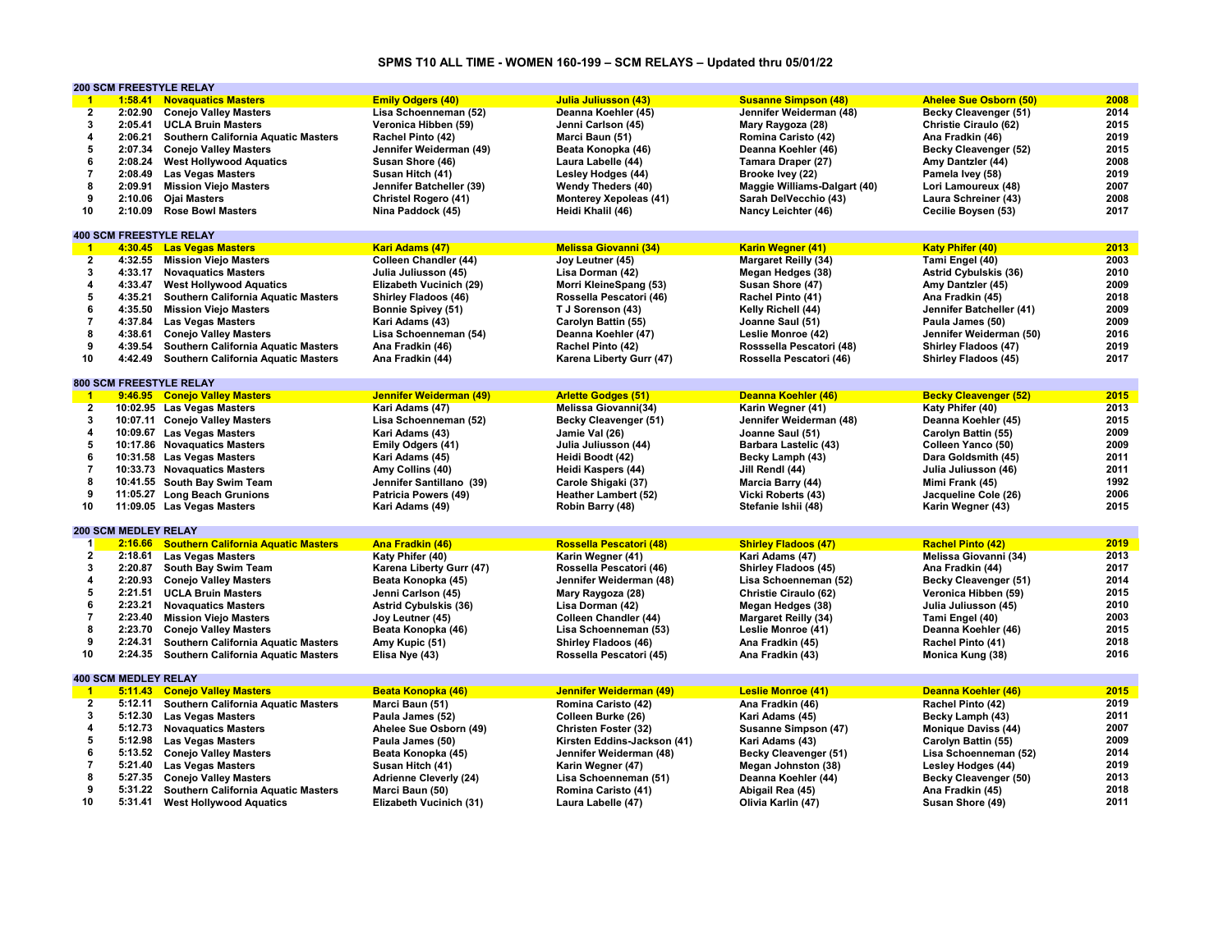# SPMS T10 ALL TIME - WOMEN 160-199 – SCM RELAYS – Updated thru 05/01/22

## 200 SCM FREESTYLE RELAY

| Rank | Time | Team | Swimmer 1 | Swimmer 2 | Swimmer 3 | Swimmer 4 | Year |
|---|---|---|---|---|---|---|---|
| 1 | 1:58.41 | Novaquatics Masters | Emily Odgers (40) | Julia Juliusson (43) | Susanne Simpson (48) | Ahelee Sue Osborn (50) | 2008 |
| 2 | 2:02.90 | Conejo Valley Masters | Lisa Schoenneman (52) | Deanna Koehler (45) | Jennifer Weiderman (48) | Becky Cleavenger (51) | 2014 |
| 3 | 2:05.41 | UCLA Bruin Masters | Veronica Hibben (59) | Jenni Carlson (45) | Mary Raygoza (28) | Christie Ciraulo (62) | 2015 |
| 4 | 2:06.21 | Southern California Aquatic Masters | Rachel Pinto (42) | Marci Baun (51) | Romina Caristo (42) | Ana Fradkin (46) | 2019 |
| 5 | 2:07.34 | Conejo Valley Masters | Jennifer Weiderman (49) | Beata Konopka (46) | Deanna Koehler (46) | Becky Cleavenger (52) | 2015 |
| 6 | 2:08.24 | West Hollywood Aquatics | Susan Shore (46) | Laura Labelle (44) | Tamara Draper (27) | Amy Dantzler (44) | 2008 |
| 7 | 2:08.49 | Las Vegas Masters | Susan Hitch (41) | Lesley Hodges (44) | Brooke Ivey (22) | Pamela Ivey (58) | 2019 |
| 8 | 2:09.91 | Mission Viejo Masters | Jennifer Batcheller (39) | Wendy Theders (40) | Maggie Williams-Dalgart (40) | Lori Lamoureux (48) | 2007 |
| 9 | 2:10.06 | Ojai Masters | Christel Rogero (41) | Monterey Xepoleas (41) | Sarah DelVecchio (43) | Laura Schreiner (43) | 2008 |
| 10 | 2:10.09 | Rose Bowl Masters | Nina Paddock (45) | Heidi Khalil (46) | Nancy Leichter (46) | Cecilie Boysen (53) | 2017 |

## 400 SCM FREESTYLE RELAY

| Rank | Time | Team | Swimmer 1 | Swimmer 2 | Swimmer 3 | Swimmer 4 | Year |
|---|---|---|---|---|---|---|---|
| 1 | 4:30.45 | Las Vegas Masters | Kari Adams (47) | Melissa Giovanni (34) | Karin Wegner (41) | Katy Phifer (40) | 2013 |
| 2 | 4:32.55 | Mission Viejo Masters | Colleen Chandler (44) | Joy Leutner (45) | Margaret Reilly (34) | Tami Engel (40) | 2003 |
| 3 | 4:33.17 | Novaquatics Masters | Julia Juliusson (45) | Lisa Dorman (42) | Megan Hedges (38) | Astrid Cybulskis (36) | 2010 |
| 4 | 4:33.47 | West Hollywood Aquatics | Elizabeth Vucinich (29) | Morri KleineSpang (53) | Susan Shore (47) | Amy Dantzler (45) | 2009 |
| 5 | 4:35.21 | Southern California Aquatic Masters | Shirley Fladoos (46) | Rossella Pescatori (46) | Rachel Pinto (41) | Ana Fradkin (45) | 2018 |
| 6 | 4:35.50 | Mission Viejo Masters | Bonnie Spivey (51) | T J Sorenson (43) | Kelly Richell (44) | Jennifer Batcheller (41) | 2009 |
| 7 | 4:37.84 | Las Vegas Masters | Kari Adams (43) | Carolyn Battin (55) | Joanne Saul (51) | Paula James (50) | 2009 |
| 8 | 4:38.61 | Conejo Valley Masters | Lisa Schoenneman (54) | Deanna Koehler (47) | Leslie Monroe (42) | Jennifer Weiderman (50) | 2016 |
| 9 | 4:39.54 | Southern California Aquatic Masters | Ana Fradkin (46) | Rachel Pinto (42) | Rosssella Pescatori (48) | Shirley Fladoos (47) | 2019 |
| 10 | 4:42.49 | Southern California Aquatic Masters | Ana Fradkin (44) | Karena Liberty Gurr (47) | Rossella Pescatori (46) | Shirley Fladoos (45) | 2017 |

## 800 SCM FREESTYLE RELAY

| Rank | Time | Team | Swimmer 1 | Swimmer 2 | Swimmer 3 | Swimmer 4 | Year |
|---|---|---|---|---|---|---|---|
| 1 | 9:46.95 | Conejo Valley Masters | Jennifer Weiderman (49) | Arlette Godges (51) | Deanna Koehler (46) | Becky Cleavenger (52) | 2015 |
| 2 | 10:02.95 | Las Vegas Masters | Kari Adams (47) | Melissa Giovanni(34) | Karin Wegner (41) | Katy Phifer (40) | 2013 |
| 3 | 10:07.11 | Conejo Valley Masters | Lisa Schoenneman (52) | Becky Cleavenger (51) | Jennifer Weiderman (48) | Deanna Koehler (45) | 2015 |
| 4 | 10:09.67 | Las Vegas Masters | Kari Adams (43) | Jamie Val (26) | Joanne Saul (51) | Carolyn Battin (55) | 2009 |
| 5 | 10:17.86 | Novaquatics Masters | Emily Odgers (41) | Julia Juliusson (44) | Barbara Lastelic (43) | Colleen Yanco (50) | 2009 |
| 6 | 10:31.58 | Las Vegas Masters | Kari Adams (45) | Heidi Boodt (42) | Becky Lamph (43) | Dara Goldsmith (45) | 2011 |
| 7 | 10:33.73 | Novaquatics Masters | Amy Collins (40) | Heidi Kaspers (44) | Jill Rendl (44) | Julia Juliusson (46) | 2011 |
| 8 | 10:41.55 | South Bay Swim Team | Jennifer Santillano (39) | Carole Shigaki (37) | Marcia Barry (44) | Mimi Frank (45) | 1992 |
| 9 | 11:05.27 | Long Beach Grunions | Patricia Powers (49) | Heather Lambert (52) | Vicki Roberts (43) | Jacqueline Cole (26) | 2006 |
| 10 | 11:09.05 | Las Vegas Masters | Kari Adams (49) | Robin Barry (48) | Stefanie Ishii (48) | Karin Wegner (43) | 2015 |

## 200 SCM MEDLEY RELAY

| Rank | Time | Team | Swimmer 1 | Swimmer 2 | Swimmer 3 | Swimmer 4 | Year |
|---|---|---|---|---|---|---|---|
| 1 | 2:16.66 | Southern California Aquatic Masters | Ana Fradkin (46) | Rossella Pescatori (48) | Shirley Fladoos (47) | Rachel Pinto (42) | 2019 |
| 2 | 2:18.61 | Las Vegas Masters | Katy Phifer (40) | Karin Wegner (41) | Kari Adams (47) | Melissa Giovanni (34) | 2013 |
| 3 | 2:20.87 | South Bay Swim Team | Karena Liberty Gurr (47) | Rossella Pescatori (46) | Shirley Fladoos (45) | Ana Fradkin (44) | 2017 |
| 4 | 2:20.93 | Conejo Valley Masters | Beata Konopka (45) | Jennifer Weiderman (48) | Lisa Schoenneman (52) | Becky Cleavenger (51) | 2014 |
| 5 | 2:21.51 | UCLA Bruin Masters | Jenni Carlson (45) | Mary Raygoza (28) | Christie Ciraulo (62) | Veronica Hibben (59) | 2015 |
| 6 | 2:23.21 | Novaquatics Masters | Astrid Cybulskis (36) | Lisa Dorman (42) | Megan Hedges (38) | Julia Juliusson (45) | 2010 |
| 7 | 2:23.40 | Mission Viejo Masters | Joy Leutner (45) | Colleen Chandler (44) | Margaret Reilly (34) | Tami Engel (40) | 2003 |
| 8 | 2:23.70 | Conejo Valley Masters | Beata Konopka (46) | Lisa Schoenneman (53) | Leslie Monroe (41) | Deanna Koehler (46) | 2015 |
| 9 | 2:24.31 | Southern California Aquatic Masters | Amy Kupic (51) | Shirley Fladoos (46) | Ana Fradkin (45) | Rachel Pinto (41) | 2018 |
| 10 | 2:24.35 | Southern California Aquatic Masters | Elisa Nye (43) | Rossella Pescatori (45) | Ana Fradkin (43) | Monica Kung (38) | 2016 |

## 400 SCM MEDLEY RELAY

| Rank | Time | Team | Swimmer 1 | Swimmer 2 | Swimmer 3 | Swimmer 4 | Year |
|---|---|---|---|---|---|---|---|
| 1 | 5:11.43 | Conejo Valley Masters | Beata Konopka (46) | Jennifer Weiderman (49) | Leslie Monroe (41) | Deanna Koehler (46) | 2015 |
| 2 | 5:12.11 | Southern California Aquatic Masters | Marci Baun (51) | Romina Caristo (42) | Ana Fradkin (46) | Rachel Pinto (42) | 2019 |
| 3 | 5:12.30 | Las Vegas Masters | Paula James (52) | Colleen Burke (26) | Kari Adams (45) | Becky Lamph (43) | 2011 |
| 4 | 5:12.73 | Novaquatics Masters | Ahelee Sue Osborn (49) | Christen Foster (32) | Susanne Simpson (47) | Monique Daviss (44) | 2007 |
| 5 | 5:12.98 | Las Vegas Masters | Paula James (50) | Kirsten Eddins-Jackson (41) | Kari Adams (43) | Carolyn Battin (55) | 2009 |
| 6 | 5:13.52 | Conejo Valley Masters | Beata Konopka (45) | Jennifer Weiderman (48) | Becky Cleavenger (51) | Lisa Schoenneman (52) | 2014 |
| 7 | 5:21.40 | Las Vegas Masters | Susan Hitch (41) | Karin Wegner (47) | Megan Johnston (38) | Lesley Hodges (44) | 2019 |
| 8 | 5:27.35 | Conejo Valley Masters | Adrienne Cleverly (24) | Lisa Schoenneman (51) | Deanna Koehler (44) | Becky Cleavenger (50) | 2013 |
| 9 | 5:31.22 | Southern California Aquatic Masters | Marci Baun (50) | Romina Caristo (41) | Abigail Rea (45) | Ana Fradkin (45) | 2018 |
| 10 | 5:31.41 | West Hollywood Aquatics | Elizabeth Vucinich (31) | Laura Labelle (47) | Olivia Karlin (47) | Susan Shore (49) | 2011 |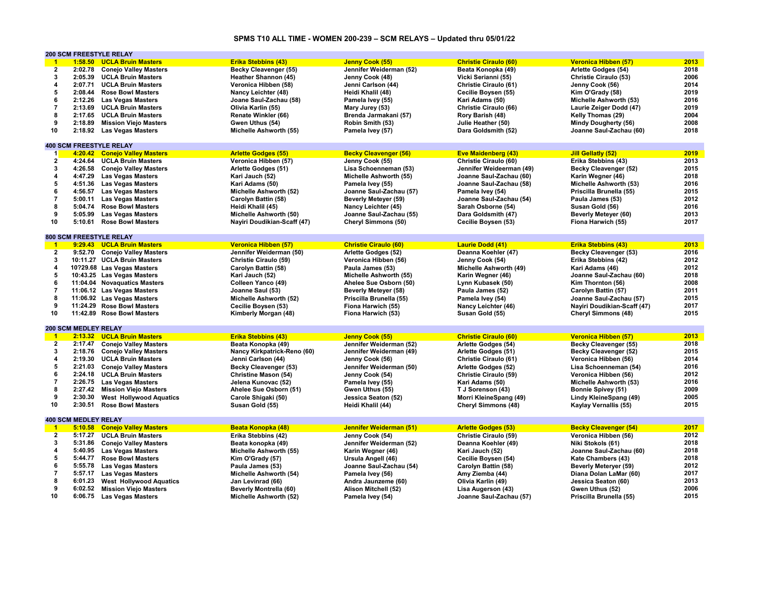# SPMS T10 ALL TIME - WOMEN 200-239 – SCM RELAYS – Updated thru 05/01/22

## 200 SCM FREESTYLE RELAY

| Rank | Time | Team | Swimmer 1 | Swimmer 2 | Swimmer 3 | Swimmer 4 | Year |
|---|---|---|---|---|---|---|---|
| 1 | 1:58.50 | UCLA Bruin Masters | Erika Stebbins (43) | Jenny Cook (55) | Christie Ciraulo (60) | Veronica Hibben (57) | 2013 |
| 2 | 2:02.78 | Conejo Valley Masters | Becky Cleavenger (55) | Jennifer Weiderman (52) | Beata Konopka (49) | Arlette Godges (54) | 2018 |
| 3 | 2:05.39 | UCLA Bruin Masters | Heather Shannon (45) | Jenny Cook (48) | Vicki Serianni (55) | Christie Ciraulo (53) | 2006 |
| 4 | 2:07.71 | UCLA Bruin Masters | Veronica Hibben (58) | Jenni Carlson (44) | Christie Ciraulo (61) | Jenny Cook (56) | 2014 |
| 5 | 2:08.44 | Rose Bowl Masters | Nancy Leichter (48) | Heidi Khalil (48) | Cecilie Boysen (55) | Kim O'Grady (58) | 2019 |
| 6 | 2:12.26 | Las Vegas Masters | Joane Saul-Zachau (58) | Pamela Ivey (55) | Kari Adams (50) | Michelle Ashworth (53) | 2016 |
| 7 | 2:13.69 | UCLA Bruin Masters | Olivia Karlin (55) | Mary Jurey (53) | Christie Ciraulo (66) | Laurie Zeiger Dodd (47) | 2019 |
| 8 | 2:17.65 | UCLA Bruin Masters | Renate Winkler (66) | Brenda Jarmakani (57) | Rory Barish (48) | Kelly Thomas (29) | 2004 |
| 9 | 2:18.89 | Mission Viejo Masters | Gwen Uthus (54) | Robin Smith (53) | Julie Heather (50) | Mindy Dougherty (56) | 2008 |
| 10 | 2:18.92 | Las Vegas Masters | Michelle Ashworth (55) | Pamela Ivey (57) | Dara Goldsmith (52) | Joanne Saul-Zachau (60) | 2018 |

## 400 SCM FREESTYLE RELAY

| Rank | Time | Team | Swimmer 1 | Swimmer 2 | Swimmer 3 | Swimmer 4 | Year |
|---|---|---|---|---|---|---|---|
| 1 | 4:20.42 | Conejo Valley Masters | Arlette Godges (55) | Becky Cleavenger (56) | Eve Maidenberg (43) | Jill Gellatly (52) | 2019 |
| 2 | 4:24.64 | UCLA Bruin Masters | Veronica Hibben (57) | Jenny Cook (55) | Christie Ciraulo (60) | Erika Stebbins (43) | 2013 |
| 3 | 4:26.58 | Conejo Valley Masters | Arlette Godges (51) | Lisa Schoenneman (53) | Jennifer Weiderman (49) | Becky Cleavenger (52) | 2015 |
| 4 | 4:47.29 | Las Vegas Masters | Kari Jauch (52) | Michelle Ashworth (55) | Joanne Saul-Zachau (60) | Karin Wegner (46) | 2018 |
| 5 | 4:51.36 | Las Vegas Masters | Kari Adams (50) | Pamela Ivey (55) | Joanne Saul-Zachau (58) | Michelle Ashworth (53) | 2016 |
| 6 | 4:56.57 | Las Vegas Masters | Michelle Ashworth (52) | Joanne Saul-Zachau (57) | Pamela Ivey (54) | Priscilla Brunella (55) | 2015 |
| 7 | 5:00.11 | Las Vegas Masters | Carolyn Battin (58) | Beverly Meteyer (59) | Joanne Saul-Zachau (54) | Paula James (53) | 2012 |
| 8 | 5:04.74 | Rose Bowl Masters | Heidi Khalil (45) | Nancy Leichter (45) | Sarah Osborne (54) | Susan Gold (56) | 2016 |
| 9 | 5:05.99 | Las Vegas Masters | Michelle Ashworth (50) | Joanne Saul-Zachau (55) | Dara Goldsmith (47) | Beverly Meteyer (60) | 2013 |
| 10 | 5:10.61 | Rose Bowl Masters | Nayiri Doudikian-Scaff (47) | Cheryl Simmons (50) | Cecilie Boysen (53) | Fiona Harwich (55) | 2017 |

## 800 SCM FREESTYLE RELAY

| Rank | Time | Team | Swimmer 1 | Swimmer 2 | Swimmer 3 | Swimmer 4 | Year |
|---|---|---|---|---|---|---|---|
| 1 | 9:29.43 | UCLA Bruin Masters | Veronica Hibben (57) | Christie Ciraulo (60) | Laurie Dodd (41) | Erika Stebbins (43) | 2013 |
| 2 | 9:52.70 | Conejo Valley Masters | Jennifer Weiderman (50) | Arlette Godges (52) | Deanna Koehler (47) | Becky Cleavenger (53) | 2016 |
| 3 | 10:11.27 | UCLA Bruin Masters | Christie Ciraulo (59) | Veronica Hibben (56) | Jenny Cook (54) | Erika Stebbins (42) | 2012 |
| 4 | 10?29.68 | Las Vegas Masters | Carolyn Battin (58) | Paula James (53) | Michelle Ashworth (49) | Kari Adams (46) | 2012 |
| 5 | 10:43.25 | Las Vegas Masters | Kari Jauch (52) | Michelle Ashworth (55) | Karin Wegner (46) | Joanne Saul-Zachau (60) | 2018 |
| 6 | 11:04.04 | Novaquatics Masters | Colleen Yanco (49) | Ahelee Sue Osborn (50) | Lynn Kubasek (50) | Kim Thornton (56) | 2008 |
| 7 | 11:06.12 | Las Vegas Masters | Joanne Saul (53) | Beverly Meteyer (58) | Paula James (52) | Carolyn Battin (57) | 2011 |
| 8 | 11:06.92 | Las Vegas Masters | Michelle Ashworth (52) | Priscilla Brunella (55) | Pamela Ivey (54) | Joanne Saul-Zachau (57) | 2015 |
| 9 | 11:24.29 | Rose Bowl Masters | Cecilie Boysen (53) | Fiona Harwich (55) | Nancy Leichter (46) | Nayiri Doudikian-Scaff (47) | 2017 |
| 10 | 11:42.89 | Rose Bowl Masters | Kimberly Morgan (48) | Fiona Harwich (53) | Susan Gold (55) | Cheryl Simmons (48) | 2015 |

## 200 SCM MEDLEY RELAY

| Rank | Time | Team | Swimmer 1 | Swimmer 2 | Swimmer 3 | Swimmer 4 | Year |
|---|---|---|---|---|---|---|---|
| 1 | 2:13.32 | UCLA Bruin Masters | Erika Stebbins (43) | Jenny Cook (55) | Christie Ciraulo (60) | Veronica Hibben (57) | 2013 |
| 2 | 2:17.47 | Conejo Valley Masters | Beata Konopka (49) | Jennifer Weiderman (52) | Arlette Godges (54) | Becky Cleavenger (55) | 2018 |
| 3 | 2:18.76 | Conejo Valley Masters | Nancy Kirkpatrick-Reno (60) | Jennifer Weiderman (49) | Arlette Godges (51) | Becky Cleavenger (52) | 2015 |
| 4 | 2:19.30 | UCLA Bruin Masters | Jenni Carlson (44) | Jenny Cook (56) | Christie Ciraulo (61) | Veronica Hibben (56) | 2014 |
| 5 | 2:21.03 | Conejo Valley Masters | Becky Cleavenger (53) | Jennifer Weiderman (50) | Arlette Godges (52) | Lisa Schoenneman (54) | 2016 |
| 6 | 2:24.18 | UCLA Bruin Masters | Christine Mason (54) | Jenny Cook (54) | Christie Ciraulo (59) | Veronica Hibben (56) | 2012 |
| 7 | 2:26.75 | Las Vegas Masters | Jelena Kunovac (52) | Pamela Ivey (55) | Kari Adams (50) | Michelle Ashworth (53) | 2016 |
| 8 | 2:27.42 | Mission Viejo Masters | Ahelee Sue Osborn (51) | Gwen Uthus (55) | T J Sorenson (43) | Bonnie Spivey (51) | 2009 |
| 9 | 2:30.30 | West Hollywood Aquatics | Carole Shigaki (50) | Jessica Seaton (52) | Morri KleineSpang (49) | Lindy KleineSpang (49) | 2005 |
| 10 | 2:30.51 | Rose Bowl Masters | Susan Gold (55) | Heidi Khalil (44) | Cheryl Simmons (48) | Kaylay Vernallis (55) | 2015 |

## 400 SCM MEDLEY RELAY

| Rank | Time | Team | Swimmer 1 | Swimmer 2 | Swimmer 3 | Swimmer 4 | Year |
|---|---|---|---|---|---|---|---|
| 1 | 5:10.58 | Conejo Valley Masters | Beata Konopka (48) | Jennifer Weiderman (51) | Arlette Godges (53) | Becky Cleavenger (54) | 2017 |
| 2 | 5:17.27 | UCLA Bruin Masters | Erika Stebbins (42) | Jenny Cook (54) | Christie Ciraulo (59) | Veronica Hibben (56) | 2012 |
| 3 | 5:31.86 | Conejo Valley Masters | Beata konopka (49) | Jennifer Weiderman (52) | Deanna Koehler (49) | Niki Stokols (61) | 2018 |
| 4 | 5:40.95 | Las Vegas Masters | Michelle Ashworth (55) | Karin Wegner (46) | Kari Jauch (52) | Joanne Saul-Zachau (60) | 2018 |
| 5 | 5:44.77 | Rose Bowl Masters | Kim O'Grady (57) | Ursula Angell (46) | Cecilie Boysen (54) | Kate Chambers (43) | 2018 |
| 6 | 5:55.78 | Las Vegas Masters | Paula James (53) | Joanne Saul-Zachau (54) | Carolyn Battin (58) | Beverly Meteyer (59) | 2012 |
| 7 | 5:57.17 | Las Vegas Masters | Michelle Ashworth (54) | Pamela Ivey (56) | Amy Ziemba (44) | Diana Dolan LaMar (60) | 2017 |
| 8 | 6:01.23 | West Hollywood Aquatics | Jan Levinrad (66) | Andra Jaunzeme (60) | Olivia Karlin (49) | Jessica Seaton (60) | 2013 |
| 9 | 6:02.52 | Mission Viejo Masters | Beverly Montrella (60) | Alison Mitchell (52) | Lisa Augerson (43) | Gwen Uthus (52) | 2006 |
| 10 | 6:06.75 | Las Vegas Masters | Michelle Ashworth (52) | Pamela Ivey (54) | Joanne Saul-Zachau (57) | Priscilla Brunella (55) | 2015 |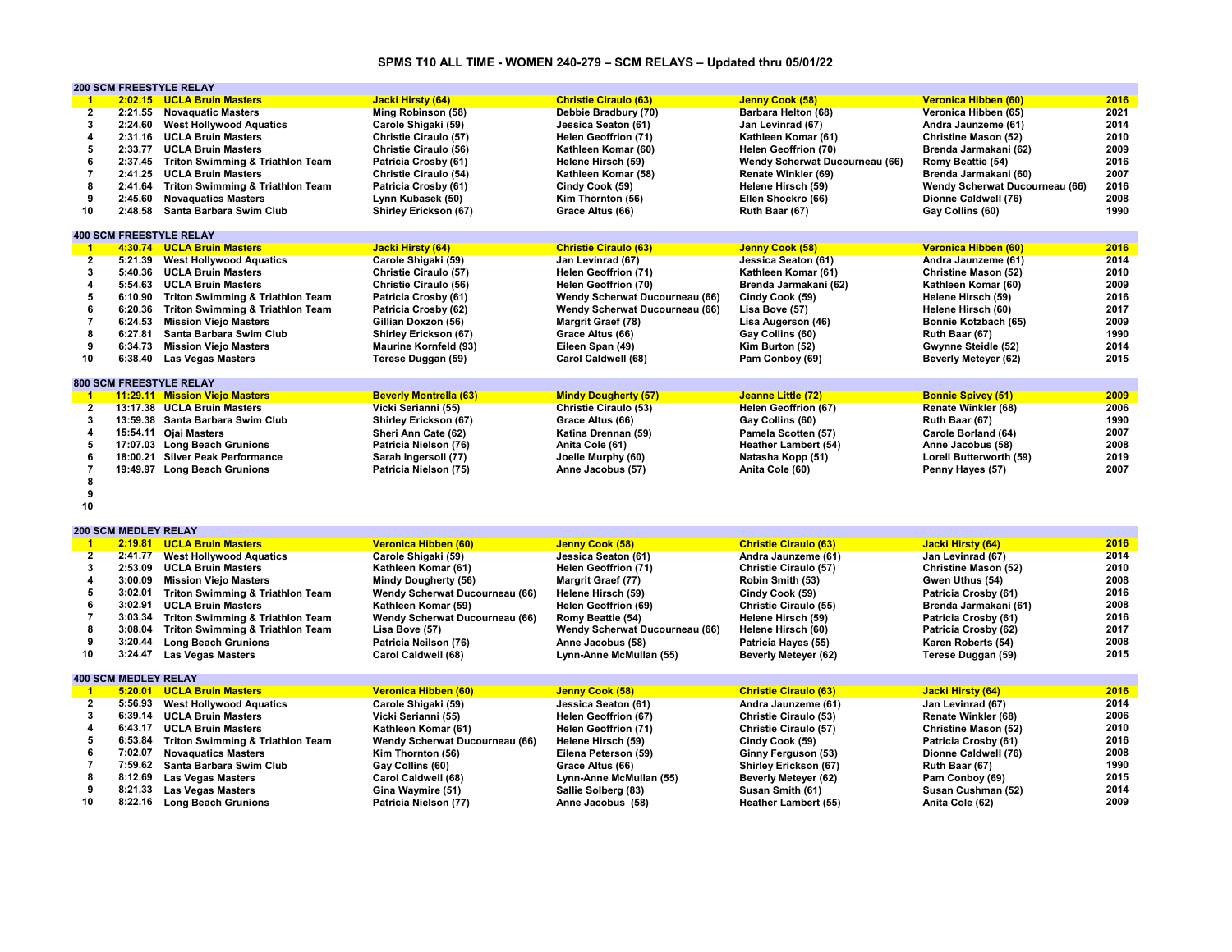# SPMS T10 ALL TIME - WOMEN 240-279 – SCM RELAYS – Updated thru 05/01/22

## 200 SCM FREESTYLE RELAY

| Rank | Time | Team | Swimmer 1 | Swimmer 2 | Swimmer 3 | Swimmer 4 | Year |
|---|---|---|---|---|---|---|---|
| 1 | 2:02.15 | UCLA Bruin Masters | Jacki Hirsty (64) | Christie Ciraulo (63) | Jenny Cook (58) | Veronica Hibben (60) | 2016 |
| 2 | 2:21.55 | Novaquatic Masters | Ming Robinson (58) | Debbie Bradbury (70) | Barbara Helton (68) | Veronica Hibben (65) | 2021 |
| 3 | 2:24.60 | West Hollywood Aquatics | Carole Shigaki (59) | Jessica Seaton (61) | Jan Levinrad (67) | Andra Jaunzeme (61) | 2014 |
| 4 | 2:31.16 | UCLA Bruin Masters | Christie Ciraulo (57) | Helen Geoffrion (71) | Kathleen Komar (61) | Christine Mason (52) | 2010 |
| 5 | 2:33.77 | UCLA Bruin Masters | Christie Ciraulo (56) | Kathleen Komar (60) | Helen Geoffrion (70) | Brenda Jarmakani (62) | 2009 |
| 6 | 2:37.45 | Triton Swimming & Triathlon Team | Patricia Crosby (61) | Helene Hirsch (59) | Wendy Scherwat Ducourneau (66) | Romy Beattie (54) | 2016 |
| 7 | 2:41.25 | UCLA Bruin Masters | Christie Ciraulo (54) | Kathleen Komar (58) | Renate Winkler (69) | Brenda Jarmakani (60) | 2007 |
| 8 | 2:41.64 | Triton Swimming & Triathlon Team | Patricia Crosby (61) | Cindy Cook (59) | Helene Hirsch (59) | Wendy Scherwat Ducourneau (66) | 2016 |
| 9 | 2:45.60 | Novaquatics Masters | Lynn Kubasek (50) | Kim Thornton (56) | Ellen Shockro (66) | Dionne Caldwell (76) | 2008 |
| 10 | 2:48.58 | Santa Barbara Swim Club | Shirley Erickson (67) | Grace Altus (66) | Ruth Baar (67) | Gay Collins (60) | 1990 |

## 400 SCM FREESTYLE RELAY

| Rank | Time | Team | Swimmer 1 | Swimmer 2 | Swimmer 3 | Swimmer 4 | Year |
|---|---|---|---|---|---|---|---|
| 1 | 4:30.74 | UCLA Bruin Masters | Jacki Hirsty (64) | Christie Ciraulo (63) | Jenny Cook (58) | Veronica Hibben (60) | 2016 |
| 2 | 5:21.39 | West Hollywood Aquatics | Carole Shigaki (59) | Jan Levinrad (67) | Jessica Seaton (61) | Andra Jaunzeme (61) | 2014 |
| 3 | 5:40.36 | UCLA Bruin Masters | Christie Ciraulo (57) | Helen Geoffrion (71) | Kathleen Komar (61) | Christine Mason (52) | 2010 |
| 4 | 5:54.63 | UCLA Bruin Masters | Christie Ciraulo (56) | Helen Geoffrion (70) | Brenda Jarmakani (62) | Kathleen Komar (60) | 2009 |
| 5 | 6:10.90 | Triton Swimming & Triathlon Team | Patricia Crosby (61) | Wendy Scherwat Ducourneau (66) | Cindy Cook (59) | Helene Hirsch (59) | 2016 |
| 6 | 6:20.36 | Triton Swimming & Triathlon Team | Patricia Crosby (62) | Wendy Scherwat Ducourneau (66) | Lisa Bove (57) | Helene Hirsch (60) | 2017 |
| 7 | 6:24.53 | Mission Viejo Masters | Gillian Doxzon (56) | Margrit Graef (78) | Lisa Augerson (46) | Bonnie Kotzbach (65) | 2009 |
| 8 | 6:27.81 | Santa Barbara Swim Club | Shirley Erickson (67) | Grace Altus (66) | Gay Collins (60) | Ruth Baar (67) | 1990 |
| 9 | 6:34.73 | Mission Viejo Masters | Maurine Kornfeld (93) | Eileen Span (49) | Kim Burton (52) | Gwynne Steidle (52) | 2014 |
| 10 | 6:38.40 | Las Vegas Masters | Terese Duggan (59) | Carol Caldwell (68) | Pam Conboy (69) | Beverly Meteyer (62) | 2015 |

## 800 SCM FREESTYLE RELAY

| Rank | Time | Team | Swimmer 1 | Swimmer 2 | Swimmer 3 | Swimmer 4 | Year |
|---|---|---|---|---|---|---|---|
| 1 | 11:29.11 | Mission Viejo Masters | Beverly Montrella (63) | Mindy Dougherty (57) | Jeanne Little (72) | Bonnie Spivey (51) | 2009 |
| 2 | 13:17.38 | UCLA Bruin Masters | Vicki Serianni (55) | Christie Ciraulo (53) | Helen Geoffrion (67) | Renate Winkler (68) | 2006 |
| 3 | 13:59.38 | Santa Barbara Swim Club | Shirley Erickson (67) | Grace Altus (66) | Gay Collins (60) | Ruth Baar (67) | 1990 |
| 4 | 15:54.11 | Ojai Masters | Sheri Ann Cate (62) | Katina Drennan (59) | Pamela Scotten (57) | Carole Borland (64) | 2007 |
| 5 | 17:07.03 | Long Beach Grunions | Patricia Nielson (76) | Anita Cole (61) | Heather Lambert (54) | Anne Jacobus (58) | 2008 |
| 6 | 18:00.21 | Silver Peak Performance | Sarah Ingersoll (77) | Joelle Murphy (60) | Natasha Kopp (51) | Lorell Butterworth (59) | 2019 |
| 7 | 19:49.97 | Long Beach Grunions | Patricia Nielson (75) | Anne Jacobus (57) | Anita Cole (60) | Penny Hayes (57) | 2007 |
| 8 | | | | | | | |
| 9 | | | | | | | |
| 10 | | | | | | | |

## 200 SCM MEDLEY RELAY

| Rank | Time | Team | Swimmer 1 | Swimmer 2 | Swimmer 3 | Swimmer 4 | Year |
|---|---|---|---|---|---|---|---|
| 1 | 2:19.81 | UCLA Bruin Masters | Veronica Hibben (60) | Jenny Cook (58) | Christie Ciraulo (63) | Jacki Hirsty (64) | 2016 |
| 2 | 2:41.77 | West Hollywood Aquatics | Carole Shigaki (59) | Jessica Seaton (61) | Andra Jaunzeme (61) | Jan Levinrad (67) | 2014 |
| 3 | 2:53.09 | UCLA Bruin Masters | Kathleen Komar (61) | Helen Geoffrion (71) | Christie Ciraulo (57) | Christine Mason (52) | 2010 |
| 4 | 3:00.09 | Mission Viejo Masters | Mindy Dougherty (56) | Margrit Graef (77) | Robin Smith (53) | Gwen Uthus (54) | 2008 |
| 5 | 3:02.01 | Triton Swimming & Triathlon Team | Wendy Scherwat Ducourneau (66) | Helene Hirsch (59) | Cindy Cook (59) | Patricia Crosby (61) | 2016 |
| 6 | 3:02.91 | UCLA Bruin Masters | Kathleen Komar (59) | Helen Geoffrion (69) | Christie Ciraulo (55) | Brenda Jarmakani (61) | 2008 |
| 7 | 3:03.34 | Triton Swimming & Triathlon Team | Wendy Scherwat Ducourneau (66) | Romy Beattie (54) | Helene Hirsch (59) | Patricia Crosby (61) | 2016 |
| 8 | 3:08.04 | Triton Swimming & Triathlon Team | Lisa Bove (57) | Wendy Scherwat Ducourneau (66) | Helene Hirsch (60) | Patricia Crosby (62) | 2017 |
| 9 | 3:20.44 | Long Beach Grunions | Patricia Neilson (76) | Anne Jacobus (58) | Patricia Hayes (55) | Karen Roberts (54) | 2008 |
| 10 | 3:24.47 | Las Vegas Masters | Carol Caldwell (68) | Lynn-Anne McMullan (55) | Beverly Meteyer (62) | Terese Duggan (59) | 2015 |

## 400 SCM MEDLEY RELAY

| Rank | Time | Team | Swimmer 1 | Swimmer 2 | Swimmer 3 | Swimmer 4 | Year |
|---|---|---|---|---|---|---|---|
| 1 | 5:20.01 | UCLA Bruin Masters | Veronica Hibben (60) | Jenny Cook (58) | Christie Ciraulo (63) | Jacki Hirsty (64) | 2016 |
| 2 | 5:56.93 | West Hollywood Aquatics | Carole Shigaki (59) | Jessica Seaton (61) | Andra Jaunzeme (61) | Jan Levinrad (67) | 2014 |
| 3 | 6:39.14 | UCLA Bruin Masters | Vicki Serianni (55) | Helen Geoffrion (67) | Christie Ciraulo (53) | Renate Winkler (68) | 2006 |
| 4 | 6:43.17 | UCLA Bruin Masters | Kathleen Komar (61) | Helen Geoffrion (71) | Christie Ciraulo (57) | Christine Mason (52) | 2010 |
| 5 | 6:53.84 | Triton Swimming & Triathlon Team | Wendy Scherwat Ducourneau (66) | Helene Hirsch (59) | Cindy Cook (59) | Patricia Crosby (61) | 2016 |
| 6 | 7:02.07 | Novaquatics Masters | Kim Thornton (56) | Eilena Peterson (59) | Ginny Ferguson (53) | Dionne Caldwell (76) | 2008 |
| 7 | 7:59.62 | Santa Barbara Swim Club | Gay Collins (60) | Grace Altus (66) | Shirley Erickson (67) | Ruth Baar (67) | 1990 |
| 8 | 8:12.69 | Las Vegas Masters | Carol Caldwell (68) | Lynn-Anne McMullan (55) | Beverly Meteyer (62) | Pam Conboy (69) | 2015 |
| 9 | 8:21.33 | Las Vegas Masters | Gina Waymire (51) | Sallie Solberg (83) | Susan Smith (61) | Susan Cushman (52) | 2014 |
| 10 | 8:22.16 | Long Beach Grunions | Patricia Nielson (77) | Anne Jacobus (58) | Heather Lambert (55) | Anita Cole (62) | 2009 |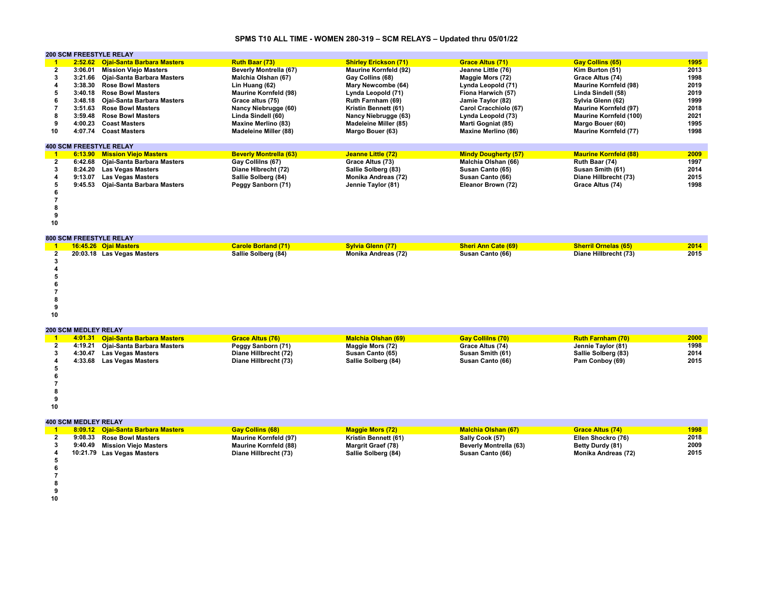# SPMS T10 ALL TIME - WOMEN 280-319 – SCM RELAYS – Updated thru 05/01/22

## 200 SCM FREESTYLE RELAY

| Rank | Time | Team | Swimmer 1 | Swimmer 2 | Swimmer 3 | Swimmer 4 | Year |
|---|---|---|---|---|---|---|---|
| 1 | 2:52.62 | Ojai-Santa Barbara Masters | Ruth Baar (73) | Shirley Erickson (71) | Grace Altus (71) | Gay Collins (65) | 1995 |
| 2 | 3:06.01 | Mission Viejo Masters | Beverly Montrella (67) | Maurine Kornfeld (92) | Jeanne Little (76) | Kim Burton (51) | 2013 |
| 3 | 3:21.66 | Ojai-Santa Barbara Masters | Malchia Olshan (67) | Gay Collins (68) | Maggie Mors (72) | Grace Altus (74) | 1998 |
| 4 | 3:38.30 | Rose Bowl Masters | Lin Huang (62) | Mary Newcombe (64) | Lynda Leopold (71) | Maurine Kornfeld (98) | 2019 |
| 5 | 3:40.18 | Rose Bowl Masters | Maurine Kornfeld (98) | Lynda Leopold (71) | Fiona Harwich (57) | Linda Sindell (58) | 2019 |
| 6 | 3:48.18 | Ojai-Santa Barbara Masters | Grace altus (75) | Ruth Farnham (69) | Jamie Taylor (82) | Sylvia Glenn (62) | 1999 |
| 7 | 3:51.63 | Rose Bowl Masters | Nancy Niebrugge (60) | Kristin Bennett (61) | Carol Cracchiolo (67) | Maurine Kornfeld (97) | 2018 |
| 8 | 3:59.48 | Rose Bowl Masters | Linda Sindell (60) | Nancy Niebrugge (63) | Lynda Leopold (73) | Maurine Kornfeld (100) | 2021 |
| 9 | 4:00.23 | Coast Masters | Maxine Merlino (83) | Madeleine Miller (85) | Marti Gogniat (85) | Margo Bouer (60) | 1995 |
| 10 | 4:07.74 | Coast Masters | Madeleine Miller (88) | Margo Bouer (63) | Maxine Merlino (86) | Maurine Kornfeld (77) | 1998 |

## 400 SCM FREESTYLE RELAY

| Rank | Time | Team | Swimmer 1 | Swimmer 2 | Swimmer 3 | Swimmer 4 | Year |
|---|---|---|---|---|---|---|---|
| 1 | 6:13.90 | Mission Viejo Masters | Beverly Montrella (63) | Jeanne Little (72) | Mindy Dougherty (57) | Maurine Kornfeld (88) | 2009 |
| 2 | 6:42.68 | Ojai-Santa Barbara Masters | Gay Colliins (67) | Grace Altus (73) | Malchia Olshan (66) | Ruth Baar (74) | 1997 |
| 3 | 8:24.20 | Las Vegas Masters | Diane Hlbrecht (72) | Sallie Solberg (83) | Susan Canto (65) | Susan Smith (61) | 2014 |
| 4 | 9:13.07 | Las Vegas Masters | Sallie Solberg (84) | Monika Andreas (72) | Susan Canto (66) | Diane Hillbrecht (73) | 2015 |
| 5 | 9:45.53 | Ojai-Santa Barbara Masters | Peggy Sanborn (71) | Jennie Taylor (81) | Eleanor Brown (72) | Grace Altus (74) | 1998 |
| 6 | | | | | | | |
| 7 | | | | | | | |
| 8 | | | | | | | |
| 9 | | | | | | | |
| 10 | | | | | | | |

## 800 SCM FREESTYLE RELAY

| Rank | Time | Team | Swimmer 1 | Swimmer 2 | Swimmer 3 | Swimmer 4 | Year |
|---|---|---|---|---|---|---|---|
| 1 | 16:45.26 | Ojai Masters | Carole Borland (71) | Sylvia Glenn (77) | Sheri Ann Cate (69) | Sherril Ornelas (65) | 2014 |
| 2 | 20:03.18 | Las Vegas Masters | Sallie Solberg (84) | Monika Andreas (72) | Susan Canto (66) | Diane Hillbrecht (73) | 2015 |
| 3 | | | | | | | |
| 4 | | | | | | | |
| 5 | | | | | | | |
| 6 | | | | | | | |
| 7 | | | | | | | |
| 8 | | | | | | | |
| 9 | | | | | | | |
| 10 | | | | | | | |

## 200 SCM MEDLEY RELAY

| Rank | Time | Team | Swimmer 1 | Swimmer 2 | Swimmer 3 | Swimmer 4 | Year |
|---|---|---|---|---|---|---|---|
| 1 | 4:01.31 | Ojai-Santa Barbara Masters | Grace Altus (76) | Malchia Olshan (69) | Gay Colliln<!---->s (70) | Ruth Farnham (70) | 2000 |
| 2 | 4:19.21 | Ojai-Santa Barbara Masters | Peggy Sanborn (71) | Maggie Mors (72) | Grace Altus (74) | Jennie Taylor (81) | 1998 |
| 3 | 4:30.47 | Las Vegas Masters | Diane Hillbrecht (72) | Susan Canto (65) | Susan Smith (61) | Sallie Solberg (83) | 2014 |
| 4 | 4:33.68 | Las Vegas Masters | Diane Hillbrecht (73) | Sallie Solberg (84) | Susan Canto (66) | Pam Conboy (69) | 2015 |
| 5 | | | | | | | |
| 6 | | | | | | | |
| 7 | | | | | | | |
| 8 | | | | | | | |
| 9 | | | | | | | |
| 10 | | | | | | | |

## 400 SCM MEDLEY RELAY

| Rank | Time | Team | Swimmer 1 | Swimmer 2 | Swimmer 3 | Swimmer 4 | Year |
|---|---|---|---|---|---|---|---|
| 1 | 8:09.12 | Ojai-Santa Barbara Masters | Gay Collins (68) | Maggie Mors (72) | Malchia Olshan (67) | Grace Altus (74) | 1998 |
| 2 | 9:08.33 | Rose Bowl Masters | Maurine Kornfeld (97) | Kristin Bennett (61) | Sally Cook (57) | Ellen Shockro (76) | 2018 |
| 3 | 9:40.49 | Mission Viejo Masters | Maurine Kornfeld (88) | Margrit Graef (78) | Beverly Montrella (63) | Betty Durdy (81) | 2009 |
| 4 | 10:21.79 | Las Vegas Masters | Diane Hillbrecht (73) | Sallie Solberg (84) | Susan Canto (66) | Monika Andreas (72) | 2015 |
| 5 | | | | | | | |
| 6 | | | | | | | |
| 7 | | | | | | | |
| 8 | | | | | | | |
| 9 | | | | | | | |
| 10 | | | | | | | |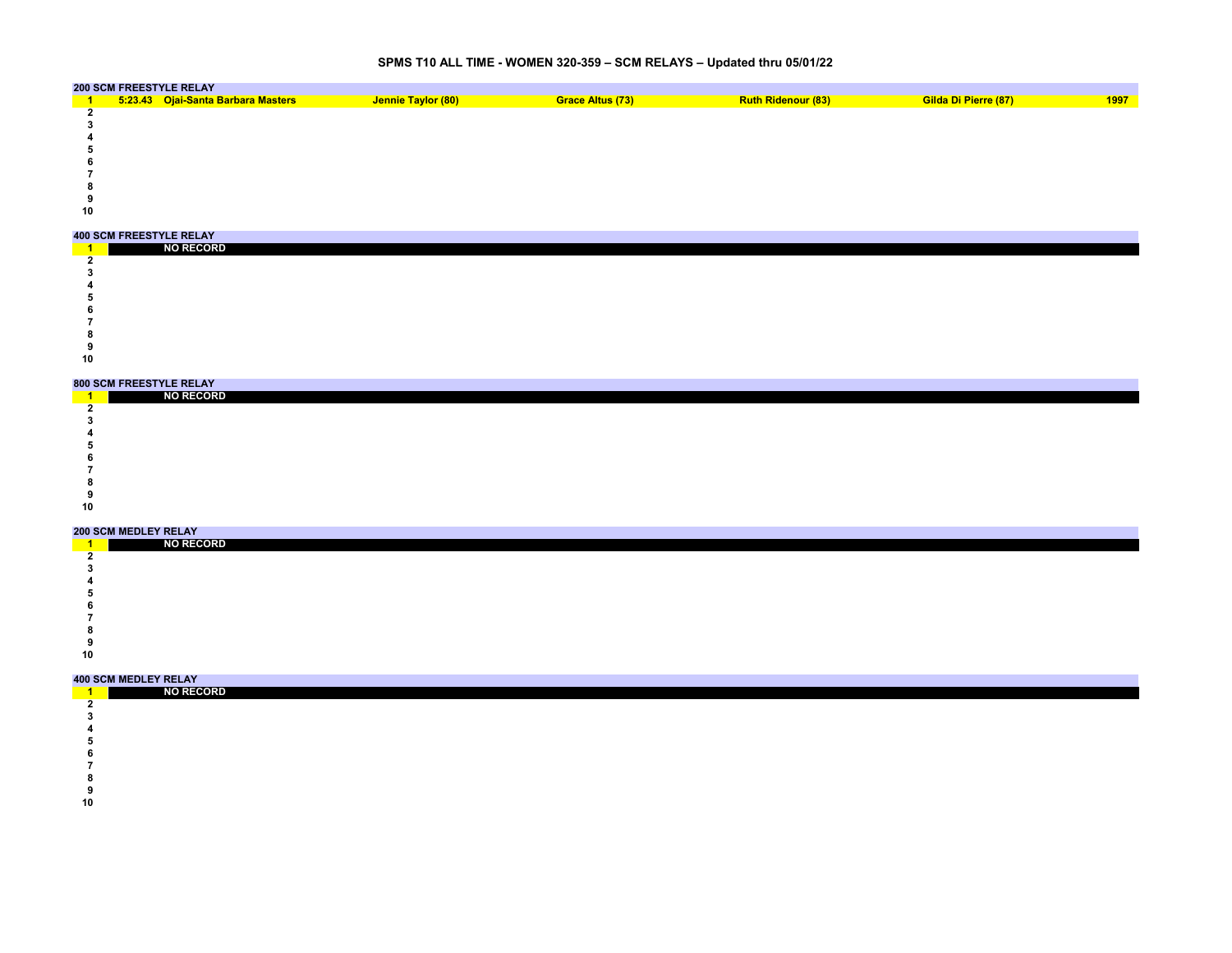# SPMS T10 ALL TIME - WOMEN 320-359 – SCM RELAYS – Updated thru 05/01/22

## 200 SCM FREESTYLE RELAY

| Rank | Time | Team | Swimmer 1 | Swimmer 2 | Swimmer 3 | Swimmer 4 | Year |
|---|---|---|---|---|---|---|---|
| 1 | 5:23.43 | Ojai-Santa Barbara Masters | Jennie Taylor (80) | Grace Altus (73) | Ruth Ridenour (83) | Gilda Di Pierre (87) | 1997 |
| 2 | | | | | | | |
| 3 | | | | | | | |
| 4 | | | | | | | |
| 5 | | | | | | | |
| 6 | | | | | | | |
| 7 | | | | | | | |
| 8 | | | | | | | |
| 9 | | | | | | | |
| 10 | | | | | | | |

## 400 SCM FREESTYLE RELAY

| Rank | Record |
|---|---|
| 1 | NO RECORD |
| 2 | |
| 3 | |
| 4 | |
| 5 | |
| 6 | |
| 7 | |
| 8 | |
| 9 | |
| 10 | |

## 800 SCM FREESTYLE RELAY

| Rank | Record |
|---|---|
| 1 | NO RECORD |
| 2 | |
| 3 | |
| 4 | |
| 5 | |
| 6 | |
| 7 | |
| 8 | |
| 9 | |
| 10 | |

## 200 SCM MEDLEY RELAY

| Rank | Record |
|---|---|
| 1 | NO RECORD |
| 2 | |
| 3 | |
| 4 | |
| 5 | |
| 6 | |
| 7 | |
| 8 | |
| 9 | |
| 10 | |

## 400 SCM MEDLEY RELAY

| Rank | Record |
|---|---|
| 1 | NO RECORD |
| 2 | |
| 3 | |
| 4 | |
| 5 | |
| 6 | |
| 7 | |
| 8 | |
| 9 | |
| 10 | |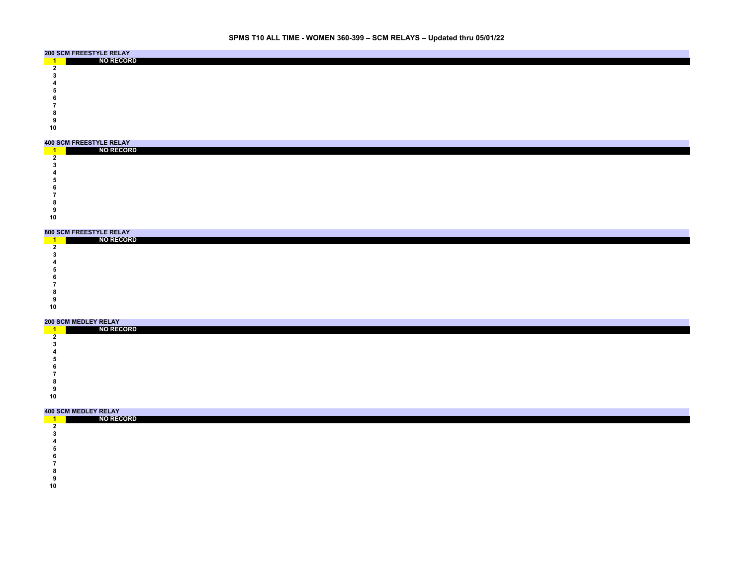# SPMS T10 ALL TIME - WOMEN 360-399 – SCM RELAYS – Updated thru 05/01/22

## 200 SCM FREESTYLE RELAY

| | |
|---|---|
| 1 | NO RECORD |
| 2 | |
| 3 | |
| 4 | |
| 5 | |
| 6 | |
| 7 | |
| 8 | |
| 9 | |
| 10 | |

## 400 SCM FREESTYLE RELAY

| | |
|---|---|
| 1 | NO RECORD |
| 2 | |
| 3 | |
| 4 | |
| 5 | |
| 6 | |
| 7 | |
| 8 | |
| 9 | |
| 10 | |

## 800 SCM FREESTYLE RELAY

| | |
|---|---|
| 1 | NO RECORD |
| 2 | |
| 3 | |
| 4 | |
| 5 | |
| 6 | |
| 7 | |
| 8 | |
| 9 | |
| 10 | |

## 200 SCM MEDLEY RELAY

| | |
|---|---|
| 1 | NO RECORD |
| 2 | |
| 3 | |
| 4 | |
| 5 | |
| 6 | |
| 7 | |
| 8 | |
| 9 | |
| 10 | |

## 400 SCM MEDLEY RELAY

| | |
|---|---|
| 1 | NO RECORD |
| 2 | |
| 3 | |
| 4 | |
| 5 | |
| 6 | |
| 7 | |
| 8 | |
| 9 | |
| 10 | |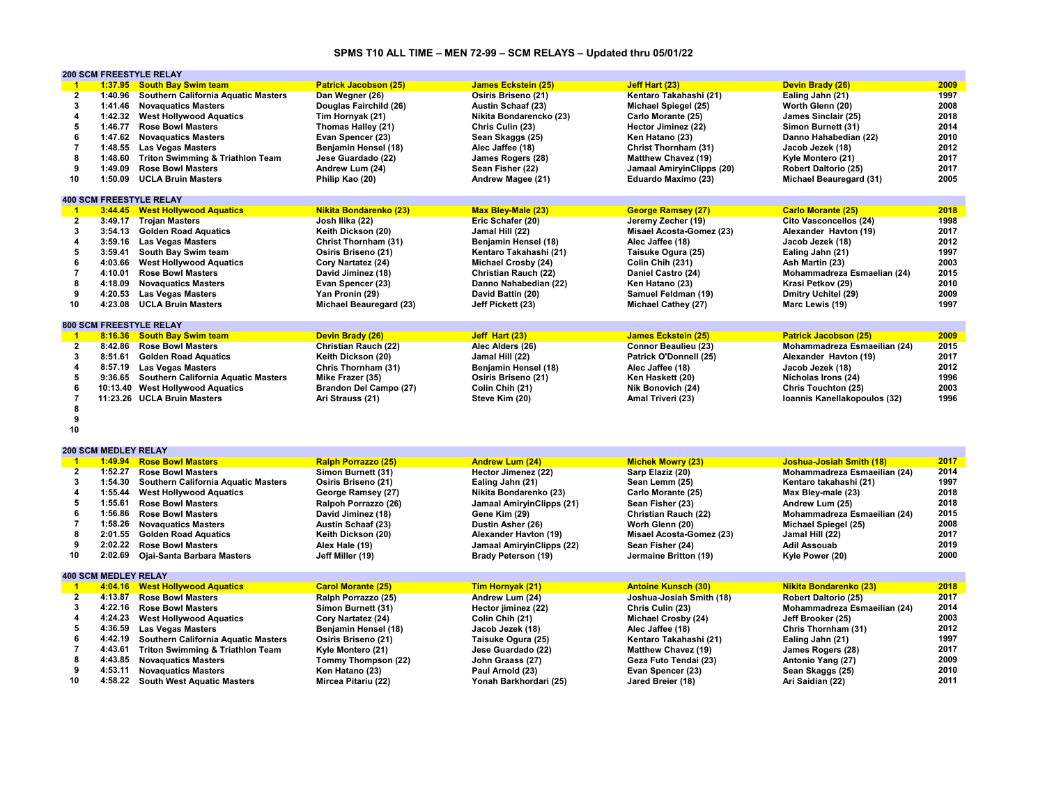# SPMS T10 ALL TIME – MEN 72-99 – SCM RELAYS – Updated thru 05/01/22

## 200 SCM FREESTYLE RELAY

| | Time | Team | | | | | Year |
|---|---|---|---|---|---|---|---|
| 1 | 1:37.95 | South Bay Swim team | Patrick Jacobson (25) | James Eckstein (25) | Jeff Hart (23) | Devin Brady (26) | 2009 |
| 2 | 1:40.96 | Southern California Aquatic Masters | Dan Wegner (26) | Osiris Briseno (21) | Kentaro Takahashi (21) | Ealing Jahn (21) | 1997 |
| 3 | 1:41.46 | Novaquatics Masters | Douglas Fairchild (26) | Austin Schaaf (23) | Michael Spiegel (25) | Worth Glenn (20) | 2008 |
| 4 | 1:42.32 | West Hollywood Aquatics | Tim Hornyak (21) | Nikita Bondarencko (23) | Carlo Morante (25) | James Sinclair (25) | 2018 |
| 5 | 1:46.77 | Rose Bowl Masters | Thomas Halley (21) | Chris Culin (23) | Hector Jiminez (22) | Simon Burnett (31) | 2014 |
| 6 | 1:47.62 | Novaquatics Masters | Evan Spencer (23) | Sean Skaggs (25) | Ken Hatano (23) | Danno Hahabedian (22) | 2010 |
| 7 | 1:48.55 | Las Vegas Masters | Benjamin Hensel (18) | Alec Jaffee (18) | Christ Thornham (31) | Jacob Jezek (18) | 2012 |
| 8 | 1:48.60 | Triton Swimming & Triathlon Team | Jese Guardado (22) | James Rogers (28) | Matthew Chavez (19) | Kyle Montero (21) | 2017 |
| 9 | 1:49.09 | Rose Bowl Masters | Andrew Lum (24) | Sean Fisher (22) | Jamaal AmiryinClipps (20) | Robert Daltorio (25) | 2017 |
| 10 | 1:50.09 | UCLA Bruin Masters | Philip Kao (20) | Andrew Magee (21) | Eduardo Maximo (23) | Michael Beauregard (31) | 2005 |

## 400 SCM FREESTYLE RELAY

| | Time | Team | | | | | Year |
|---|---|---|---|---|---|---|---|
| 1 | 3:44.45 | West Hollywood Aquatics | Nikita Bondarenko (23) | Max Bley-Male (23) | George Ramsey (27) | Carlo Morante (25) | 2018 |
| 2 | 3:49.17 | Trojan Masters | Josh Ilika (22) | Eric Schafer (20) | Jeremy Zecher (19) | Cito Vasconcellos (24) | 1998 |
| 3 | 3:54.13 | Golden Road Aquatics | Keith Dickson (20) | Jamal Hill (22) | Misael Acosta-Gomez (23) | Alexander Havton (19) | 2017 |
| 4 | 3:59.16 | Las Vegas Masters | Christ Thornham (31) | Benjamin Hensel (18) | Alec Jaffee (18) | Jacob Jezek (18) | 2012 |
| 5 | 3:59.41 | South Bay Swim team | Osiris Briseno (21) | Kentaro Takahashi (21) | Taisuke Ogura (25) | Ealing Jahn (21) | 1997 |
| 6 | 4:03.66 | West Hollywood Aquatics | Cory Nartatez (24) | Michael Crosby (24) | Colin Chih (231) | Ash Martin (23) | 2003 |
| 7 | 4:10.01 | Rose Bowl Masters | David Jiminez (18) | Christian Rauch (22) | Daniel Castro (24) | Mohammadreza Esmaelian (24) | 2015 |
| 8 | 4:18.09 | Novaquatics Masters | Evan Spencer (23) | Danno Nahabedian (22) | Ken Hatano (23) | Krasi Petkov (29) | 2010 |
| 9 | 4:20.53 | Las Vegas Masters | Yan Pronin (29) | David Battin (20) | Samuel Feldman (19) | Dmitry Uchitel (29) | 2009 |
| 10 | 4:23.08 | UCLA Bruin Masters | Michael Beauregard (23) | Jeff Pickett (23) | Michael Cathey (27) | Marc Lewis (19) | 1997 |

## 800 SCM FREESTYLE RELAY

| | Time | Team | | | | | Year |
|---|---|---|---|---|---|---|---|
| 1 | 8:16.36 | South Bay Swim team | Devin Brady (26) | Jeff Hart (23) | James Eckstein (25) | Patrick Jacobson (25) | 2009 |
| 2 | 8:42.86 | Rose Bowl Masters | Christian Rauch (22) | Alec Alders (26) | Connor Beaulieu (23) | Mohammadreza Esmaeilian (24) | 2015 |
| 3 | 8:51.61 | Golden Road Aquatics | Keith Dickson (20) | Jamal Hill (22) | Patrick O'Donnell (25) | Alexander Havton (19) | 2017 |
| 4 | 8:57.19 | Las Vegas Masters | Chris Thornham (31) | Benjamin Hensel (18) | Alec Jaffee (18) | Jacob Jezek (18) | 2012 |
| 5 | 9:36.65 | Southern California Aquatic Masters | Mike Frazer (35) | Osiris Briseno (21) | Ken Haskett (20) | Nicholas Irons (24) | 1996 |
| 6 | 10:13.40 | West Hollywood Aquatics | Brandon Del Campo (27) | Colin Chih (21) | Nik Bonovich (24) | Chris Touchton (25) | 2003 |
| 7 | 11:23.26 | UCLA Bruin Masters | Ari Strauss (21) | Steve Kim (20) | Amal Triveri (23) | Ioannis Kanellakopoulos (32) | 1996 |
| 8 | | | | | | | |
| 9 | | | | | | | |
| 10 | | | | | | | |

## 200 SCM MEDLEY RELAY

| | Time | Team | | | | | Year |
|---|---|---|---|---|---|---|---|
| 1 | 1:49.94 | Rose Bowl Masters | Ralph Porrazzo (25) | Andrew Lum (24) | Michek Mowry (23) | Joshua-Josiah Smith (18) | 2017 |
| 2 | 1:52.27 | Rose Bowl Masters | Simon Burnett (31) | Hector Jimenez (22) | Sarp Elaziz (20) | Mohammadreza Esmaeilian (24) | 2014 |
| 3 | 1:54.30 | Southern California Aquatic Masters | Osiris Briseno (21) | Ealing Jahn (21) | Sean Lemm (25) | Kentaro takahashi (21) | 1997 |
| 4 | 1:55.44 | West Hollywood Aquatics | George Ramsey (27) | Nikita Bondarenko (23) | Carlo Morante (25) | Max Bley-male (23) | 2018 |
| 5 | 1:55.61 | Rose Bowl Masters | Ralpoh Porrazzo (26) | Jamaal AmiryinClipps (21) | Sean Fisher (23) | Andrew Lum (25) | 2018 |
| 6 | 1:56.86 | Rose Bowl Masters | David Jiminez (18) | Gene Kim (29) | Christian Rauch (22) | Mohammadreza Esmaeilian (24) | 2015 |
| 7 | 1:58.26 | Novaquatics Masters | Austin Schaaf (23) | Dustin Asher (26) | Worh Glenn (20) | Michael Spiegel (25) | 2008 |
| 8 | 2:01.55 | Golden Road Aquatics | Keith Dickson (20) | Alexander Havton (19) | Misael Acosta-Gomez (23) | Jamal Hill (22) | 2017 |
| 9 | 2:02.22 | Rose Bowl Masters | Alex Hale (19) | Jamaal AmiryinClipps (22) | Sean Fisher (24) | Adil Assouab | 2019 |
| 10 | 2:02.69 | Ojai-Santa Barbara Masters | Jeff Miller (19) | Brady Peterson (19) | Jermaine Britton (19) | Kyle Power (20) | 2000 |

## 400 SCM MEDLEY RELAY

| | Time | Team | | | | | Year |
|---|---|---|---|---|---|---|---|
| 1 | 4:04.16 | West Hollywood Aquatics | Carol Morante (25) | Tim Hornyak (21) | Antoine Kunsch (30) | Nikita Bondarenko (23) | 2018 |
| 2 | 4:13.87 | Rose Bowl Masters | Ralph Porrazzo (25) | Andrew Lum (24) | Joshua-Josiah Smith (18) | Robert Daltorio (25) | 2017 |
| 3 | 4:22.16 | Rose Bowl Masters | Simon Burnett (31) | Hector jiminez (22) | Chris Culin (23) | Mohammadreza Esmaeilian (24) | 2014 |
| 4 | 4:24.23 | West Hollywood Aquatics | Cory Nartatez (24) | Colin Chih (21) | Michael Crosby (24) | Jeff Brooker (25) | 2003 |
| 5 | 4:36.59 | Las Vegas Masters | Benjamin Hensel (18) | Jacob Jezek (18) | Alec Jaffee (18) | Chris Thornham (31) | 2012 |
| 6 | 4:42.19 | Southern California Aquatic Masters | Osiris Briseno (21) | Taisuke Ogura (25) | Kentaro Takahashi (21) | Ealing Jahn (21) | 1997 |
| 7 | 4:43.61 | Triton Swimming & Triathlon Team | Kyle Montero (21) | Jese Guardado (22) | Matthew Chavez (19) | James Rogers (28) | 2017 |
| 8 | 4:43.85 | Novaquatics Masters | Tommy Thompson (22) | John Graass (27) | Geza Futo Tendai (23) | Antonio Yang (27) | 2009 |
| 9 | 4:53.11 | Novaquatics Masters | Ken Hatano (23) | Paul Arnold (23) | Evan Spencer (23) | Sean Skaggs (25) | 2010 |
| 10 | 4:58.22 | South West Aquatic Masters | Mircea Pitariu (22) | Yonah Barkhordari (25) | Jared Breier (18) | Ari Saidian (22) | 2011 |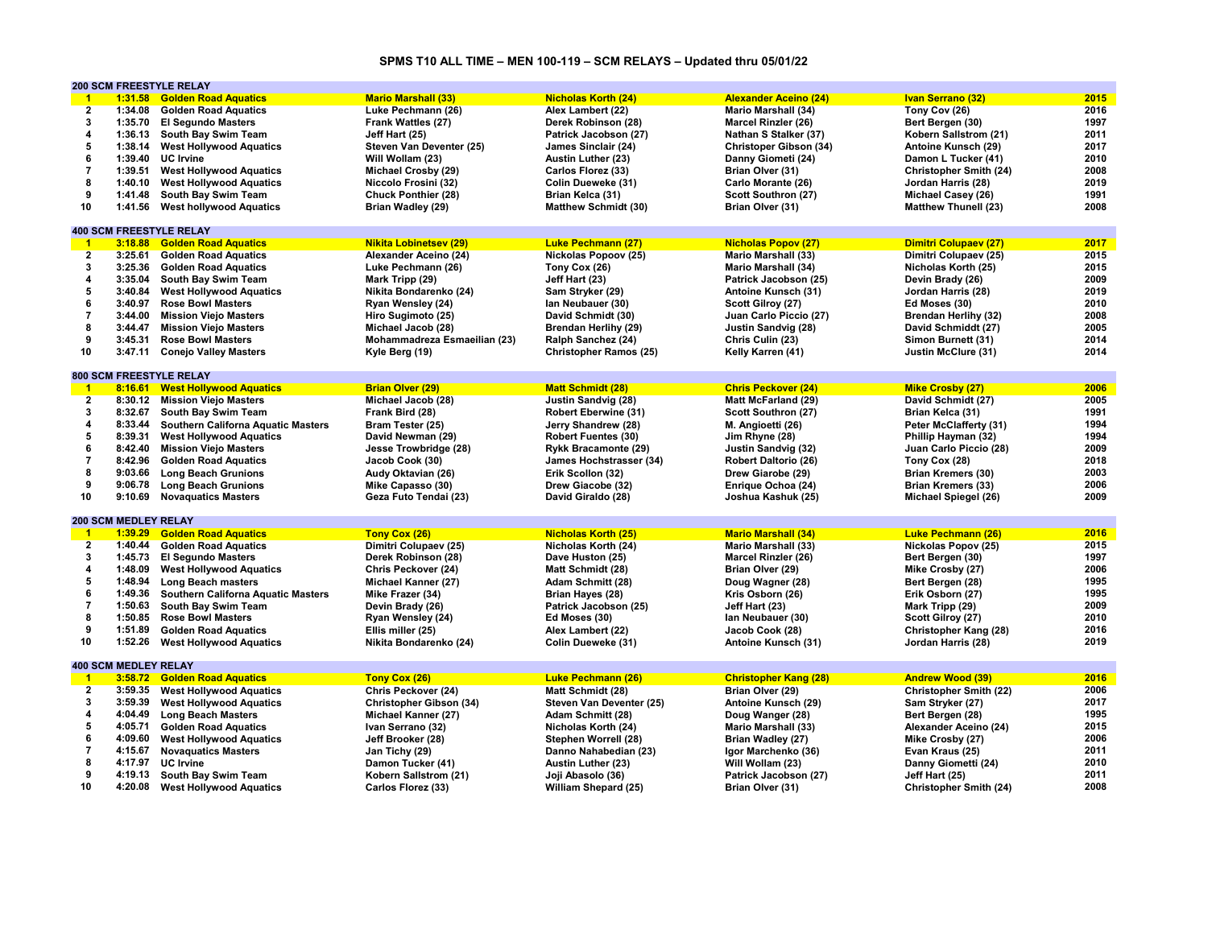# SPMS T10 ALL TIME – MEN 100-119 – SCM RELAYS – Updated thru 05/01/22

## 200 SCM FREESTYLE RELAY

| Rank | Time | Team | Swimmer 1 | Swimmer 2 | Swimmer 3 | Swimmer 4 | Year |
|---|---|---|---|---|---|---|---|
| 1 | 1:31.58 | Golden Road Aquatics | Mario Marshall (33) | Nicholas Korth (24) | Alexander Aceino (24) | Ivan Serrano (32) | 2015 |
| 2 | 1:34.08 | Golden Road Aquatics | Luke Pechmann (26) | Alex Lambert (22) | Mario Marshall (34) | Tony Cov (26) | 2016 |
| 3 | 1:35.70 | El Segundo Masters | Frank Wattles (27) | Derek Robinson (28) | Marcel Rinzler (26) | Bert Bergen (30) | 1997 |
| 4 | 1:36.13 | South Bay Swim Team | Jeff Hart (25) | Patrick Jacobson (27) | Nathan S Stalker (37) | Kobern Sallstrom (21) | 2011 |
| 5 | 1:38.14 | West Hollywood Aquatics | Steven Van Deventer (25) | James Sinclair (24) | Christoper Gibson (34) | Antoine Kunsch (29) | 2017 |
| 6 | 1:39.40 | UC Irvine | Will Wollam (23) | Austin Luther (23) | Danny Giometi (24) | Damon L Tucker (41) | 2010 |
| 7 | 1:39.51 | West Hollywood Aquatics | Michael Crosby (29) | Carlos Florez (33) | Brian Olver (31) | Christopher Smith (24) | 2008 |
| 8 | 1:40.10 | West Hollywood Aquatics | Niccolo Frosini (32) | Colin Dueweke (31) | Carlo Morante (26) | Jordan Harris (28) | 2019 |
| 9 | 1:41.48 | South Bay Swim Team | Chuck Ponthier (28) | Brian Kelca (31) | Scott Southron (27) | Michael Casey (26) | 1991 |
| 10 | 1:41.56 | West hollywood Aquatics | Brian Wadley (29) | Matthew Schmidt (30) | Brian Olver (31) | Matthew Thunell (23) | 2008 |

## 400 SCM FREESTYLE RELAY

| Rank | Time | Team | Swimmer 1 | Swimmer 2 | Swimmer 3 | Swimmer 4 | Year |
|---|---|---|---|---|---|---|---|
| 1 | 3:18.88 | Golden Road Aquatics | Nikita Lobinetsev (29) | Luke Pechmann (27) | Nicholas Popov (27) | Dimitri Colupaev (27) | 2017 |
| 2 | 3:25.61 | Golden Road Aquatics | Alexander Aceino (24) | Nickolas Popoov (25) | Mario Marshall (33) | Dimitri Colupaev (25) | 2015 |
| 3 | 3:25.36 | Golden Road Aquatics | Luke Pechmann (26) | Tony Cox (26) | Mario Marshall (34) | Nicholas Korth (25) | 2015 |
| 4 | 3:35.04 | South Bay Swim Team | Mark Tripp (29) | Jeff Hart (23) | Patrick Jacobson (25) | Devin Brady (26) | 2009 |
| 5 | 3:40.84 | West Hollywood Aquatics | Nikita Bondarenko (24) | Sam Stryker (29) | Antoine Kunsch (31) | Jordan Harris (28) | 2019 |
| 6 | 3:40.97 | Rose Bowl Masters | Ryan Wensley (24) | Ian Neubauer (30) | Scott Gilroy (27) | Ed Moses (30) | 2010 |
| 7 | 3:44.00 | Mission Viejo Masters | Hiro Sugimoto (25) | David Schmidt (30) | Juan Carlo Piccio (27) | Brendan Herlihy (32) | 2008 |
| 8 | 3:44.47 | Mission Viejo Masters | Michael Jacob (28) | Brendan Herlihy (29) | Justin Sandvig (28) | David Schmidt (27) | 2005 |
| 9 | 3:45.31 | Rose Bowl Masters | Mohammadreza Esmaeilian (23) | Ralph Sanchez (24) | Chris Culin (23) | Simon Burnett (31) | 2014 |
| 10 | 3:47.11 | Conejo Valley Masters | Kyle Berg (19) | Christopher Ramos (25) | Kelly Karren (41) | Justin McClure (31) | 2014 |

## 800 SCM FREESTYLE RELAY

| Rank | Time | Team | Swimmer 1 | Swimmer 2 | Swimmer 3 | Swimmer 4 | Year |
|---|---|---|---|---|---|---|---|
| 1 | 8:16.61 | West Hollywood Aquatics | Brian Olver (29) | Matt Schmidt (28) | Chris Peckover (24) | Mike Crosby (27) | 2006 |
| 2 | 8:30.12 | Mission Viejo Masters | Michael Jacob (28) | Justin Sandvig (28) | Matt McFarland (29) | David Schmidt (27) | 2005 |
| 3 | 8:32.67 | South Bay Swim Team | Frank Bird (28) | Robert Eberwine (31) | Scott Southron (27) | Brian Kelca (31) | 1991 |
| 4 | 8:33.44 | Southern California Aquatic Masters | Bram Tester (25) | Jerry Shandrew (28) | M. Angioetti (26) | Peter McClafferty (31) | 1994 |
| 5 | 8:39.31 | West Hollywood Aquatics | David Newman (29) | Robert Fuentes (30) | Jim Rhyne (28) | Phillip Hayman (32) | 1994 |
| 6 | 8:42.40 | Mission Viejo Masters | Jesse Trowbridge (28) | Rykk Bracamonte (29) | Justin Sandvig (32) | Juan Carlo Piccio (28) | 2009 |
| 7 | 8:42.96 | Golden Road Aquatics | Jacob Cook (30) | James Hochstrasser (34) | Robert Daltorio (26) | Tony Cox (28) | 2018 |
| 8 | 9:03.66 | Long Beach Grunions | Audy Oktavian (26) | Erik Scollon (32) | Drew Giarobe (29) | Brian Kremers (30) | 2003 |
| 9 | 9:06.78 | Long Beach Grunions | Mike Capasso (30) | Drew Giacobe (32) | Enrique Ochoa (24) | Brian Kremers (33) | 2006 |
| 10 | 9:10.69 | Novaquatics Masters | Geza Futo Tendai (23) | David Giraldo (28) | Joshua Kashuk (25) | Michael Spiegel (26) | 2009 |

## 200 SCM MEDLEY RELAY

| Rank | Time | Team | Swimmer 1 | Swimmer 2 | Swimmer 3 | Swimmer 4 | Year |
|---|---|---|---|---|---|---|---|
| 1 | 1:39.29 | Golden Road Aquatics | Tony Cox (26) | Nicholas Korth (25) | Mario Marshall (34) | Luke Pechmann (26) | 2016 |
| 2 | 1:40.44 | Golden Road Aquatics | Dimitri Colupaev (25) | Nicholas Korth (24) | Mario Marshall (33) | Nickolas Popov (25) | 2015 |
| 3 | 1:45.73 | El Segundo Masters | Derek Robinson (28) | Dave Huston (25) | Marcel Rinzler (26) | Bert Bergen (30) | 1997 |
| 4 | 1:48.09 | West Hollywood Aquatics | Chris Peckover (24) | Matt Schmidt (28) | Brian Olver (29) | Mike Crosby (27) | 2006 |
| 5 | 1:48.94 | Long Beach masters | Michael Kanner (27) | Adam Schmitt (28) | Doug Wagner (28) | Bert Bergen (28) | 1995 |
| 6 | 1:49.36 | Southern California Aquatic Masters | Mike Frazer (34) | Brian Hayes (28) | Kris Osborn (26) | Erik Osborn (27) | 1995 |
| 7 | 1:50.63 | South Bay Swim Team | Devin Brady (26) | Patrick Jacobson (25) | Jeff Hart (23) | Mark Tripp (29) | 2009 |
| 8 | 1:50.85 | Rose Bowl Masters | Ryan Wensley (24) | Ed Moses (30) | Ian Neubauer (30) | Scott Gilroy (27) | 2010 |
| 9 | 1:51.89 | Golden Road Aquatics | Ellis miller (25) | Alex Lambert (22) | Jacob Cook (28) | Christopher Kang (28) | 2016 |
| 10 | 1:52.26 | West Hollywood Aquatics | Nikita Bondarenko (24) | Colin Dueweke (31) | Antoine Kunsch (31) | Jordan Harris (28) | 2019 |

## 400 SCM MEDLEY RELAY

| Rank | Time | Team | Swimmer 1 | Swimmer 2 | Swimmer 3 | Swimmer 4 | Year |
|---|---|---|---|---|---|---|---|
| 1 | 3:58.72 | Golden Road Aquatics | Tony Cox (26) | Luke Pechmann (26) | Christopher Kang (28) | Andrew Wood (39) | 2016 |
| 2 | 3:59.35 | West Hollywood Aquatics | Chris Peckover (24) | Matt Schmidt (28) | Brian Olver (29) | Christopher Smith (22) | 2006 |
| 3 | 3:59.39 | West Hollywood Aquatics | Christopher Gibson (34) | Steven Van Deventer (25) | Antoine Kunsch (29) | Sam Stryker (27) | 2017 |
| 4 | 4:04.49 | Long Beach Masters | Michael Kanner (27) | Adam Schmitt (28) | Doug Wanger (28) | Bert Bergen (28) | 1995 |
| 5 | 4:05.71 | Golden Road Aquatics | Ivan Serrano (32) | Nicholas Korth (24) | Mario Marshall (33) | Alexander Aceino (24) | 2015 |
| 6 | 4:09.60 | West Hollywood Aquatics | Jeff Brooker (28) | Stephen Worrell (28) | Brian Wadley (27) | Mike Crosby (27) | 2006 |
| 7 | 4:15.67 | Novaquatics Masters | Jan Tichy (29) | Danno Nahabedian (23) | Igor Marchenko (36) | Evan Kraus (25) | 2011 |
| 8 | 4:17.97 | UC Irvine | Damon Tucker (41) | Austin Luther (23) | Will Wollam (23) | Danny Giometti (24) | 2010 |
| 9 | 4:19.13 | South Bay Swim Team | Kobern Sallstrom (21) | Joji Abasolo (36) | Patrick Jacobson (27) | Jeff Hart (25) | 2011 |
| 10 | 4:20.08 | West Hollywood Aquatics | Carlos Florez (33) | William Shepard (25) | Brian Olver (31) | Christopher Smith (24) | 2008 |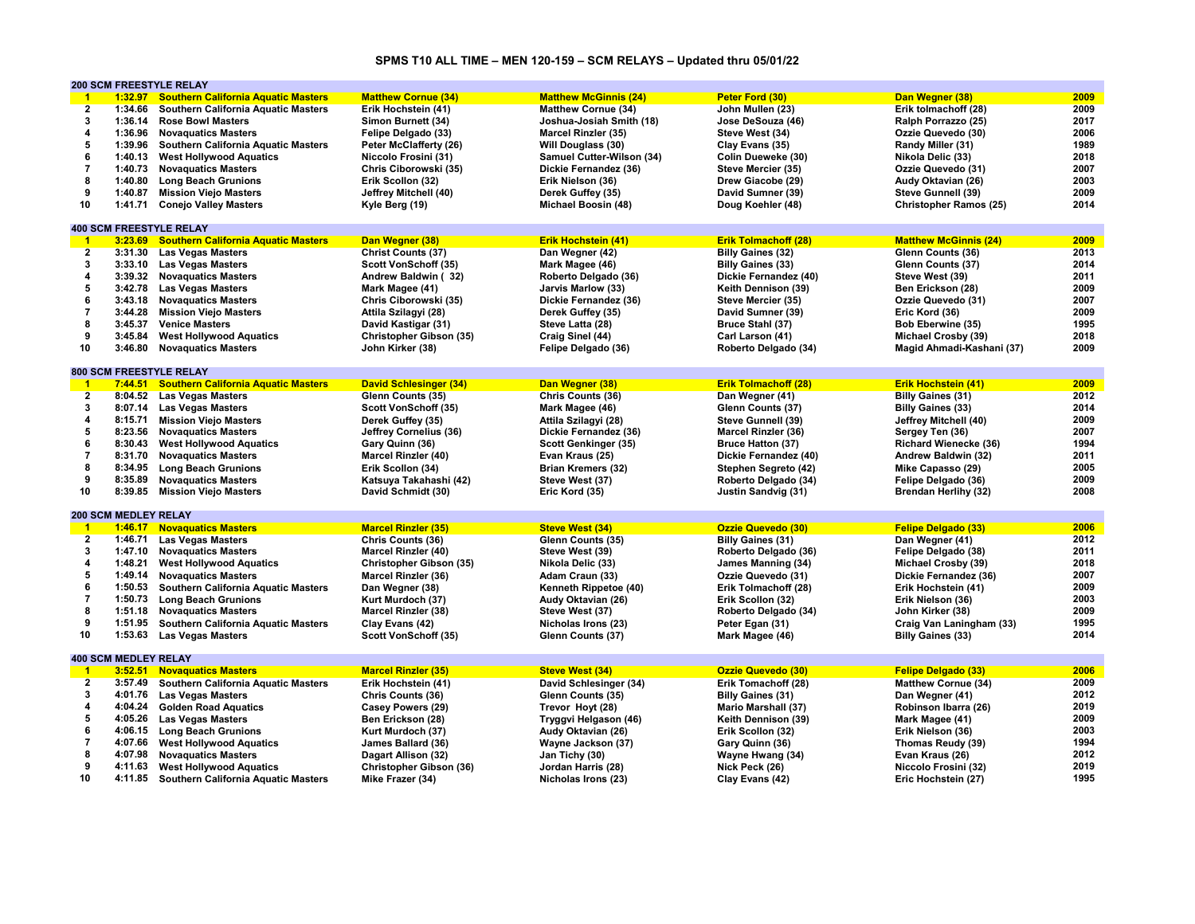# SPMS T10 ALL TIME – MEN 120-159 – SCM RELAYS – Updated thru 05/01/22

## 200 SCM FREESTYLE RELAY

| Rank | Time | Team | Swimmer 1 | Swimmer 2 | Swimmer 3 | Swimmer 4 | Year |
|---|---|---|---|---|---|---|---|
| 1 | 1:32.97 | Southern California Aquatic Masters | Matthew Cornue (34) | Matthew McGinnis (24) | Peter Ford (30) | Dan Wegner (38) | 2009 |
| 2 | 1:34.66 | Southern California Aquatic Masters | Erik Hochstein (41) | Matthew Cornue (34) | John Mullen (23) | Erik tolmachoff (28) | 2009 |
| 3 | 1:36.14 | Rose Bowl Masters | Simon Burnett (34) | Joshua-Josiah Smith (18) | Jose DeSouza (46) | Ralph Porrazzo (25) | 2017 |
| 4 | 1:36.96 | Novaquatics Masters | Felipe Delgado (33) | Marcel Rinzler (35) | Steve West (34) | Ozzie Quevedo (30) | 2006 |
| 5 | 1:39.96 | Southern California Aquatic Masters | Peter McClafferty (26) | Will Douglass (30) | Clay Evans (35) | Randy Miller (31) | 1989 |
| 6 | 1:40.13 | West Hollywood Aquatics | Niccolo Frosini (31) | Samuel Cutter-Wilson (34) | Colin Dueweke (30) | Nikola Delic (33) | 2018 |
| 7 | 1:40.73 | Novaquatics Masters | Chris Ciborowski (35) | Dickie Fernandez (36) | Steve Mercier (35) | Ozzie Quevedo (31) | 2007 |
| 8 | 1:40.80 | Long Beach Grunions | Erik Scollon (32) | Erik Nielson (36) | Drew Giacobe (29) | Audy Oktavian (26) | 2003 |
| 9 | 1:40.87 | Mission Viejo Masters | Jeffrey Mitchell (40) | Derek Guffey (35) | David Sumner (39) | Steve Gunnell (39) | 2009 |
| 10 | 1:41.71 | Conejo Valley Masters | Kyle Berg (19) | Michael Boosin (48) | Doug Koehler (48) | Christopher Ramos (25) | 2014 |

## 400 SCM FREESTYLE RELAY

| Rank | Time | Team | Swimmer 1 | Swimmer 2 | Swimmer 3 | Swimmer 4 | Year |
|---|---|---|---|---|---|---|---|
| 1 | 3:23.69 | Southern California Aquatic Masters | Dan Wegner (38) | Erik Hochstein (41) | Erik Tolmachoff (28) | Matthew McGinnis (24) | 2009 |
| 2 | 3:31.30 | Las Vegas Masters | Christ Counts (37) | Dan Wegner (42) | Billy Gaines (32) | Glenn Counts (36) | 2013 |
| 3 | 3:33.10 | Las Vegas Masters | Scott VonSchoff (35) | Mark Magee (46) | Billy Gaines (33) | Glenn Counts (37) | 2014 |
| 4 | 3:39.32 | Novaquatics Masters | Andrew Baldwin ( 32) | Roberto Delgado (36) | Dickie Fernandez (40) | Steve West (39) | 2011 |
| 5 | 3:42.78 | Las Vegas Masters | Mark Magee (41) | Jarvis Marlow (33) | Keith Dennison (39) | Ben Erickson (28) | 2009 |
| 6 | 3:43.18 | Novaquatics Masters | Chris Ciborowski (35) | Dickie Fernandez (36) | Steve Mercier (35) | Ozzie Quevedo (31) | 2007 |
| 7 | 3:44.28 | Mission Viejo Masters | Attila Szilagyi (28) | Derek Guffey (35) | David Sumner (39) | Eric Kord (36) | 2009 |
| 8 | 3:45.37 | Venice Masters | David Kastigar (31) | Steve Latta (28) | Bruce Stahl (37) | Bob Eberwine (35) | 1995 |
| 9 | 3:45.84 | West Hollywood Aquatics | Christopher Gibson (35) | Craig Sinel (44) | Carl Larson (41) | Michael Crosby (39) | 2018 |
| 10 | 3:46.80 | Novaquatics Masters | John Kirker (38) | Felipe Delgado (36) | Roberto Delgado (34) | Magid Ahmadi-Kashani (37) | 2009 |

## 800 SCM FREESTYLE RELAY

| Rank | Time | Team | Swimmer 1 | Swimmer 2 | Swimmer 3 | Swimmer 4 | Year |
|---|---|---|---|---|---|---|---|
| 1 | 7:44.51 | Southern California Aquatic Masters | David Schlesinger (34) | Dan Wegner (38) | Erik Tolmachoff (28) | Erik Hochstein (41) | 2009 |
| 2 | 8:04.52 | Las Vegas Masters | Glenn Counts (35) | Chris Counts (36) | Dan Wegner (41) | Billy Gaines (31) | 2012 |
| 3 | 8:07.14 | Las Vegas Masters | Scott VonSchoff (35) | Mark Magee (46) | Glenn Counts (37) | Billy Gaines (33) | 2014 |
| 4 | 8:15.71 | Mission Viejo Masters | Derek Guffey (35) | Attila Szilagyi (28) | Steve Gunnell (39) | Jeffrey Mitchell (40) | 2009 |
| 5 | 8:23.56 | Novaquatics Masters | Jeffrey Cornelius (36) | Dickie Fernandez (36) | Marcel Rinzler (36) | Sergey Ten (36) | 2007 |
| 6 | 8:30.43 | West Hollywood Aquatics | Gary Quinn (36) | Scott Genkinger (35) | Bruce Hatton (37) | Richard Wienecke (36) | 1994 |
| 7 | 8:31.70 | Novaquatics Masters | Marcel Rinzler (40) | Evan Kraus (25) | Dickie Fernandez (40) | Andrew Baldwin (32) | 2011 |
| 8 | 8:34.95 | Long Beach Grunions | Erik Scollon (34) | Brian Kremers (32) | Stephen Segreto (42) | Mike Capasso (29) | 2005 |
| 9 | 8:35.89 | Novaquatics Masters | Katsuya Takahashi (42) | Steve West (37) | Roberto Delgado (34) | Felipe Delgado (36) | 2009 |
| 10 | 8:39.85 | Mission Viejo Masters | David Schmidt (30) | Eric Kord (35) | Justin Sandvig (31) | Brendan Herlihy (32) | 2008 |

## 200 SCM MEDLEY RELAY

| Rank | Time | Team | Swimmer 1 | Swimmer 2 | Swimmer 3 | Swimmer 4 | Year |
|---|---|---|---|---|---|---|---|
| 1 | 1:46.17 | Novaquatics Masters | Marcel Rinzler (35) | Steve West (34) | Ozzie Quevedo (30) | Felipe Delgado (33) | 2006 |
| 2 | 1:46.71 | Las Vegas Masters | Chris Counts (36) | Glenn Counts (35) | Billy Gaines (31) | Dan Wegner (41) | 2012 |
| 3 | 1:47.10 | Novaquatics Masters | Marcel Rinzler (40) | Steve West (39) | Roberto Delgado (36) | Felipe Delgado (38) | 2011 |
| 4 | 1:48.21 | West Hollywood Aquatics | Christopher Gibson (35) | Nikola Delic (33) | James Manning (34) | Michael Crosby (39) | 2018 |
| 5 | 1:49.14 | Novaquatics Masters | Marcel Rinzler (36) | Adam Craun (33) | Ozzie Quevedo (31) | Dickie Fernandez (36) | 2007 |
| 6 | 1:50.53 | Southern California Aquatic Masters | Dan Wegner (38) | Kenneth Rippetoe (40) | Erik Tolmachoff (28) | Erik Hochstein (41) | 2009 |
| 7 | 1:50.73 | Long Beach Grunions | Kurt Murdoch (37) | Audy Oktavian (26) | Erik Scollon (32) | Erik Nielson (36) | 2003 |
| 8 | 1:51.18 | Novaquatics Masters | Marcel Rinzler (38) | Steve West (37) | Roberto Delgado (34) | John Kirker (38) | 2009 |
| 9 | 1:51.95 | Southern California Aquatic Masters | Clay Evans (42) | Nicholas Irons (23) | Peter Egan (31) | Craig Van Laningham (33) | 1995 |
| 10 | 1:53.63 | Las Vegas Masters | Scott VonSchoff (35) | Glenn Counts (37) | Mark Magee (46) | Billy Gaines (33) | 2014 |

## 400 SCM MEDLEY RELAY

| Rank | Time | Team | Swimmer 1 | Swimmer 2 | Swimmer 3 | Swimmer 4 | Year |
|---|---|---|---|---|---|---|---|
| 1 | 3:52.51 | Novaquatics Masters | Marcel Rinzler (35) | Steve West (34) | Ozzie Quevedo (30) | Felipe Delgado (33) | 2006 |
| 2 | 3:57.49 | Southern California Aquatic Masters | Erik Hochstein (41) | David Schlesinger (34) | Erik Tomachoff (28) | Matthew Cornue (34) | 2009 |
| 3 | 4:01.76 | Las Vegas Masters | Chris Counts (36) | Glenn Counts (35) | Billy Gaines (31) | Dan Wegner (41) | 2012 |
| 4 | 4:04.24 | Golden Road Aquatics | Casey Powers (29) | Trevor Hoyt (28) | Mario Marshall (37) | Robinson Ibarra (26) | 2019 |
| 5 | 4:05.26 | Las Vegas Masters | Ben Erickson (28) | Tryggvi Helgason (46) | Keith Dennison (39) | Mark Magee (41) | 2009 |
| 6 | 4:06.15 | Long Beach Grunions | Kurt Murdoch (37) | Audy Oktavian (26) | Erik Scollon (32) | Erik Nielson (36) | 2003 |
| 7 | 4:07.66 | West Hollywood Aquatics | James Ballard (36) | Wayne Jackson (37) | Gary Quinn (36) | Thomas Reudy (39) | 1994 |
| 8 | 4:07.98 | Novaquatics Masters | Dagart Allison (32) | Jan Tichy (30) | Wayne Hwang (34) | Evan Kraus (26) | 2012 |
| 9 | 4:11.63 | West Hollywood Aquatics | Christopher Gibson (36) | Jordan Harris (28) | Nick Peck (26) | Niccolo Frosini (32) | 2019 |
| 10 | 4:11.85 | Southern California Aquatic Masters | Mike Frazer (34) | Nicholas Irons (23) | Clay Evans (42) | Eric Hochstein (27) | 1995 |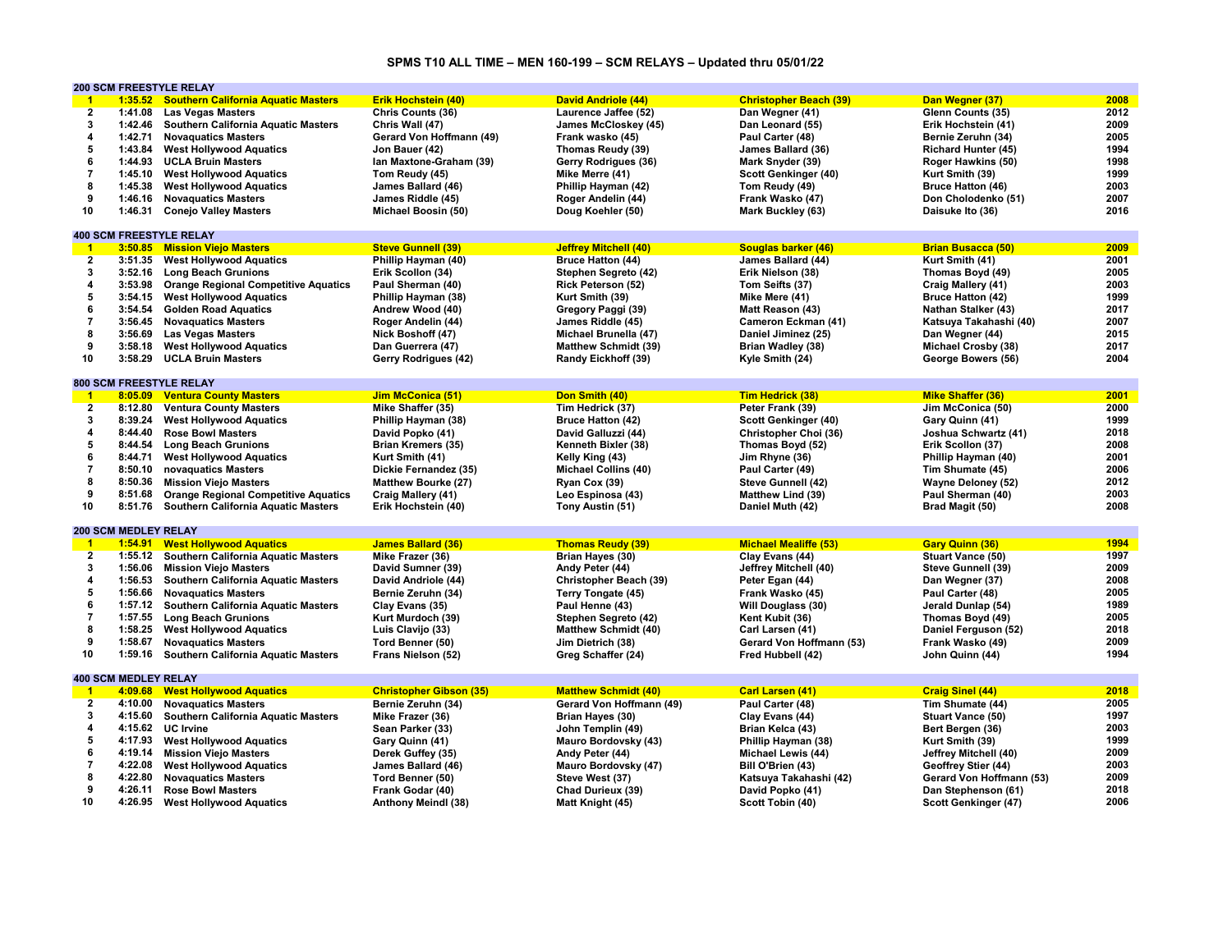# SPMS T10 ALL TIME – MEN 160-199 – SCM RELAYS – Updated thru 05/01/22

## 200 SCM FREESTYLE RELAY

| Rank | Time | Team | Swimmer 1 | Swimmer 2 | Swimmer 3 | Swimmer 4 | Year |
|---|---|---|---|---|---|---|---|
| 1 | 1:35.52 | Southern California Aquatic Masters | Erik Hochstein (40) | David Andriole (44) | Christopher Beach (39) | Dan Wegner (37) | 2008 |
| 2 | 1:41.08 | Las Vegas Masters | Chris Counts (36) | Laurence Jaffee (52) | Dan Wegner (41) | Glenn Counts (35) | 2012 |
| 3 | 1:42.46 | Southern California Aquatic Masters | Chris Wall (47) | James McCloskey (45) | Dan Leonard (55) | Erik Hochstein (41) | 2009 |
| 4 | 1:42.71 | Novaquatics Masters | Gerard Von Hoffmann (49) | Frank wasko (45) | Paul Carter (48) | Bernie Zeruhn (34) | 2005 |
| 5 | 1:43.84 | West Hollywood Aquatics | Jon Bauer (42) | Thomas Reudy (39) | James Ballard (36) | Richard Hunter (45) | 1994 |
| 6 | 1:44.93 | UCLA Bruin Masters | Ian Maxtone-Graham (39) | Gerry Rodrigues (36) | Mark Snyder (39) | Roger Hawkins (50) | 1998 |
| 7 | 1:45.10 | West Hollywood Aquatics | Tom Reudy (45) | Mike Merre (41) | Scott Genkinger (40) | Kurt Smith (39) | 1999 |
| 8 | 1:45.38 | West Hollywood Aquatics | James Ballard (46) | Phillip Hayman (42) | Tom Reudy (49) | Bruce Hatton (46) | 2003 |
| 9 | 1:46.16 | Novaquatics Masters | James Riddle (45) | Roger Andelin (44) | Frank Wasko (47) | Don Cholodenko (51) | 2007 |
| 10 | 1:46.31 | Conejo Valley Masters | Michael Boosin (50) | Doug Koehler (50) | Mark Buckley (63) | Daisuke Ito (36) | 2016 |

## 400 SCM FREESTYLE RELAY

| Rank | Time | Team | Swimmer 1 | Swimmer 2 | Swimmer 3 | Swimmer 4 | Year |
|---|---|---|---|---|---|---|---|
| 1 | 3:50.85 | Mission Viejo Masters | Steve Gunnell (39) | Jeffrey Mitchell (40) | Souglas barker (46) | Brian Busacca (50) | 2009 |
| 2 | 3:51.35 | West Hollywood Aquatics | Phillip Hayman (40) | Bruce Hatton (44) | James Ballard (44) | Kurt Smith (41) | 2001 |
| 3 | 3:52.16 | Long Beach Grunions | Erik Scollon (34) | Stephen Segreto (42) | Erik Nielson (38) | Thomas Boyd (49) | 2005 |
| 4 | 3:53.98 | Orange Regional Competitive Aquatics | Paul Sherman (40) | Rick Peterson (52) | Tom Seifts (37) | Craig Mallery (41) | 2003 |
| 5 | 3:54.15 | West Hollywood Aquatics | Phillip Hayman (38) | Kurt Smith (39) | Mike Mere (41) | Bruce Hatton (42) | 1999 |
| 6 | 3:54.54 | Golden Road Aquatics | Andrew Wood (40) | Gregory Paggi (39) | Matt Reason (43) | Nathan Stalker (43) | 2017 |
| 7 | 3:56.45 | Novaquatics Masters | Roger Andelin (44) | James Riddle (45) | Cameron Eckman (41) | Katsuya Takahashi (40) | 2007 |
| 8 | 3:56.69 | Las Vegas Masters | Nick Boshoff (47) | Michael Brunella (47) | Daniel Jiminez (25) | Dan Wegner (44) | 2015 |
| 9 | 3:58.18 | West Hollywood Aquatics | Dan Guerrera (47) | Matthew Schmidt (39) | Brian Wadley (38) | Michael Crosby (38) | 2017 |
| 10 | 3:58.29 | UCLA Bruin Masters | Gerry Rodrigues (42) | Randy Eickhoff (39) | Kyle Smith (24) | George Bowers (56) | 2004 |

## 800 SCM FREESTYLE RELAY

| Rank | Time | Team | Swimmer 1 | Swimmer 2 | Swimmer 3 | Swimmer 4 | Year |
|---|---|---|---|---|---|---|---|
| 1 | 8:05.09 | Ventura County Masters | Jim McConica (51) | Don Smith (40) | Tim Hedrick (38) | Mike Shaffer (36) | 2001 |
| 2 | 8:12.80 | Ventura County Masters | Mike Shaffer (35) | Tim Hedrick (37) | Peter Frank (39) | Jim McConica (50) | 2000 |
| 3 | 8:39.24 | West Hollywood Aquatics | Phillip Hayman (38) | Bruce Hatton (42) | Scott Genkinger (40) | Gary Quinn (41) | 1999 |
| 4 | 8:44.40 | Rose Bowl Masters | David Popko (41) | David Galluzzi (44) | Christopher Choi (36) | Joshua Schwartz (41) | 2018 |
| 5 | 8:44.54 | Long Beach Grunions | Brian Kremers (35) | Kenneth Bixler (38) | Thomas Boyd (52) | Erik Scollon (37) | 2008 |
| 6 | 8:44.71 | West Hollywood Aquatics | Kurt Smith (41) | Kelly King (43) | Jim Rhyne (36) | Phillip Hayman (40) | 2001 |
| 7 | 8:50.10 | novaquatics Masters | Dickie Fernandez (35) | Michael Collins (40) | Paul Carter (49) | Tim Shumate (45) | 2006 |
| 8 | 8:50.36 | Mission Viejo Masters | Matthew Bourke (27) | Ryan Cox (39) | Steve Gunnell (42) | Wayne Deloney (52) | 2012 |
| 9 | 8:51.68 | Orange Regional Competitive Aquatics | Craig Mallery (41) | Leo Espinosa (43) | Matthew Lind (39) | Paul Sherman (40) | 2003 |
| 10 | 8:51.76 | Southern California Aquatic Masters | Erik Hochstein (40) | Tony Austin (51) | Daniel Muth (42) | Brad Magit (50) | 2008 |

## 200 SCM MEDLEY RELAY

| Rank | Time | Team | Swimmer 1 | Swimmer 2 | Swimmer 3 | Swimmer 4 | Year |
|---|---|---|---|---|---|---|---|
| 1 | 1:54.91 | West Hollywood Aquatics | James Ballard (36) | Thomas Reudy (39) | Michael Mealiffe (53) | Gary Quinn (36) | 1994 |
| 2 | 1:55.12 | Southern California Aquatic Masters | Mike Frazer (36) | Brian Hayes (30) | Clay Evans (44) | Stuart Vance (50) | 1997 |
| 3 | 1:56.06 | Mission Viejo Masters | David Sumner (39) | Andy Peter (44) | Jeffrey Mitchell (40) | Steve Gunnell (39) | 2009 |
| 4 | 1:56.53 | Southern California Aquatic Masters | David Andriole (44) | Christopher Beach (39) | Peter Egan (44) | Dan Wegner (37) | 2008 |
| 5 | 1:56.66 | Novaquatics Masters | Bernie Zeruhn (34) | Terry Tongate (45) | Frank Wasko (45) | Paul Carter (48) | 2005 |
| 6 | 1:57.12 | Southern California Aquatic Masters | Clay Evans (35) | Paul Henne (43) | Will Douglass (30) | Jerald Dunlap (54) | 1989 |
| 7 | 1:57.55 | Long Beach Grunions | Kurt Murdoch (39) | Stephen Segreto (42) | Kent Kubit (36) | Thomas Boyd (49) | 2005 |
| 8 | 1:58.25 | West Hollywood Aquatics | Luis Clavijo (33) | Matthew Schmidt (40) | Carl Larsen (41) | Daniel Ferguson (52) | 2018 |
| 9 | 1:58.67 | Novaquatics Masters | Tord Benner (50) | Jim Dietrich (38) | Gerard Von Hoffmann (53) | Frank Wasko (49) | 2009 |
| 10 | 1:59.16 | Southern California Aquatic Masters | Frans Nielson (52) | Greg Schaffer (24) | Fred Hubbell (42) | John Quinn (44) | 1994 |

## 400 SCM MEDLEY RELAY

| Rank | Time | Team | Swimmer 1 | Swimmer 2 | Swimmer 3 | Swimmer 4 | Year |
|---|---|---|---|---|---|---|---|
| 1 | 4:09.68 | West Hollywood Aquatics | Christopher Gibson (35) | Matthew Schmidt (40) | Carl Larsen (41) | Craig Sinel (44) | 2018 |
| 2 | 4:10.00 | Novaquatics Masters | Bernie Zeruhn (34) | Gerard Von Hoffmann (49) | Paul Carter (48) | Tim Shumate (44) | 2005 |
| 3 | 4:15.60 | Southern California Aquatic Masters | Mike Frazer (36) | Brian Hayes (30) | Clay Evans (44) | Stuart Vance (50) | 1997 |
| 4 | 4:15.62 | UC Irvine | Sean Parker (33) | John Templin (49) | Brian Kelca (43) | Bert Bergen (36) | 2003 |
| 5 | 4:17.93 | West Hollywood Aquatics | Gary Quinn (41) | Mauro Bordovsky (43) | Phillip Hayman (38) | Kurt Smith (39) | 1999 |
| 6 | 4:19.14 | Mission Viejo Masters | Derek Guffey (35) | Andy Peter (44) | Michael Lewis (44) | Jeffrey Mitchell (40) | 2009 |
| 7 | 4:22.08 | West Hollywood Aquatics | James Ballard (46) | Mauro Bordovsky (47) | Bill O'Brien (43) | Geoffrey Stier (44) | 2003 |
| 8 | 4:22.80 | Novaquatics Masters | Tord Benner (50) | Steve West (37) | Katsuya Takahashi (42) | Gerard Von Hoffmann (53) | 2009 |
| 9 | 4:26.11 | Rose Bowl Masters | Frank Godar (40) | Chad Durieux (39) | David Popko (41) | Dan Stephenson (61) | 2018 |
| 10 | 4:26.95 | West Hollywood Aquatics | Anthony Meindl (38) | Matt Knight (45) | Scott Tobin (40) | Scott Genkinger (47) | 2006 |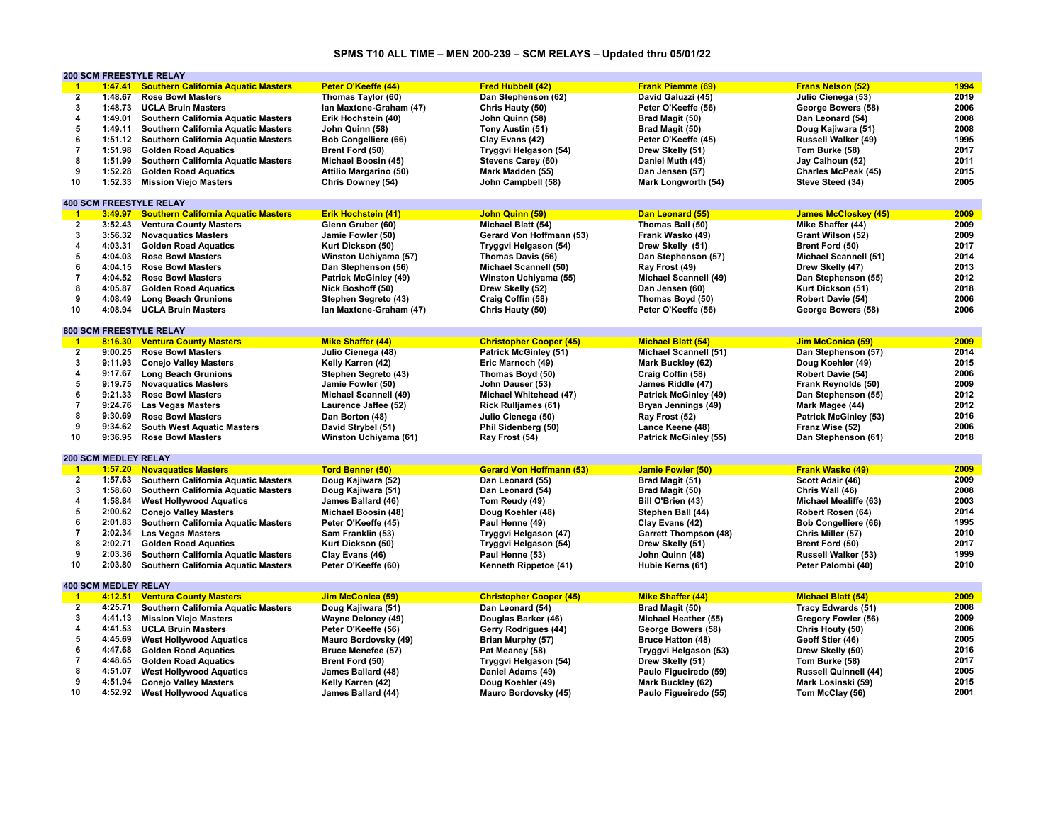# SPMS T10 ALL TIME – MEN 200-239 – SCM RELAYS – Updated thru 05/01/22

## 200 SCM FREESTYLE RELAY

| Rank | Time | Team | Swimmer 1 | Swimmer 2 | Swimmer 3 | Swimmer 4 | Year |
|---|---|---|---|---|---|---|---|
| 1 | 1:47.41 | Southern California Aquatic Masters | Peter O'Keeffe (44) | Fred Hubbell (42) | Frank Piemme (69) | Frans Nelson (52) | 1994 |
| 2 | 1:48.67 | Rose Bowl Masters | Thomas Taylor (60) | Dan Stephenson (62) | David Galuzzi (45) | Julio Cienega (53) | 2019 |
| 3 | 1:48.73 | UCLA Bruin Masters | Ian Maxtone-Graham (47) | Chris Hauty (50) | Peter O'Keeffe (56) | George Bowers (58) | 2006 |
| 4 | 1:49.01 | Southern California Aquatic Masters | Erik Hochstein (40) | John Quinn (58) | Brad Magit (50) | Dan Leonard (54) | 2008 |
| 5 | 1:49.11 | Southern California Aquatic Masters | John Quinn (58) | Tony Austin (51) | Brad Magit (50) | Doug Kajiwara (51) | 2008 |
| 6 | 1:51.12 | Southern California Aquatic Masters | Bob Congelliere (66) | Clay Evans (42) | Peter O'Keeffe (45) | Russell Walker (49) | 1995 |
| 7 | 1:51.98 | Golden Road Aquatics | Brent Ford (50) | Tryggvi Helgason (54) | Drew Skelly (51) | Tom Burke (58) | 2017 |
| 8 | 1:51.99 | Southern California Aquatic Masters | Michael Boosin (45) | Stevens Carey (60) | Daniel Muth (45) | Jay Calhoun (52) | 2011 |
| 9 | 1:52.28 | Golden Road Aquatics | Attilio Margarino (50) | Mark Madden (55) | Dan Jensen (57) | Charles McPeak (45) | 2015 |
| 10 | 1:52.33 | Mission Viejo Masters | Chris Downey (54) | John Campbell (58) | Mark Longworth (54) | Steve Steed (34) | 2005 |

## 400 SCM FREESTYLE RELAY

| Rank | Time | Team | Swimmer 1 | Swimmer 2 | Swimmer 3 | Swimmer 4 | Year |
|---|---|---|---|---|---|---|---|
| 1 | 3:49.97 | Southern California Aquatic Masters | Erik Hochstein (41) | John Quinn (59) | Dan Leonard (55) | James McCloskey (45) | 2009 |
| 2 | 3:52.43 | Ventura County Masters | Glenn Gruber (60) | Michael Blatt (54) | Thomas Ball (50) | Mike Shaffer (44) | 2009 |
| 3 | 3:56.32 | Novaquatics Masters | Jamie Fowler (50) | Gerard Von Hoffmann (53) | Frank Wasko (49) | Grant Wilson (52) | 2009 |
| 4 | 4:03.31 | Golden Road Aquatics | Kurt Dickson (50) | Tryggvi Helgason (54) | Drew Skelly (51) | Brent Ford (50) | 2017 |
| 5 | 4:04.03 | Rose Bowl Masters | Winston Uchiyama (57) | Thomas Davis (56) | Dan Stephenson (57) | Michael Scannell (51) | 2014 |
| 6 | 4:04.15 | Rose Bowl Masters | Dan Stephenson (56) | Michael Scannell (50) | Ray Frost (49) | Drew Skelly (47) | 2013 |
| 7 | 4:04.52 | Rose Bowl Masters | Patrick McGinley (49) | Winston Uchiyama (55) | Michael Scannell (49) | Dan Stephenson (55) | 2012 |
| 8 | 4:05.87 | Golden Road Aquatics | Nick Boshoff (50) | Drew Skelly (52) | Dan Jensen (60) | Kurt Dickson (51) | 2018 |
| 9 | 4:08.49 | Long Beach Grunions | Stephen Segreto (43) | Craig Coffin (58) | Thomas Boyd (50) | Robert Davie (54) | 2006 |
| 10 | 4:08.94 | UCLA Bruin Masters | Ian Maxtone-Graham (47) | Chris Hauty (50) | Peter O'Keeffe (56) | George Bowers (58) | 2006 |

## 800 SCM FREESTYLE RELAY

| Rank | Time | Team | Swimmer 1 | Swimmer 2 | Swimmer 3 | Swimmer 4 | Year |
|---|---|---|---|---|---|---|---|
| 1 | 8:16.30 | Ventura County Masters | Mike Shaffer (44) | Christopher Cooper (45) | Michael Blatt (54) | Jim McConica (59) | 2009 |
| 2 | 9:00.25 | Rose Bowl Masters | Julio Cienega (48) | Patrick McGinley (51) | Michael Scannell (51) | Dan Stephenson (57) | 2014 |
| 3 | 9:11.93 | Conejo Valley Masters | Kelly Karren (42) | Eric Marnoch (49) | Mark Buckley (62) | Doug Koehler (49) | 2015 |
| 4 | 9:17.67 | Long Beach Grunions | Stephen Segreto (43) | Thomas Boyd (50) | Craig Coffin (58) | Robert Davie (54) | 2006 |
| 5 | 9:19.75 | Novaquatics Masters | Jamie Fowler (50) | John Dauser (53) | James Riddle (47) | Frank Reynolds (50) | 2009 |
| 6 | 9:21.33 | Rose Bowl Masters | Michael Scannell (49) | Michael Whitehead (47) | Patrick McGinley (49) | Dan Stephenson (55) | 2012 |
| 7 | 9:24.76 | Las Vegas Masters | Laurence Jaffee (52) | Rick Rulljames (61) | Bryan Jennings (49) | Mark Magee (44) | 2012 |
| 8 | 9:30.69 | Rose Bowl Masters | Dan Borton (48) | Julio Cienega (50) | Ray Frost (52) | Patrick McGinley (53) | 2016 |
| 9 | 9:34.62 | South West Aquatic Masters | David Strybel (51) | Phil Sidenberg (50) | Lance Keene (48) | Franz Wise (52) | 2006 |
| 10 | 9:36.95 | Rose Bowl Masters | Winston Uchiyama (61) | Ray Frost (54) | Patrick McGinley (55) | Dan Stephenson (61) | 2018 |

## 200 SCM MEDLEY RELAY

| Rank | Time | Team | Swimmer 1 | Swimmer 2 | Swimmer 3 | Swimmer 4 | Year |
|---|---|---|---|---|---|---|---|
| 1 | 1:57.20 | Novaquatics Masters | Tord Benner (50) | Gerard Von Hoffmann (53) | Jamie Fowler (50) | Frank Wasko (49) | 2009 |
| 2 | 1:57.63 | Southern California Aquatic Masters | Doug Kajiwara (52) | Dan Leonard (55) | Brad Magit (51) | Scott Adair (46) | 2009 |
| 3 | 1:58.60 | Southern California Aquatic Masters | Doug Kajiwara (51) | Dan Leonard (54) | Brad Magit (50) | Chris Wall (46) | 2008 |
| 4 | 1:58.84 | West Hollywood Aquatics | James Ballard (46) | Tom Reudy (49) | Bill O'Brien (43) | Michael Mealiffe (63) | 2003 |
| 5 | 2:00.62 | Conejo Valley Masters | Michael Boosin (48) | Doug Koehler (48) | Stephen Ball (44) | Robert Rosen (64) | 2014 |
| 6 | 2:01.83 | Southern California Aquatic Masters | Peter O'Keeffe (45) | Paul Henne (49) | Clay Evans (42) | Bob Congelliere (66) | 1995 |
| 7 | 2:02.34 | Las Vegas Masters | Sam Franklin (53) | Tryggvi Helgason (47) | Garrett Thompson (48) | Chris Miller (57) | 2010 |
| 8 | 2:02.71 | Golden Road Aquatics | Kurt Dickson (50) | Tryggvi Helgason (54) | Drew Skelly (51) | Brent Ford (50) | 2017 |
| 9 | 2:03.36 | Southern California Aquatic Masters | Clay Evans (46) | Paul Henne (53) | John Quinn (48) | Russell Walker (53) | 1999 |
| 10 | 2:03.80 | Southern California Aquatic Masters | Peter O'Keeffe (60) | Kenneth Rippetoe (41) | Hubie Kerns (61) | Peter Palombi (40) | 2010 |

## 400 SCM MEDLEY RELAY

| Rank | Time | Team | Swimmer 1 | Swimmer 2 | Swimmer 3 | Swimmer 4 | Year |
|---|---|---|---|---|---|---|---|
| 1 | 4:12.51 | Ventura County Masters | Jim McConica (59) | Christopher Cooper (45) | Mike Shaffer (44) | Michael Blatt (54) | 2009 |
| 2 | 4:25.71 | Southern California Aquatic Masters | Doug Kajiwara (51) | Dan Leonard (54) | Brad Magit (50) | Tracy Edwards (51) | 2008 |
| 3 | 4:41.13 | Mission Viejo Masters | Wayne Deloney (49) | Douglas Barker (46) | Michael Heather (55) | Gregory Fowler (56) | 2009 |
| 4 | 4:41.53 | UCLA Bruin Masters | Peter O'Keeffe (56) | Gerry Rodrigues (44) | George Bowers (58) | Chris Houty (50) | 2006 |
| 5 | 4:45.69 | West Hollywood Aquatics | Mauro Bordovsky (49) | Brian Murphy (57) | Bruce Hatton (48) | Geoff Stier (46) | 2005 |
| 6 | 4:47.68 | Golden Road Aquatics | Bruce Menefee (57) | Pat Meaney (58) | Tryggvi Helgason (53) | Drew Skelly (50) | 2016 |
| 7 | 4:48.65 | Golden Road Aquatics | Brent Ford (50) | Tryggvi Helgason (54) | Drew Skelly (51) | Tom Burke (58) | 2017 |
| 8 | 4:51.07 | West Hollywood Aquatics | James Ballard (48) | Daniel Adams (49) | Paulo Figueiredo (59) | Russell Quinnell (44) | 2005 |
| 9 | 4:51.94 | Conejo Valley Masters | Kelly Karren (42) | Doug Koehler (49) | Mark Buckley (62) | Mark Losinski (59) | 2015 |
| 10 | 4:52.92 | West Hollywood Aquatics | James Ballard (44) | Mauro Bordovsky (45) | Paulo Figueiredo (55) | Tom McClay (56) | 2001 |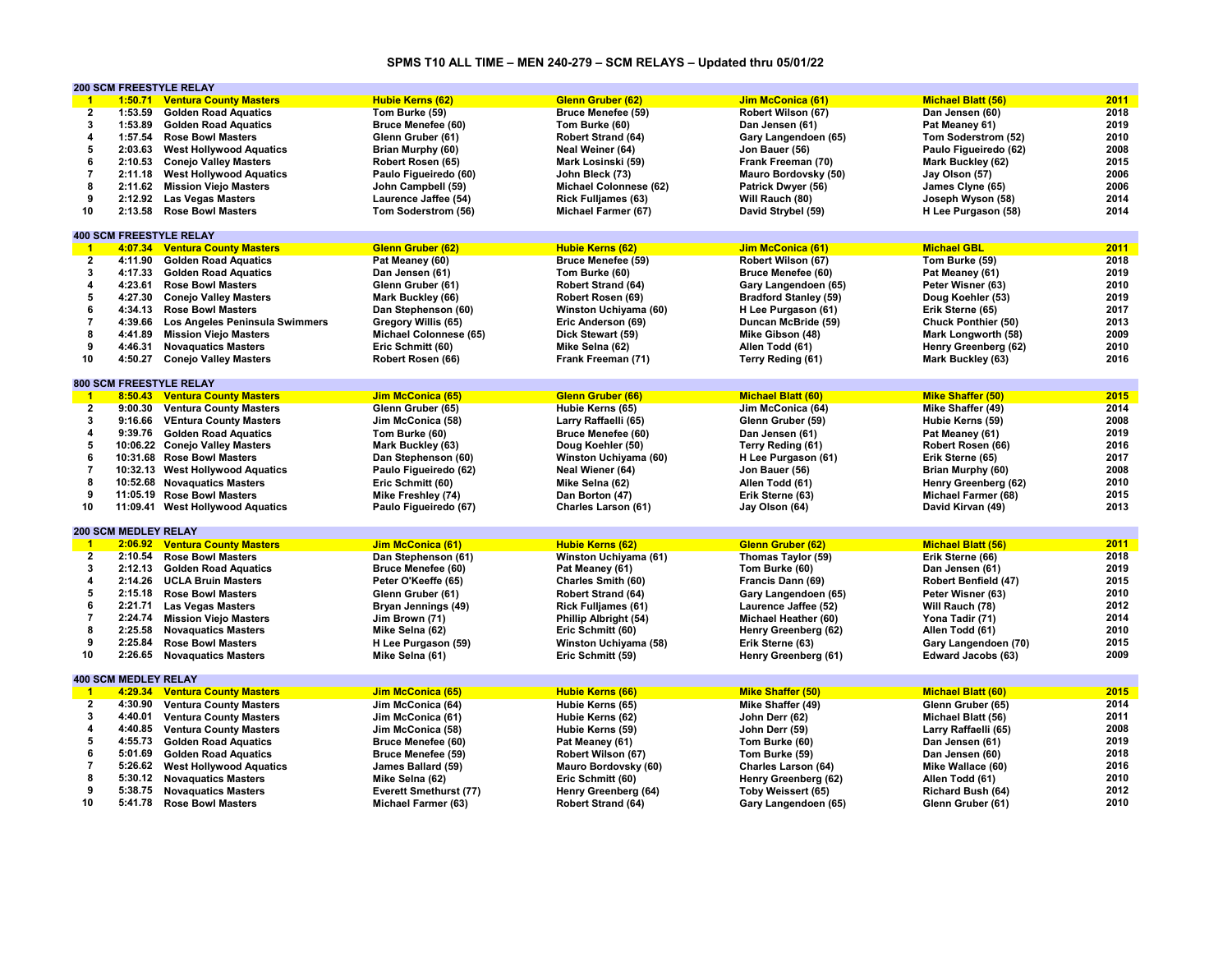# SPMS T10 ALL TIME – MEN 240-279 – SCM RELAYS – Updated thru 05/01/22

## 200 SCM FREESTYLE RELAY

| Rank | Time | Team | Swimmer 1 | Swimmer 2 | Swimmer 3 | Swimmer 4 | Year |
|---|---|---|---|---|---|---|---|
| 1 | 1:50.71 | Ventura County Masters | Hubie Kerns (62) | Glenn Gruber (62) | Jim McConica (61) | Michael Blatt (56) | 2011 |
| 2 | 1:53.59 | Golden Road Aquatics | Tom Burke (59) | Bruce Menefee (59) | Robert Wilson (67) | Dan Jensen (60) | 2018 |
| 3 | 1:53.89 | Golden Road Aquatics | Bruce Menefee (60) | Tom Burke (60) | Dan Jensen (61) | Pat Meaney 61) | 2019 |
| 4 | 1:57.54 | Rose Bowl Masters | Glenn Gruber (61) | Robert Strand (64) | Gary Langendoen (65) | Tom Soderstrom (52) | 2010 |
| 5 | 2:03.63 | West Hollywood Aquatics | Brian Murphy (60) | Neal Weiner (64) | Jon Bauer (56) | Paulo Figueiredo (62) | 2008 |
| 6 | 2:10.53 | Conejo Valley Masters | Robert Rosen (65) | Mark Losinski (59) | Frank Freeman (70) | Mark Buckley (62) | 2015 |
| 7 | 2:11.18 | West Hollywood Aquatics | Paulo Figueiredo (60) | John Bleck (73) | Mauro Bordovsky (50) | Jay Olson (57) | 2006 |
| 8 | 2:11.62 | Mission Viejo Masters | John Campbell (59) | Michael Colonnese (62) | Patrick Dwyer (56) | James Clyne (65) | 2006 |
| 9 | 2:12.92 | Las Vegas Masters | Laurence Jaffee (54) | Rick Fulljames (63) | Will Rauch (80) | Joseph Wyson (58) | 2014 |
| 10 | 2:13.58 | Rose Bowl Masters | Tom Soderstrom (56) | Michael Farmer (67) | David Strybel (59) | H Lee Purgason (58) | 2014 |

## 400 SCM FREESTYLE RELAY

| Rank | Time | Team | Swimmer 1 | Swimmer 2 | Swimmer 3 | Swimmer 4 | Year |
|---|---|---|---|---|---|---|---|
| 1 | 4:07.34 | Ventura County Masters | Glenn Gruber (62) | Hubie Kerns (62) | Jim McConica (61) | Michael GBL | 2011 |
| 2 | 4:11.90 | Golden Road Aquatics | Pat Meaney (60) | Bruce Menefee (59) | Robert Wilson (67) | Tom Burke (59) | 2018 |
| 3 | 4:17.33 | Golden Road Aquatics | Dan Jensen (61) | Tom Burke (60) | Bruce Menefee (60) | Pat Meaney (61) | 2019 |
| 4 | 4:23.61 | Rose Bowl Masters | Glenn Gruber (61) | Robert Strand (64) | Gary Langendoen (65) | Peter Wisner (63) | 2010 |
| 5 | 4:27.30 | Conejo Valley Masters | Mark Buckley (66) | Robert Rosen (69) | Bradford Stanley (59) | Doug Koehler (53) | 2019 |
| 6 | 4:34.13 | Rose Bowl Masters | Dan Stephenson (60) | Winston Uchiyama (60) | H Lee Purgason (61) | Erik Sterne (65) | 2017 |
| 7 | 4:39.66 | Los Angeles Peninsula Swimmers | Gregory Willis (65) | Eric Anderson (69) | Duncan McBride (59) | Chuck Ponthier (50) | 2013 |
| 8 | 4:41.89 | Mission Viejo Masters | Michael Colonnese (65) | Dick Stewart (59) | Mike Gibson (48) | Mark Longworth (58) | 2009 |
| 9 | 4:46.31 | Novaquatics Masters | Eric Schmitt (60) | Mike Selna (62) | Allen Todd (61) | Henry Greenberg (62) | 2010 |
| 10 | 4:50.27 | Conejo Valley Masters | Robert Rosen (66) | Frank Freeman (71) | Terry Reding (61) | Mark Buckley (63) | 2016 |

## 800 SCM FREESTYLE RELAY

| Rank | Time | Team | Swimmer 1 | Swimmer 2 | Swimmer 3 | Swimmer 4 | Year |
|---|---|---|---|---|---|---|---|
| 1 | 8:50.43 | Ventura County Masters | Jim McConica (65) | Glenn Gruber (66) | Michael Blatt (60) | Mike Shaffer (50) | 2015 |
| 2 | 9:00.30 | Ventura County Masters | Glenn Gruber (65) | Hubie Kerns (65) | Jim McConica (64) | Mike Shaffer (49) | 2014 |
| 3 | 9:16.66 | VEntura County Masters | Jim McConica (58) | Larry Raffaelli (65) | Glenn Gruber (59) | Hubie Kerns (59) | 2008 |
| 4 | 9:39.76 | Golden Road Aquatics | Tom Burke (60) | Bruce Menefee (60) | Dan Jensen (61) | Pat Meaney (61) | 2019 |
| 5 | 10:06.22 | Conejo Valley Masters | Mark Buckley (63) | Doug Koehler (50) | Terry Reding (61) | Robert Rosen (66) | 2016 |
| 6 | 10:31.68 | Rose Bowl Masters | Dan Stephenson (60) | Winston Uchiyama (60) | H Lee Purgason (61) | Erik Sterne (65) | 2017 |
| 7 | 10:32.13 | West Hollywood Aquatics | Paulo Figueiredo (62) | Neal Wiener (64) | Jon Bauer (56) | Brian Murphy (60) | 2008 |
| 8 | 10:52.68 | Novaquatics Masters | Eric Schmitt (60) | Mike Selna (62) | Allen Todd (61) | Henry Greenberg (62) | 2010 |
| 9 | 11:05.19 | Rose Bowl Masters | Mike Freshley (74) | Dan Borton (47) | Erik Sterne (63) | Michael Farmer (68) | 2015 |
| 10 | 11:09.41 | West Hollywood Aquatics | Paulo Figueiredo (67) | Charles Larson (61) | Jay Olson (64) | David Kirvan (49) | 2013 |

## 200 SCM MEDLEY RELAY

| Rank | Time | Team | Swimmer 1 | Swimmer 2 | Swimmer 3 | Swimmer 4 | Year |
|---|---|---|---|---|---|---|---|
| 1 | 2:06.92 | Ventura County Masters | Jim McConica (61) | Hubie Kerns (62) | Glenn Gruber (62) | Michael Blatt (56) | 2011 |
| 2 | 2:10.54 | Rose Bowl Masters | Dan Stephenson (61) | Winston Uchiyama (61) | Thomas Taylor (59) | Erik Sterne (66) | 2018 |
| 3 | 2:12.13 | Golden Road Aquatics | Bruce Menefee (60) | Pat Meaney (61) | Tom Burke (60) | Dan Jensen (61) | 2019 |
| 4 | 2:14.26 | UCLA Bruin Masters | Peter O'Keeffe (65) | Charles Smith (60) | Francis Dann (69) | Robert Benfield (47) | 2015 |
| 5 | 2:15.18 | Rose Bowl Masters | Glenn Gruber (61) | Robert Strand (64) | Gary Langendoen (65) | Peter Wisner (63) | 2010 |
| 6 | 2:21.71 | Las Vegas Masters | Bryan Jennings (49) | Rick Fulljames (61) | Laurence Jaffee (52) | Will Rauch (78) | 2012 |
| 7 | 2:24.74 | Mission Viejo Masters | Jim Brown (71) | Phillip Albright (54) | Michael Heather (60) | Yona Tadir (71) | 2014 |
| 8 | 2:25.58 | Novaquatics Masters | Mike Selna (62) | Eric Schmitt (60) | Henry Greenberg (62) | Allen Todd (61) | 2010 |
| 9 | 2:25.84 | Rose Bowl Masters | H Lee Purgason (59) | Winston Uchiyama (58) | Erik Sterne (63) | Gary Langendoen (70) | 2015 |
| 10 | 2:26.65 | Novaquatics Masters | Mike Selna (61) | Eric Schmitt (59) | Henry Greenberg (61) | Edward Jacobs (63) | 2009 |

## 400 SCM MEDLEY RELAY

| Rank | Time | Team | Swimmer 1 | Swimmer 2 | Swimmer 3 | Swimmer 4 | Year |
|---|---|---|---|---|---|---|---|
| 1 | 4:29.34 | Ventura County Masters | Jim McConica (65) | Hubie Kerns (66) | Mike Shaffer (50) | Michael Blatt (60) | 2015 |
| 2 | 4:30.90 | Ventura County Masters | Jim McConica (64) | Hubie Kerns (65) | Mike Shaffer (49) | Glenn Gruber (65) | 2014 |
| 3 | 4:40.01 | Ventura County Masters | Jim McConica (61) | Hubie Kerns (62) | John Derr (62) | Michael Blatt (56) | 2011 |
| 4 | 4:40.85 | Ventura County Masters | Jim McConica (58) | Hubie Kerns (59) | John Derr (59) | Larry Raffaelli (65) | 2008 |
| 5 | 4:55.73 | Golden Road Aquatics | Bruce Menefee (60) | Pat Meaney (61) | Tom Burke (60) | Dan Jensen (61) | 2019 |
| 6 | 5:01.69 | Golden Road Aquatics | Bruce Menefee (59) | Robert Wilson (67) | Tom Burke (59) | Dan Jensen (60) | 2018 |
| 7 | 5:26.62 | West Hollywood Aquatics | James Ballard (59) | Mauro Bordovsky (60) | Charles Larson (64) | Mike Wallace (60) | 2016 |
| 8 | 5:30.12 | Novaquatics Masters | Mike Selna (62) | Eric Schmitt (60) | Henry Greenberg (62) | Allen Todd (61) | 2010 |
| 9 | 5:38.75 | Novaquatics Masters | Everett Smethurst (77) | Henry Greenberg (64) | Toby Weissert (65) | Richard Bush (64) | 2012 |
| 10 | 5:41.78 | Rose Bowl Masters | Michael Farmer (63) | Robert Strand (64) | Gary Langendoen (65) | Glenn Gruber (61) | 2010 |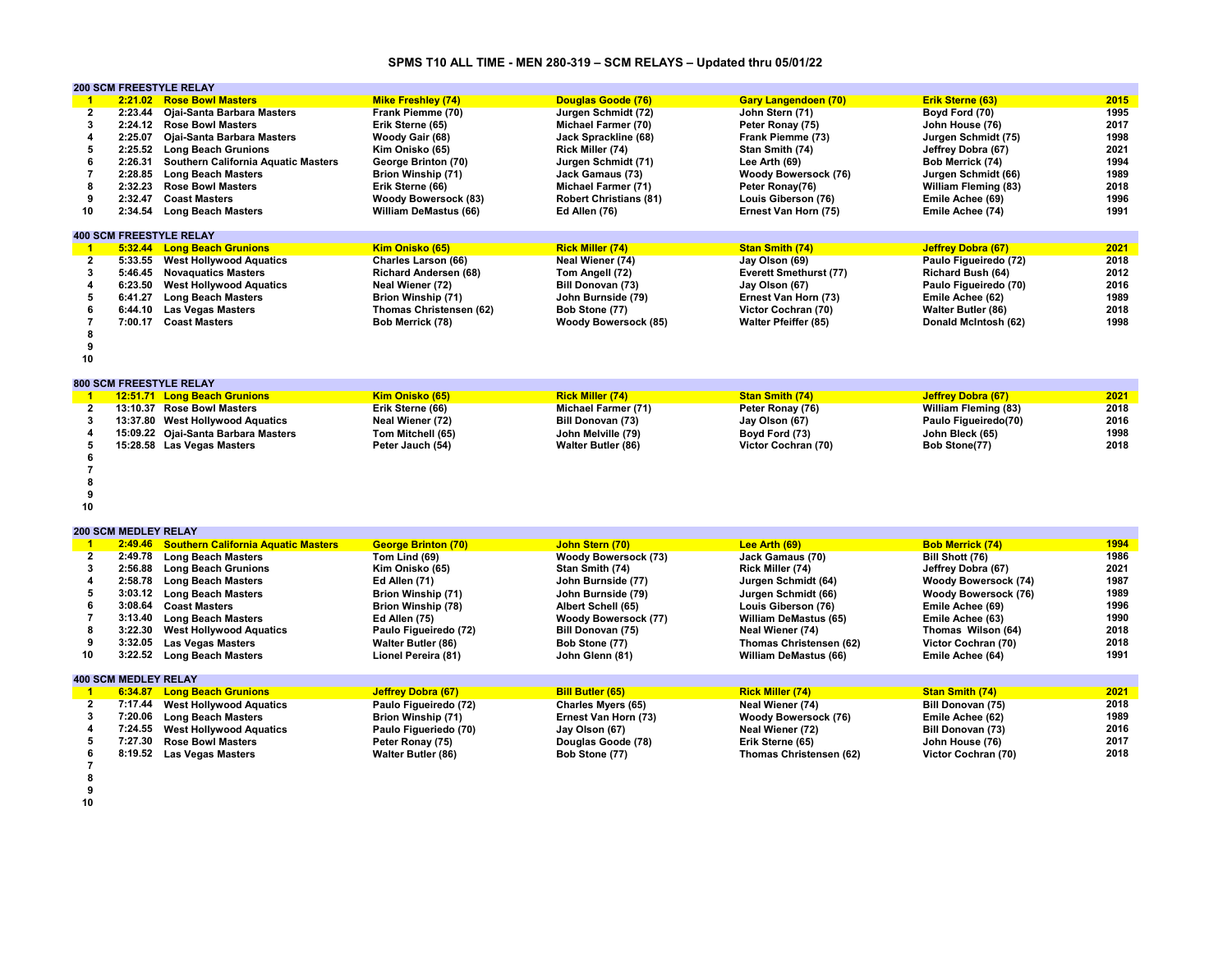# SPMS T10 ALL TIME - MEN 280-319 – SCM RELAYS – Updated thru 05/01/22

## 200 SCM FREESTYLE RELAY

| Rank | Time | Team | Swimmer 1 | Swimmer 2 | Swimmer 3 | Swimmer 4 | Year |
|---|---|---|---|---|---|---|---|
| 1 | 2:21.02 | Rose Bowl Masters | Mike Freshley (74) | Douglas Goode (76) | Gary Langendoen (70) | Erik Sterne (63) | 2015 |
| 2 | 2:23.44 | Ojai-Santa Barbara Masters | Frank Piemme (70) | Jurgen Schmidt (72) | John Stern (71) | Boyd Ford (70) | 1995 |
| 3 | 2:24.12 | Rose Bowl Masters | Erik Sterne (65) | Michael Farmer (70) | Peter Ronay (75) | John House (76) | 2017 |
| 4 | 2:25.07 | Ojai-Santa Barbara Masters | Woody Gair (68) | Jack Sprackline (68) | Frank Piemme (73) | Jurgen Schmidt (75) | 1998 |
| 5 | 2:25.52 | Long Beach Grunions | Kim Onisko (65) | Rick Miller (74) | Stan Smith (74) | Jeffrey Dobra (67) | 2021 |
| 6 | 2:26.31 | Southern California Aquatic Masters | George Brinton (70) | Jurgen Schmidt (71) | Lee Arth (69) | Bob Merrick (74) | 1994 |
| 7 | 2:28.85 | Long Beach Masters | Brion Winship (71) | Jack Gamaus (73) | Woody Bowersock (76) | Jurgen Schmidt (66) | 1989 |
| 8 | 2:32.23 | Rose Bowl Masters | Erik Sterne (66) | Michael Farmer (71) | Peter Ronay(76) | William Fleming (83) | 2018 |
| 9 | 2:32.47 | Coast Masters | Woody Bowersock (83) | Robert Christians (81) | Louis Giberson (76) | Emile Achee (69) | 1996 |
| 10 | 2:34.54 | Long Beach Masters | William DeMastus (66) | Ed Allen (76) | Ernest Van Horn (75) | Emile Achee (74) | 1991 |

## 400 SCM FREESTYLE RELAY

| Rank | Time | Team | Swimmer 1 | Swimmer 2 | Swimmer 3 | Swimmer 4 | Year |
|---|---|---|---|---|---|---|---|
| 1 | 5:32.44 | Long Beach Grunions | Kim Onisko (65) | Rick Miller (74) | Stan Smith (74) | Jeffrey Dobra (67) | 2021 |
| 2 | 5:33.55 | West Hollywood Aquatics | Charles Larson (66) | Neal Wiener (74) | Jay Olson (69) | Paulo Figueiredo (72) | 2018 |
| 3 | 5:46.45 | Novaquatics Masters | Richard Andersen (68) | Tom Angell (72) | Everett Smethurst (77) | Richard Bush (64) | 2012 |
| 4 | 6:23.50 | West Hollywood Aquatics | Neal Wiener (72) | Bill Donovan (73) | Jay Olson (67) | Paulo Figueiredo (70) | 2016 |
| 5 | 6:41.27 | Long Beach Masters | Brion Winship (71) | John Burnside (79) | Ernest Van Horn (73) | Emile Achee (62) | 1989 |
| 6 | 6:44.10 | Las Vegas Masters | Thomas Christensen (62) | Bob Stone (77) | Victor Cochran (70) | Walter Butler (86) | 2018 |
| 7 | 7:00.17 | Coast Masters | Bob Merrick (78) | Woody Bowersock (85) | Walter Pfeiffer (85) | Donald McIntosh (62) | 1998 |
| 8 | | | | | | | |
| 9 | | | | | | | |
| 10 | | | | | | | |

## 800 SCM FREESTYLE RELAY

| Rank | Time | Team | Swimmer 1 | Swimmer 2 | Swimmer 3 | Swimmer 4 | Year |
|---|---|---|---|---|---|---|---|
| 1 | 12:51.71 | Long Beach Grunions | Kim Onisko (65) | Rick Miller (74) | Stan Smith (74) | Jeffrey Dobra (67) | 2021 |
| 2 | 13:10.37 | Rose Bowl Masters | Erik Sterne (66) | Michael Farmer (71) | Peter Ronay (76) | William Fleming (83) | 2018 |
| 3 | 13:37.80 | West Hollywood Aquatics | Neal Wiener (72) | Bill Donovan (73) | Jay Olson (67) | Paulo Figueiredo(70) | 2016 |
| 4 | 15:09.22 | Ojai-Santa Barbara Masters | Tom Mitchell (65) | John Melville (79) | Boyd Ford (73) | John Bleck (65) | 1998 |
| 5 | 15:28.58 | Las Vegas Masters | Peter Jauch (54) | Walter Butler (86) | Victor Cochran (70) | Bob Stone(77) | 2018 |
| 6 | | | | | | | |
| 7 | | | | | | | |
| 8 | | | | | | | |
| 9 | | | | | | | |
| 10 | | | | | | | |

## 200 SCM MEDLEY RELAY

| Rank | Time | Team | Swimmer 1 | Swimmer 2 | Swimmer 3 | Swimmer 4 | Year |
|---|---|---|---|---|---|---|---|
| 1 | 2:49.46 | Southern California Aquatic Masters | George Brinton (70) | John Stern (70) | Lee Arth (69) | Bob Merrick (74) | 1994 |
| 2 | 2:49.78 | Long Beach Masters | Tom Lind (69) | Woody Bowersock (73) | Jack Gamaus (70) | Bill Shott (76) | 1986 |
| 3 | 2:56.88 | Long Beach Grunions | Kim Onisko (65) | Stan Smith (74) | Rick Miller (74) | Jeffrey Dobra (67) | 2021 |
| 4 | 2:58.78 | Long Beach Masters | Ed Allen (71) | John Burnside (77) | Jurgen Schmidt (64) | Woody Bowersock (74) | 1987 |
| 5 | 3:03.12 | Long Beach Masters | Brion Winship (71) | John Burnside (79) | Jurgen Schmidt (66) | Woody Bowersock (76) | 1989 |
| 6 | 3:08.64 | Coast Masters | Brion Winship (78) | Albert Schell (65) | Louis Giberson (76) | Emile Achee (69) | 1996 |
| 7 | 3:13.40 | Long Beach Masters | Ed Allen (75) | Woody Bowersock (77) | William DeMastus (65) | Emile Achee (63) | 1990 |
| 8 | 3:22.30 | West Hollywood Aquatics | Paulo Figueiredo (72) | Bill Donovan (75) | Neal Wiener (74) | Thomas Wilson (64) | 2018 |
| 9 | 3:32.05 | Las Vegas Masters | Walter Butler (86) | Bob Stone (77) | Thomas Christensen (62) | Victor Cochran (70) | 2018 |
| 10 | 3:22.52 | Long Beach Masters | Lionel Pereira (81) | John Glenn (81) | William DeMastus (66) | Emile Achee (64) | 1991 |

## 400 SCM MEDLEY RELAY

| Rank | Time | Team | Swimmer 1 | Swimmer 2 | Swimmer 3 | Swimmer 4 | Year |
|---|---|---|---|---|---|---|---|
| 1 | 6:34.87 | Long Beach Grunions | Jeffrey Dobra (67) | Bill Butler (65) | Rick Miller (74) | Stan Smith (74) | 2021 |
| 2 | 7:17.44 | West Hollywood Aquatics | Paulo Figueiredo (72) | Charles Myers (65) | Neal Wiener (74) | Bill Donovan (75) | 2018 |
| 3 | 7:20.06 | Long Beach Masters | Brion Winship (71) | Ernest Van Horn (73) | Woody Bowersock (76) | Emile Achee (62) | 1989 |
| 4 | 7:24.55 | West Hollywood Aquatics | Paulo Figueriedo (70) | Jay Olson (67) | Neal Wiener (72) | Bill Donovan (73) | 2016 |
| 5 | 7:27.30 | Rose Bowl Masters | Peter Ronay (75) | Douglas Goode (78) | Erik Sterne (65) | John House (76) | 2017 |
| 6 | 8:19.52 | Las Vegas Masters | Walter Butler (86) | Bob Stone (77) | Thomas Christensen (62) | Victor Cochran (70) | 2018 |
| 7 | | | | | | | |
| 8 | | | | | | | |
| 9 | | | | | | | |
| 10 | | | | | | | |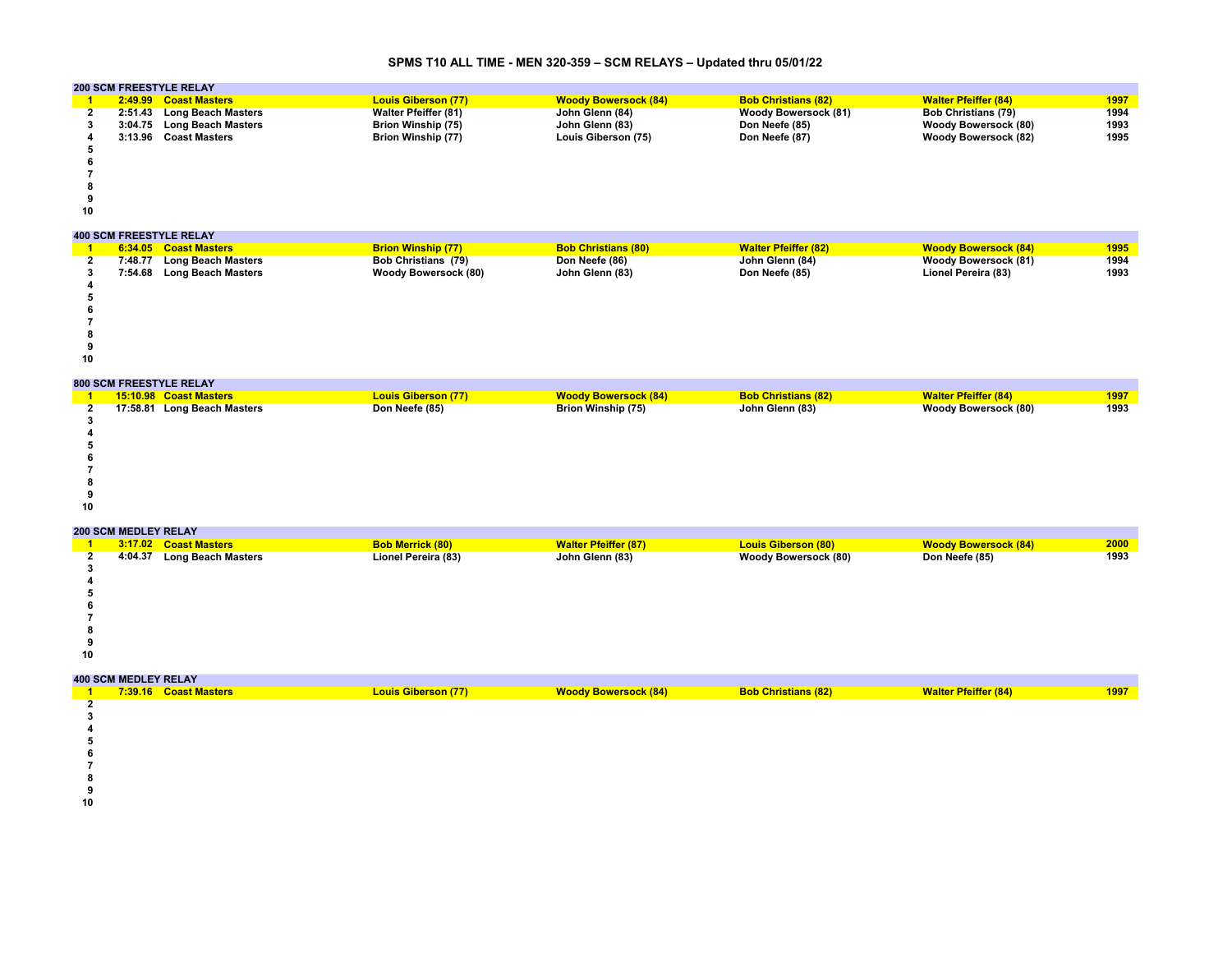# SPMS T10 ALL TIME - MEN 320-359 – SCM RELAYS – Updated thru 05/01/22

## 200 SCM FREESTYLE RELAY

| Place | Time | Team | Swimmer 1 | Swimmer 2 | Swimmer 3 | Swimmer 4 | Year |
|---|---|---|---|---|---|---|---|
| 1 | 2:49.99 | Coast Masters | Louis Giberson (77) | Woody Bowersock (84) | Bob Christians (82) | Walter Pfeiffer (84) | 1997 |
| 2 | 2:51.43 | Long Beach Masters | Walter Pfeiffer (81) | John Glenn (84) | Woody Bowersock (81) | Bob Christians (79) | 1994 |
| 3 | 3:04.75 | Long Beach Masters | Brion Winship (75) | John Glenn (83) | Don Neefe (85) | Woody Bowersock (80) | 1993 |
| 4 | 3:13.96 | Coast Masters | Brion Winship (77) | Louis Giberson (75) | Don Neefe (87) | Woody Bowersock (82) | 1995 |
| 5 | | | | | | | |
| 6 | | | | | | | |
| 7 | | | | | | | |
| 8 | | | | | | | |
| 9 | | | | | | | |
| 10 | | | | | | | |

## 400 SCM FREESTYLE RELAY

| Place | Time | Team | Swimmer 1 | Swimmer 2 | Swimmer 3 | Swimmer 4 | Year |
|---|---|---|---|---|---|---|---|
| 1 | 6:34.05 | Coast Masters | Brion Winship (77) | Bob Christians (80) | Walter Pfeiffer (82) | Woody Bowersock (84) | 1995 |
| 2 | 7:48.77 | Long Beach Masters | Bob Christians (79) | Don Neefe (86) | John Glenn (84) | Woody Bowersock (81) | 1994 |
| 3 | 7:54.68 | Long Beach Masters | Woody Bowersock (80) | John Glenn (83) | Don Neefe (85) | Lionel Pereira (83) | 1993 |
| 4 | | | | | | | |
| 5 | | | | | | | |
| 6 | | | | | | | |
| 7 | | | | | | | |
| 8 | | | | | | | |
| 9 | | | | | | | |
| 10 | | | | | | | |

## 800 SCM FREESTYLE RELAY

| Place | Time | Team | Swimmer 1 | Swimmer 2 | Swimmer 3 | Swimmer 4 | Year |
|---|---|---|---|---|---|---|---|
| 1 | 15:10.98 | Coast Masters | Louis Giberson (77) | Woody Bowersock (84) | Bob Christians (82) | Walter Pfeiffer (84) | 1997 |
| 2 | 17:58.81 | Long Beach Masters | Don Neefe (85) | Brion Winship (75) | John Glenn (83) | Woody Bowersock (80) | 1993 |
| 3 | | | | | | | |
| 4 | | | | | | | |
| 5 | | | | | | | |
| 6 | | | | | | | |
| 7 | | | | | | | |
| 8 | | | | | | | |
| 9 | | | | | | | |
| 10 | | | | | | | |

## 200 SCM MEDLEY RELAY

| Place | Time | Team | Swimmer 1 | Swimmer 2 | Swimmer 3 | Swimmer 4 | Year |
|---|---|---|---|---|---|---|---|
| 1 | 3:17.02 | Coast Masters | Bob Merrick (80) | Walter Pfeiffer (87) | Louis Giberson (80) | Woody Bowersock (84) | 2000 |
| 2 | 4:04.37 | Long Beach Masters | Lionel Pereira (83) | John Glenn (83) | Woody Bowersock (80) | Don Neefe (85) | 1993 |
| 3 | | | | | | | |
| 4 | | | | | | | |
| 5 | | | | | | | |
| 6 | | | | | | | |
| 7 | | | | | | | |
| 8 | | | | | | | |
| 9 | | | | | | | |
| 10 | | | | | | | |

## 400 SCM MEDLEY RELAY

| Place | Time | Team | Swimmer 1 | Swimmer 2 | Swimmer 3 | Swimmer 4 | Year |
|---|---|---|---|---|---|---|---|
| 1 | 7:39.16 | Coast Masters | Louis Giberson (77) | Woody Bowersock (84) | Bob Christians (82) | Walter Pfeiffer (84) | 1997 |
| 2 | | | | | | | |
| 3 | | | | | | | |
| 4 | | | | | | | |
| 5 | | | | | | | |
| 6 | | | | | | | |
| 7 | | | | | | | |
| 8 | | | | | | | |
| 9 | | | | | | | |
| 10 | | | | | | | |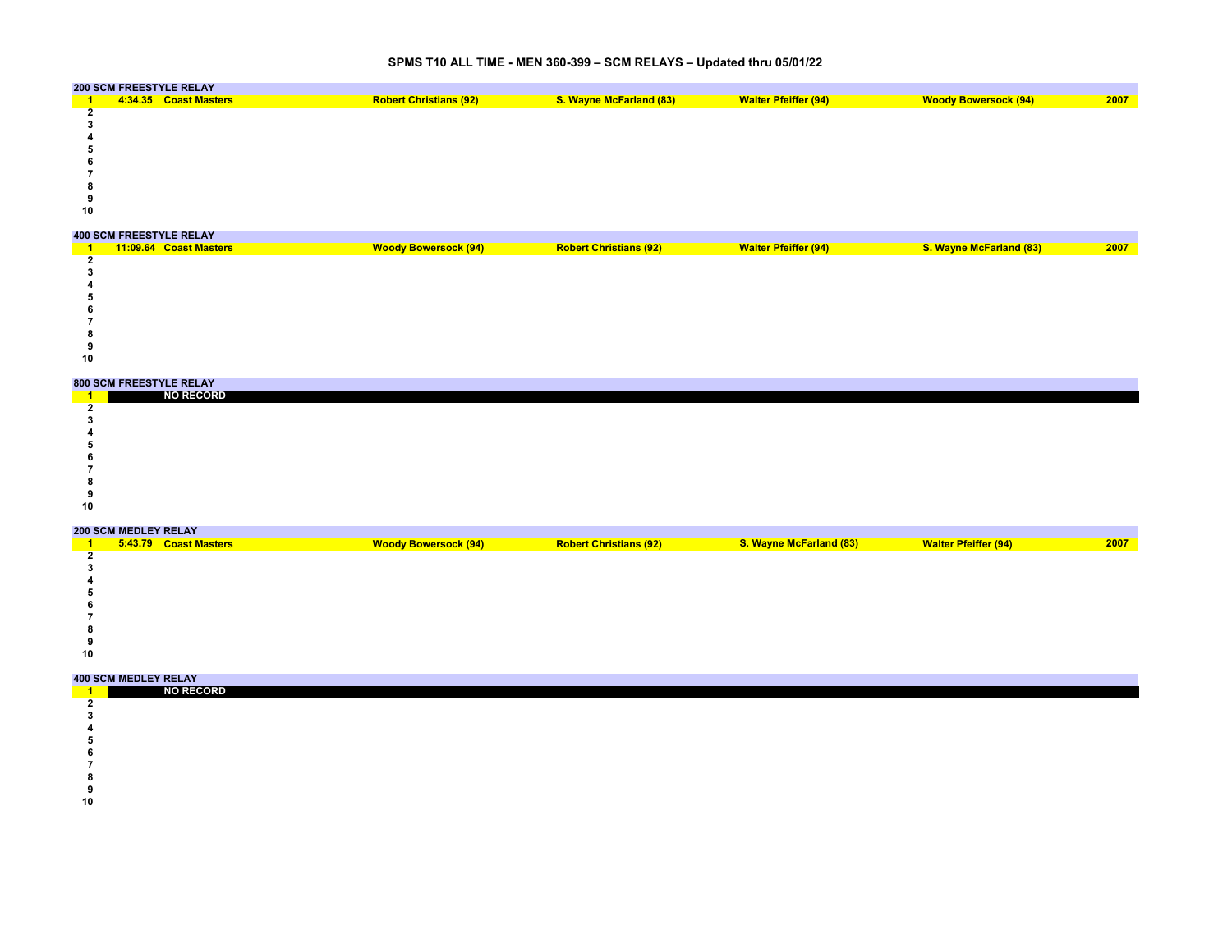# SPMS T10 ALL TIME - MEN 360-399 – SCM RELAYS – Updated thru 05/01/22

## 200 SCM FREESTYLE RELAY

| Rank | Time | Team | Swimmer 1 | Swimmer 2 | Swimmer 3 | Swimmer 4 | Year |
|---|---|---|---|---|---|---|---|
| 1 | 4:34.35 | Coast Masters | Robert Christians (92) | S. Wayne McFarland (83) | Walter Pfeiffer (94) | Woody Bowersock (94) | 2007 |
| 2 | | | | | | | |
| 3 | | | | | | | |
| 4 | | | | | | | |
| 5 | | | | | | | |
| 6 | | | | | | | |
| 7 | | | | | | | |
| 8 | | | | | | | |
| 9 | | | | | | | |
| 10 | | | | | | | |

## 400 SCM FREESTYLE RELAY

| Rank | Time | Team | Swimmer 1 | Swimmer 2 | Swimmer 3 | Swimmer 4 | Year |
|---|---|---|---|---|---|---|---|
| 1 | 11:09.64 | Coast Masters | Woody Bowersock (94) | Robert Christians (92) | Walter Pfeiffer (94) | S. Wayne McFarland (83) | 2007 |
| 2 | | | | | | | |
| 3 | | | | | | | |
| 4 | | | | | | | |
| 5 | | | | | | | |
| 6 | | | | | | | |
| 7 | | | | | | | |
| 8 | | | | | | | |
| 9 | | | | | | | |
| 10 | | | | | | | |

## 800 SCM FREESTYLE RELAY

| Rank | Time | Team | Swimmer 1 | Swimmer 2 | Swimmer 3 | Swimmer 4 | Year |
|---|---|---|---|---|---|---|---|
| 1 | | NO RECORD | | | | | |
| 2 | | | | | | | |
| 3 | | | | | | | |
| 4 | | | | | | | |
| 5 | | | | | | | |
| 6 | | | | | | | |
| 7 | | | | | | | |
| 8 | | | | | | | |
| 9 | | | | | | | |
| 10 | | | | | | | |

## 200 SCM MEDLEY RELAY

| Rank | Time | Team | Swimmer 1 | Swimmer 2 | Swimmer 3 | Swimmer 4 | Year |
|---|---|---|---|---|---|---|---|
| 1 | 5:43.79 | Coast Masters | Woody Bowersock (94) | Robert Christians (92) | S. Wayne McFarland (83) | Walter Pfeiffer (94) | 2007 |
| 2 | | | | | | | |
| 3 | | | | | | | |
| 4 | | | | | | | |
| 5 | | | | | | | |
| 6 | | | | | | | |
| 7 | | | | | | | |
| 8 | | | | | | | |
| 9 | | | | | | | |
| 10 | | | | | | | |

## 400 SCM MEDLEY RELAY

| Rank | Time | Team | Swimmer 1 | Swimmer 2 | Swimmer 3 | Swimmer 4 | Year |
|---|---|---|---|---|---|---|---|
| 1 | | NO RECORD | | | | | |
| 2 | | | | | | | |
| 3 | | | | | | | |
| 4 | | | | | | | |
| 5 | | | | | | | |
| 6 | | | | | | | |
| 7 | | | | | | | |
| 8 | | | | | | | |
| 9 | | | | | | | |
| 10 | | | | | | | |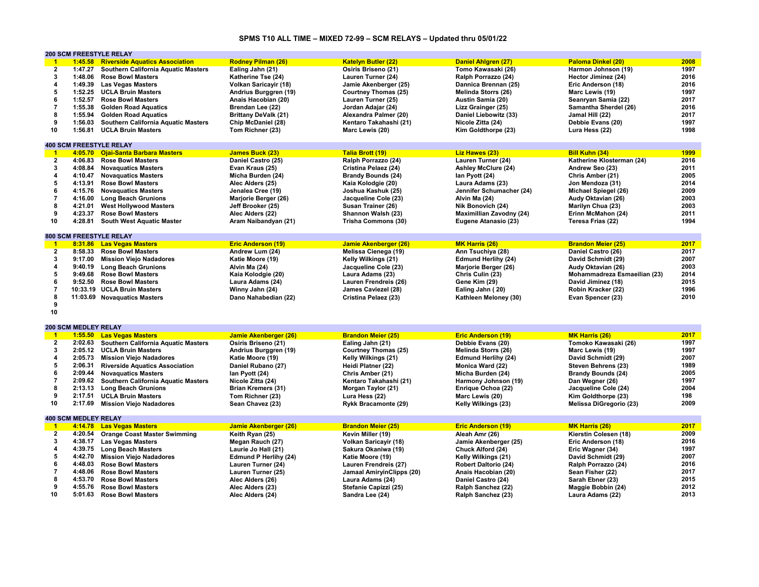# SPMS T10 ALL TIME – MIXED 72-99 – SCM RELAYS – Updated thru 05/01/22

## 200 SCM FREESTYLE RELAY

| Rank | Time | Team | Swimmer 1 | Swimmer 2 | Swimmer 3 | Swimmer 4 | Year |
|---|---|---|---|---|---|---|---|
| **1** | **1:45.58** | **Riverside Aquatics Association** | **Rodney Pilman (26)** | **Katelyn Butler (22)** | **Daniel Ahlgren (27)** | **Paloma Dinkel (20)** | **2008** |
| 2 | 1:47.27 | Southern California Aquatic Masters | Ealing Jahn (21) | Osiris Briseno (21) | Tomo Kawasaki (26) | Harmon Johnson (19) | 1997 |
| 3 | 1:48.06 | Rose Bowl Masters | Katherine Tse (24) | Lauren Turner (24) | Ralph Porrazzo (24) | Hector Jiminez (24) | 2016 |
| 4 | 1:49.39 | Las Vegas Masters | Volkan Saricayir (18) | Jamie Akenberger (25) | Dannica Brennan (25) | Eric Anderson (18) | 2016 |
| 5 | 1:52.25 | UCLA Bruin Masters | Andrius Burggren (19) | Courtney Thomas (25) | Melinda Storrs (26) | Marc Lewis (19) | 1997 |
| 6 | 1:52.57 | Rose Bowl Masters | Anais Hacobian (20) | Lauren Turner (25) | Austin Samia (20) | Seanryan Samia (22) | 2017 |
| 7 | 1:55.38 | Golden Road Aquatics | Brendan Lee (22) | Jordan Adajar (24) | Lizz Grainger (25) | Samantha Sherdel (26) | 2016 |
| 8 | 1:55.94 | Golden Road Aquatics | Brittany DeValk (21) | Alexandra Palmer (20) | Daniel Liebowitz (33) | Jamal Hill (22) | 2017 |
| 9 | 1:56.03 | Southern California Aquatic Masters | Chip McDaniel (28) | Kentaro Takahashi (21) | Nicole Zitta (24) | Debbie Evans (20) | 1997 |
| 10 | 1:56.81 | UCLA Bruin Masters | Tom Richner (23) | Marc Lewis (20) | Kim Goldthorpe (23) | Lura Hess (22) | 1998 |

## 400 SCM FREESTYLE RELAY

| Rank | Time | Team | Swimmer 1 | Swimmer 2 | Swimmer 3 | Swimmer 4 | Year |
|---|---|---|---|---|---|---|---|
| **1** | **4:05.70** | **Ojai-Santa Barbara Masters** | **James Buck (23)** | **Talia Brott (19)** | **Liz Hawes (23)** | **Bill Kuhn (34)** | **1999** |
| 2 | 4:06.83 | Rose Bowl Masters | Daniel Castro (25) | Ralph Porrazzo (24) | Lauren Turner (24) | Katherine Klosterman (24) | 2016 |
| 3 | 4:08.84 | Novaquatics Masters | Evan Kraus (25) | Cristina Pelaez (24) | Ashley McClure (24) | Andrew Seo (23) | 2011 |
| 4 | 4:10.47 | Novaquatics Masters | Micha Burden (24) | Brandy Bounds (24) | Ian Pyott (24) | Chris Amber (21) | 2005 |
| 5 | 4:13.91 | Rose Bowl Masters | Alec Alders (25) | Kaia Kolodgie (20) | Laura Adams (23) | Jon Mendoza (31) | 2014 |
| 6 | 4:15.76 | Novaquatics Masters | Jenalea Cree (19) | Joshua Kashuk (25) | Jennifer Schumacher (24) | Michael Spiegel (26) | 2009 |
| 7 | 4:16.00 | Long Beach Grunions | Marjorie Berger (26) | Jacqueline Cole (23) | Alvin Ma (24) | Audy Oktavian (26) | 2003 |
| 8 | 4:21.01 | West Hollywood Masters | Jeff Brooker (25) | Susan Trainer (26) | Nik Bonovich (24) | Marilyn Chua (23) | 2003 |
| 9 | 4:23.37 | Rose Bowl Masters | Alec Alders (22) | Shannon Walsh (23) | Maximillian Zavodny (24) | Erinn McMahon (24) | 2011 |
| 10 | 4:28.81 | South West Aquatic Master | Aram Naibandyan (21) | Trisha Commons (30) | Eugene Atanasio (23) | Teresa Frias (22) | 1994 |

## 800 SCM FREESTYLE RELAY

| Rank | Time | Team | Swimmer 1 | Swimmer 2 | Swimmer 3 | Swimmer 4 | Year |
|---|---|---|---|---|---|---|---|
| **1** | **8:31.86** | **Las Vegas Masters** | **Eric Anderson (19)** | **Jamie Akenberger (26)** | **MK Harris (26)** | **Brandon Meier (25)** | **2017** |
| 2 | 8:58.33 | Rose Bowl Masters | Andrew Lum (24) | Melissa Cienega (19) | Ann Tsuchiya (28) | Daniel Castro (26) | 2017 |
| 3 | 9:17.00 | Mission Viejo Nadadores | Katie Moore (19) | Kelly Wilkings (21) | Edmund Herlihy (24) | David Schmidt (29) | 2007 |
| 4 | 9:40.19 | Long Beach Grunions | Alvin Ma (24) | Jacqueline Cole (23) | Marjorie Berger (26) | Audy Oktavian (26) | 2003 |
| 5 | 9:49.68 | Rose Bowl Masters | Kaia Kolodgie (20) | Laura Adams (23) | Chris Culin (23) | Mohammadreza Esmaeilian (23) | 2014 |
| 6 | 9:52.50 | Rose Bowl Masters | Laura Adams (24) | Lauren Frendreis (26) | Gene Kim (29) | David Jiminez (18) | 2015 |
| 7 | 10:33.19 | UCLA Bruin Masters | Winny Jahn (24) | James Caviezel (28) | Ealing Jahn ( 20) | Robin Kracker (22) | 1996 |
| 8 | 11:03.69 | Novaquatics Masters | Dano Nahabedian (22) | Cristina Pelaez (23) | Kathleen Meloney (30) | Evan Spencer (23) | 2010 |
| 9 | | | | | | | |
| 10 | | | | | | | |

## 200 SCM MEDLEY RELAY

| Rank | Time | Team | Swimmer 1 | Swimmer 2 | Swimmer 3 | Swimmer 4 | Year |
|---|---|---|---|---|---|---|---|
| **1** | **1:55.50** | **Las Vegas Masters** | **Jamie Akenberger (26)** | **Brandon Meier (25)** | **Eric Anderson (19)** | **MK Harris (26)** | **2017** |
| 2 | 2:02.63 | Southern California Aquatic Masters | Osiris Briseno (21) | Ealing Jahn (21) | Debbie Evans (20) | Tomoko Kawasaki (26) | 1997 |
| 3 | 2:05.12 | UCLA Bruin Masters | Andrius Burggren (19) | Courtney Thomas (25) | Melinda Storrs (26) | Marc Lewis (19) | 1997 |
| 4 | 2:05.73 | Mission Viejo Nadadores | Katie Moore (19) | Kelly Wilkings (21) | Edmund Herlihy (24) | David Schmidt (29) | 2007 |
| 5 | 2:06.31 | Riverside Aquatics Association | Daniel Rubano (27) | Heidi Platner (22) | Monica Ward (22) | Steven Behrens (23) | 1989 |
| 6 | 2:09.44 | Novaquatics Masters | Ian Pyott (24) | Chris Amber (21) | Micha Burden (24) | Brandy Bounds (24) | 2005 |
| 7 | 2:09.62 | Southern California Aquatic Masters | Nicole Zitta (24) | Kentaro Takahashi (21) | Harmony Johnson (19) | Dan Wegner (26) | 1997 |
| 8 | 2:13.13 | Long Beach Grunions | Brian Kremers (31) | Morgan Taylor (21) | Enrique Ochoa (22) | Jacqueline Cole (24) | 2004 |
| 9 | 2:17.51 | UCLA Bruin Masters | Tom Richner (23) | Lura Hess (22) | Marc Lewis (20) | Kim Goldthorpe (23) | 198 |
| 10 | 2:17.69 | Mission Viejo Nadadores | Sean Chavez (23) | Rykk Bracamonte (29) | Kelly Wilkings (23) | Melissa DiGregorio (23) | 2009 |

## 400 SCM MEDLEY RELAY

| Rank | Time | Team | Swimmer 1 | Swimmer 2 | Swimmer 3 | Swimmer 4 | Year |
|---|---|---|---|---|---|---|---|
| **1** | **4:14.78** | **Las Vegas Masters** | **Jamie Akenberger (26)** | **Brandon Meier (25)** | **Eric Anderson (19)** | **MK Harris (26)** | **2017** |
| 2 | 4:20.54 | Orange Coast Master Swimming | Keith Ryan (25) | Kevin Miller (19) | Aleah Amr (26) | Kierstin Colesen (18) | 2009 |
| 3 | 4:38.17 | Las Vegas Masters | Megan Rauch (27) | Volkan Saricayir (18) | Jamie Akenberger (25) | Eric Anderson (18) | 2016 |
| 4 | 4:39.75 | Long Beach Masters | Laurie Jo Hall (21) | Sakura Okaniwa (19) | Chuck Alford (24) | Eric Wagner (34) | 1997 |
| 5 | 4:42.70 | Mission Viejo Nadadores | Edmund P Herlihy (24) | Katie Moore (19) | Kelly Wilkings (21) | David Schmidt (29) | 2007 |
| 6 | 4:48.03 | Rose Bowl Masters | Lauren Turner (24) | Lauren Frendreis (27) | Robert Daltorio (24) | Ralph Porrazzo (24) | 2016 |
| 7 | 4:48.06 | Rose Bowl Masters | Lauren Turner (25) | Jamaal AmiryinClipps (20) | Anais Hacobian (20) | Sean Fisher (22) | 2017 |
| 8 | 4:53.70 | Rose Bowl Masters | Alec Alders (26) | Laura Adams (24) | Daniel Castro (24) | Sarah Ebner (23) | 2015 |
| 9 | 4:55.76 | Rose Bowl Masters | Alec Alders (23) | Stefanie Capizzi (25) | Ralph Sanchez (22) | Maggie Bobbin (24) | 2012 |
| 10 | 5:01.63 | Rose Bowl Masters | Alec Alders (24) | Sandra Lee (24) | Ralph Sanchez (23) | Laura Adams (22) | 2013 |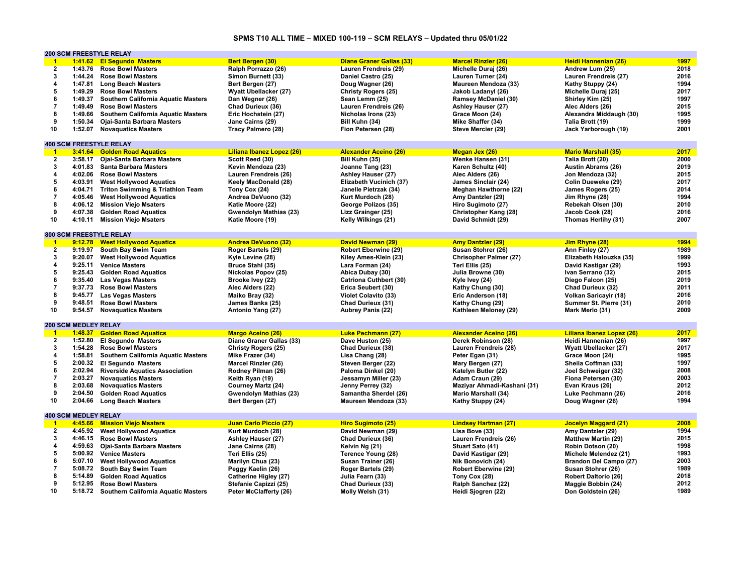# SPMS T10 ALL TIME – MIXED 100-119 – SCM RELAYS – Updated thru 05/01/22

## 200 SCM FREESTYLE RELAY

| Rank | Time | Team | Swimmer 1 | Swimmer 2 | Swimmer 3 | Swimmer 4 | Year |
|---|---|---|---|---|---|---|---|
| 1 | 1:41.62 | El Segundo Masters | Bert Bergen (30) | Diane Graner Gallas (33) | Marcel Rinzler (26) | Heidi Hannenian (26) | 1997 |
| 2 | 1:43.76 | Rose Bowl Masters | Ralph Porrazzo (26) | Lauren Frendreis (29) | Michelle Duraj (26) | Andrew Lum (25) | 2018 |
| 3 | 1:44.24 | Rose Bowl Masters | Simon Burnett (33) | Daniel Castro (25) | Lauren Turner (24) | Lauren Frendreis (27) | 2016 |
| 4 | 1:47.81 | Long Beach Masters | Bert Bergen (27) | Doug Wagner (26) | Maureen Mendoza (33) | Kathy Stuppy (24) | 1994 |
| 5 | 1:49.29 | Rose Bowl Masters | Wyatt Ubellacker (27) | Christy Rogers (25) | Jakob Ladanyl (26) | Michelle Duraj (25) | 2017 |
| 6 | 1:49.37 | Southern California Aquatic Masters | Dan Wegner (26) | Sean Lemm (25) | Ramsey McDaniel (30) | Shirley Kim (25) | 1997 |
| 7 | 1:49.49 | Rose Bowl Masters | Chad Durieux (36) | Lauren Frendreis (26) | Ashley Hauser (27) | Alec Alders (26) | 2015 |
| 8 | 1:49.66 | Southern California Aquatic Masters | Eric Hochstein (27) | Nicholas Irons (23) | Grace Moon (24) | Alexandra Middaugh (30) | 1995 |
| 9 | 1:50.34 | Ojai-Santa Barbara Masters | Jane Cairns (29) | Bill Kuhn (34) | Mike Shaffer (34) | Talia Brott (19) | 1999 |
| 10 | 1:52.07 | Novaquatics Masters | Tracy Palmero (28) | Fion Petersen (28) | Steve Mercier (29) | Jack Yarborough (19) | 2001 |

## 400 SCM FREESTYLE RELAY

| Rank | Time | Team | Swimmer 1 | Swimmer 2 | Swimmer 3 | Swimmer 4 | Year |
|---|---|---|---|---|---|---|---|
| 1 | 3:41.64 | Golden Road Aquatics | Liliana Ibanez Lopez (26) | Alexander Aceino (26) | Megan Jex (26) | Mario Marshall (35) | 2017 |
| 2 | 3:58.17 | Ojai-Santa Barbara Masters | Scott Reed (30) | Bill Kuhn (35) | Wenke Hansen (31) | Talia Brott (20) | 2000 |
| 3 | 4:01.83 | Santa Barbara Masters | Kevin Mendoza (23) | Joanne Tang (23) | Karen Schultz (40) | Austin Abrams (26) | 2019 |
| 4 | 4:02.06 | Rose Bowl Masters | Lauren Frendreis (26) | Ashley Hauser (27) | Alec Alders (26) | Jon Mendoza (32) | 2015 |
| 5 | 4:03.91 | West Hollywood Aquatics | Keely MacDonald (28) | Elizabeth Vucinich (37) | James Sinclair (24) | Colin Dueweke (29) | 2017 |
| 6 | 4:04.71 | Triton Swimming & Triathlon Team | Tony Cox (24) | Janelle Pietrzak (34) | Meghan Hawthorne (22) | James Rogers (25) | 2014 |
| 7 | 4:05.46 | West Hollywood Aquatics | Andrea DeVuono (32) | Kurt Murdoch (28) | Amy Dantzler (29) | Jim Rhyne (28) | 1994 |
| 8 | 4:06.12 | Mission Viejo Msaters | Katie Moore (22) | George Polizos (35) | Hiro Sugimoto (27) | Rebekah Olsen (30) | 2010 |
| 9 | 4:07.38 | Golden Road Aquatics | Gwendolyn Mathias (23) | Lizz Grainger (25) | Christopher Kang (28) | Jacob Cook (28) | 2016 |
| 10 | 4:10.11 | Mission Viejo Msaters | Katie Moore (19) | Kelly Wilkings (21) | David Schmidt (29) | Thomas Herlihy (31) | 2007 |

## 800 SCM FREESTYLE RELAY

| Rank | Time | Team | Swimmer 1 | Swimmer 2 | Swimmer 3 | Swimmer 4 | Year |
|---|---|---|---|---|---|---|---|
| 1 | 9:12.78 | West Hollywood Aquatics | Andrea DeVuono (32) | David Newman (29) | Amy Dantzler (29) | Jim Rhyne (28) | 1994 |
| 2 | 9:19.97 | South Bay Swim Team | Roger Bartels (29) | Robert Eberwine (29) | Susan Stohrer (26) | Ann Finley (27) | 1989 |
| 3 | 9:20.07 | West Hollywood Aquatics | Kyle Levine (28) | Kiley Ames-Klein (23) | Chrisopher Palmer (27) | Elizabeth Halouzka (35) | 1999 |
| 4 | 9:25.11 | Venice Masters | Bruce Stahl (35) | Lara Forman (24) | Teri Ellis (25) | David Kastigar (29) | 1993 |
| 5 | 9:25.43 | Golden Road Aquatics | Nickolas Popov (25) | Abica Dubay (30) | Julia Browne (30) | Ivan Serrano (32) | 2015 |
| 6 | 9:35.40 | Las Vegas Masters | Brooke Ivey (22) | Catriona Cuthbert (30) | Kyle Ivey (24) | Diego Falcon (25) | 2019 |
| 7 | 9:37.73 | Rose Bowl Masters | Alec Alders (22) | Erica Seubert (30) | Kathy Chung (30) | Chad Durieux (32) | 2011 |
| 8 | 9:45.77 | Las Vegas Masters | Maiko Bray (32) | Violet Colavito (33) | Eric Anderson (18) | Volkan Saricayir (18) | 2016 |
| 9 | 9:48.51 | Rose Bowl Masters | James Banks (25) | Chad Durieux (31) | Kathy Chung (29) | Summer St. Pierre (31) | 2010 |
| 10 | 9:54.57 | Novaquatics Masters | Antonio Yang (27) | Aubrey Panis (22) | Kathleen Meloney (29) | Mark Merlo (31) | 2009 |

## 200 SCM MEDLEY RELAY

| Rank | Time | Team | Swimmer 1 | Swimmer 2 | Swimmer 3 | Swimmer 4 | Year |
|---|---|---|---|---|---|---|---|
| 1 | 1:48.37 | Golden Road Aquatics | Margo Aceino (26) | Luke Pechmann (27) | Alexander Aceino (26) | Liliana Ibanez Lopez (26) | 2017 |
| 2 | 1:52.80 | El Segundo Masters | Diane Graner Gallas (33) | Dave Huston (25) | Derek Robinson (28) | Heidi Hannenian (26) | 1997 |
| 3 | 1:54.28 | Rose Bowl Masters | Christy Rogers (25) | Chad Durieux (38) | Lauren Frendreis (28) | Wyatt Ubellacker (27) | 2017 |
| 4 | 1:58.81 | Southern California Aquatic Masters | Mike Frazer (34) | Lisa Chang (28) | Peter Egan (31) | Grace Moon (24) | 1995 |
| 5 | 2:00.32 | El Segundo Masters | Marcel Rinzler (26) | Steven Berger (22) | Mary Bergen (27) | Sheila Coffman (33) | 1997 |
| 6 | 2:02.94 | Riverside Aquatics Association | Rodney Pilman (26) | Paloma Dinkel (20) | Katelyn Butler (22) | Joel Schweiger (32) | 2008 |
| 7 | 2:03.27 | Novaquatics Masters | Keith Ryan (19) | Jessamyn Miller (23) | Adam Craun (29) | Fiona Petersen (30) | 2003 |
| 8 | 2:03.68 | Novaquatics Masters | Courney Martz (24) | Jenny Perrey (32) | Maziyar Ahmadi-Kashani (31) | Evan Kraus (26) | 2012 |
| 9 | 2:04.50 | Golden Road Aquatics | Gwendolyn Mathias (23) | Samantha Sherdel (26) | Mario Marshall (34) | Luke Pechmann (26) | 2016 |
| 10 | 2:04.66 | Long Beach Masters | Bert Bergen (27) | Maureen Mendoza (33) | Kathy Stuppy (24) | Doug Wagner (26) | 1994 |

## 400 SCM MEDLEY RELAY

| Rank | Time | Team | Swimmer 1 | Swimmer 2 | Swimmer 3 | Swimmer 4 | Year |
|---|---|---|---|---|---|---|---|
| 1 | 4:45.66 | Mission Viejo Msaters | Juan Carlo Piccio (27) | Hiro Sugimoto (25) | Lindsey Hartman (27) | Jocelyn Maggard (21) | 2008 |
| 2 | 4:45.92 | West Hollywood Aquatics | Kurt Murdoch (28) | David Newman (29) | Lisa Bove (33) | Amy Dantzler (29) | 1994 |
| 3 | 4:46.15 | Rose Bowl Masters | Ashley Hauser (27) | Chad Durieux (36) | Lauren Frendreis (26) | Matthew Martin (29) | 2015 |
| 4 | 4:59.63 | Ojai-Santa Barbara Masters | Jane Cairns (28) | Kelvin Ng (21) | Stuart Sato (41) | Robin Dotson (20) | 1998 |
| 5 | 5:00.92 | Venice Masters | Teri Ellis (25) | Terence Young (28) | David Kastigar (29) | Michele Melendez (21) | 1993 |
| 6 | 5:07.10 | West Hollywood Aquatics | Marilyn Chua (23) | Susan Trainer (26) | Nik Bonovich (24) | Brandon Del Campo (27) | 2003 |
| 7 | 5:08.72 | South Bay Swim Team | Peggy Kaelin (26) | Roger Bartels (29) | Robert Eberwine (29) | Susan Stohrer (26) | 1989 |
| 8 | 5:14.89 | Golden Road Aquatics | Catherine Higley (27) | Julia Fearn (33) | Tony Cox (28) | Robert Daltorio (26) | 2018 |
| 9 | 5:12.95 | Rose Bowl Masters | Stefanie Capizzi (25) | Chad Durieux (33) | Ralph Sanchez (22) | Maggie Bobbin (24) | 2012 |
| 10 | 5:18.72 | Southern California Aquatic Masters | Peter McClafferty (26) | Molly Welsh (31) | Heidi Sjogren (22) | Don Goldstein (26) | 1989 |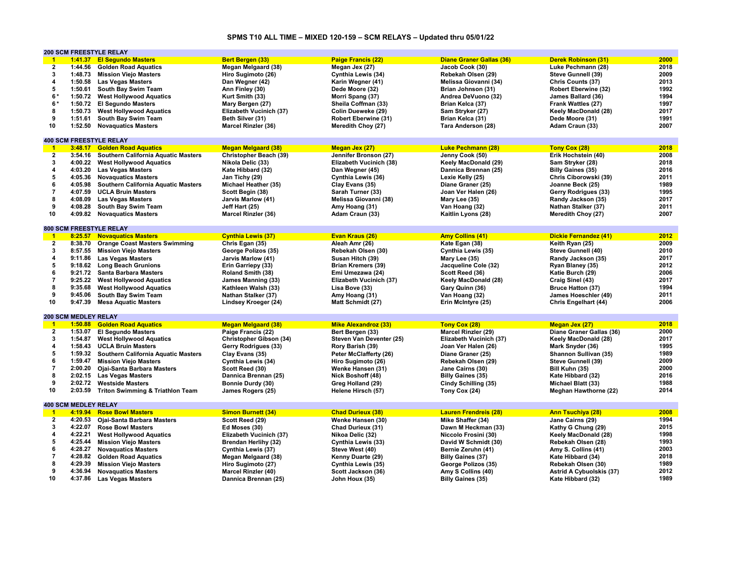# SPMS T10 ALL TIME – MIXED 120-159 – SCM RELAYS – Updated thru 05/01/22

## 200 SCM FREESTYLE RELAY

| Rank | Time | Team | Swimmer 1 | Swimmer 2 | Swimmer 3 | Swimmer 4 | Year |
|---|---|---|---|---|---|---|---|
| 1 | 1:41.37 | El Segundo Masters | Bert Bergen (33) | Paige Francis (22) | Diane Graner Gallas (36) | Derek Robinson (31) | 2000 |
| 2 | 1:44.56 | Golden Road Aquatics | Megan Melgaard (38) | Megan Jex (27) | Jacob Cook (30) | Luke Pechmann (28) | 2018 |
| 3 | 1:48.73 | Mission Viejo Masters | Hiro Sugimoto (26) | Cynthia Lewis (34) | Rebekah Olsen (29) | Steve Gunnell (39) | 2009 |
| 4 | 1:50.58 | Las Vegas Masters | Dan Wegner (42) | Karin Wegner (41) | Melissa Giovanni (34) | Chris Counts (37) | 2013 |
| 5 | 1:50.61 | South Bay Swim Team | Ann Finley (30) | Dede Moore (32) | Brian Johnson (31) | Robert Eberwine (32) | 1992 |
| 6 * | 1:50.72 | West Hollywood Aquatics | Kurt Smith (33) | Morri Spang (37) | Andrea DeVuono (32) | James Ballard (36) | 1994 |
| 6 * | 1:50.72 | El Segundo Masters | Mary Bergen (27) | Sheila Coffman (33) | Brian Kelca (37) | Frank Wattles (27) | 1997 |
| 8 | 1:50.73 | West Hollywood Aquatics | Elizabeth Vucinich (37) | Colin Dueweke (29) | Sam Stryker (27) | Keely MacDonald (28) | 2017 |
| 9 | 1:51.61 | South Bay Swim Team | Beth Silver (31) | Robert Eberwine (31) | Brian Kelca (31) | Dede Moore (31) | 1991 |
| 10 | 1:52.50 | Novaquatics Masters | Marcel Rinzler (36) | Meredith Choy (27) | Tara Anderson (28) | Adam Craun (33) | 2007 |

## 400 SCM FREESTYLE RELAY

| Rank | Time | Team | Swimmer 1 | Swimmer 2 | Swimmer 3 | Swimmer 4 | Year |
|---|---|---|---|---|---|---|---|
| 1 | 3:48.17 | Golden Road Aquatics | Megan Melgaard (38) | Megan Jex (27) | Luke Pechmann (28) | Tony Cox (28) | 2018 |
| 2 | 3:54.16 | Southern California Aquatic Masters | Christopher Beach (39) | Jennifer Bronson (27) | Jenny Cook (50) | Erik Hochstein (40) | 2008 |
| 3 | 4:00.22 | West Hollywood Aquatics | Nikola Delic (33) | Elizabeth Vucinich (38) | Keely MacDonald (29) | Sam Stryker (28) | 2018 |
| 4 | 4:03.20 | Las Vegas Masters | Kate Hibbard (32) | Dan Wegner (45) | Dannica Brennan (25) | Billy Gaines (35) | 2016 |
| 5 | 4:05.36 | Novaquatics Masters | Jan Tichy (29) | Cynthia Lewis (36) | Lexie Kelly (25) | Chris Ciborowski (39) | 2011 |
| 6 | 4:05.98 | Southern California Aquatic Masters | Michael Heather (35) | Clay Evans (35) | Diane Graner (25) | Joanne Beck (25) | 1989 |
| 7 | 4:07.59 | UCLA Bruin Masters | Scott Begin (38) | Sarah Turner (33) | Joan Ver Halen (26) | Gerry Rodrigues (33) | 1995 |
| 8 | 4:08.09 | Las Vegas Masters | Jarvis Marlow (41) | Melissa Giovanni (38) | Mary Lee (35) | Randy Jackson (35) | 2017 |
| 9 | 4:08.28 | South Bay Swim Team | Jeff Hart (25) | Amy Hoang (31) | Van Hoang (32) | Nathan Stalker (37) | 2011 |
| 10 | 4:09.82 | Novaquatics Masters | Marcel Rinzler (36) | Adam Craun (33) | Kaitlin Lyons (28) | Meredith Choy (27) | 2007 |

## 800 SCM FREESTYLE RELAY

| Rank | Time | Team | Swimmer 1 | Swimmer 2 | Swimmer 3 | Swimmer 4 | Year |
|---|---|---|---|---|---|---|---|
| 1 | 8:25.57 | Novaquatics Masters | Cynthia Lewis (37) | Evan Kraus (26) | Amy Collins (41) | Dickie Fernandez (41) | 2012 |
| 2 | 8:38.70 | Orange Coast Masters Swimming | Chris Egan (35) | Aleah Amr (26) | Kate Egan (38) | Keith Ryan (25) | 2009 |
| 3 | 8:57.55 | Mission Viejo Masters | George Polizos (35) | Rebekah Olsen (30) | Cynthia Lewis (35) | Steve Gunnell (40) | 2010 |
| 4 | 9:11.86 | Las Vegas Masters | Jarvis Marlow (41) | Susan Hitch (39) | Mary Lee (35) | Randy Jackson (35) | 2017 |
| 5 | 9:18.62 | Long Beach Grunions | Erin Garriepy (33) | Brian Kremers (39) | Jacqueline Cole (32) | Ryan Blaney (35) | 2012 |
| 6 | 9:21.72 | Santa Barbara Masters | Roland Smith (38) | Emi Umezawa (24) | Scott Reed (36) | Katie Burch (29) | 2006 |
| 7 | 9:25.22 | West Hollywood Aquatics | James Manning (33) | Elizabeth Vucinich (37) | Keely MacDonald (28) | Craig Sinel (43) | 2017 |
| 8 | 9:35.68 | West Hollywood Aquatics | Kathleen Walsh (33) | Lisa Bove (33) | Gary Quinn (36) | Bruce Hatton (37) | 1994 |
| 9 | 9:45.06 | South Bay Swim Team | Nathan Stalker (37) | Amy Hoang (31) | Van Hoang (32) | James Hoeschler (49) | 2011 |
| 10 | 9:47.39 | Mesa Aquatic Masters | Lindsey Kroeger (24) | Matt Schmidt (27) | Erin McIntyre (25) | Chris Engelhart (44) | 2006 |

## 200 SCM MEDLEY RELAY

| Rank | Time | Team | Swimmer 1 | Swimmer 2 | Swimmer 3 | Swimmer 4 | Year |
|---|---|---|---|---|---|---|---|
| 1 | 1:50.88 | Golden Road Aquatics | Megan Melgaard (38) | Mike Alexandroz (33) | Tony Cox (28) | Megan Jex (27) | 2018 |
| 2 | 1:53.07 | El Segundo Masters | Paige Francis (22) | Bert Bergen (33) | Marcel Rinzler (29) | Diane Graner Gallas (36) | 2000 |
| 3 | 1:54.87 | West Hollywood Aquatics | Christopher Gibson (34) | Steven Van Deventer (25) | Elizabeth Vucinich (37) | Keely MacDonald (28) | 2017 |
| 4 | 1:58.43 | UCLA Bruin Masters | Gerry Rodrigues (33) | Rory Barish (39) | Joan Ver Halen (26) | Mark Snyder (36) | 1995 |
| 5 | 1:59.32 | Southern California Aquatic Masters | Clay Evans (35) | Peter McClafferty (26) | Diane Graner (25) | Shannon Sullivan (35) | 1989 |
| 6 | 1:59.47 | Mission Viejo Masters | Cynthia Lewis (34) | Hiro Sugimoto (26) | Rebekah Olsen (29) | Steve Gunnell (39) | 2009 |
| 7 | 2:00.20 | Ojai-Santa Barbara Masters | Scott Reed (30) | Wenke Hansen (31) | Jane Cairns (30) | Bill Kuhn (35) | 2000 |
| 8 | 2:02.15 | Las Vegas Masters | Dannica Brennan (25) | Nick Boshoff (48) | Billy Gaines (35) | Kate Hibbard (32) | 2016 |
| 9 | 2:02.72 | Westside Masters | Bonnie Durdy (30) | Greg Holland (29) | Cindy Schilling (35) | Michael Blatt (33) | 1988 |
| 10 | 2:03.59 | Triton Swimming & Triathlon Team | James Rogers (25) | Helene Hirsch (57) | Tony Cox (24) | Meghan Hawthorne (22) | 2014 |

## 400 SCM MEDLEY RELAY

| Rank | Time | Team | Swimmer 1 | Swimmer 2 | Swimmer 3 | Swimmer 4 | Year |
|---|---|---|---|---|---|---|---|
| 1 | 4:19.94 | Rose Bowl Masters | Simon Burnett (34) | Chad Durieux (38) | Lauren Frendreis (28) | Ann Tsuchiya (28) | 2008 |
| 2 | 4:20.53 | Ojai-Santa Barbara Masters | Scott Reed (29) | Wenke Hansen (30) | Mike Shaffer (34) | Jane Cairns (29) | 1994 |
| 3 | 4:22.07 | Rose Bowl Masters | Ed Moses (30) | Chad Durieux (31) | Dawn M Heckman (33) | Kathy G Chung (29) | 2015 |
| 4 | 4:22.21 | West Hollywood Aquatics | Elizabeth Vucinich (37) | Nikoa Delic (32) | Niccolo Frosini (30) | Keely MacDonald (28) | 1998 |
| 5 | 4:25.44 | Mission Viejo Masters | Brendan Herlihy (32) | Cynthia Lewis (33) | David W Schmidt (30) | Rebekah Olsen (28) | 1993 |
| 6 | 4:28.27 | Novaquatics Masters | Cynthia Lewis (37) | Steve West (40) | Bernie Zeruhn (41) | Amy S. Collins (41) | 2003 |
| 7 | 4:28.82 | Golden Road Aquatics | Megan Melgaard (38) | Kenny Duarte (29) | Billy Gaines (37) | Kate Hibbard (34) | 2018 |
| 8 | 4:29.39 | Mission Viejo Masters | Hiro Sugimoto (27) | Cynthia Lewis (35) | George Polizos (35) | Rebekah Olsen (30) | 1989 |
| 9 | 4:36.94 | Novaquatics Masters | Marcel Rinzler (40) | Scott Jackson (36) | Amy S Collins (40) | Astrid A Cybuolskis (37) | 2012 |
| 10 | 4:37.86 | Las Vegas Masters | Dannica Brennan (25) | John Houx (35) | Billy Gaines (35) | Kate Hibbard (32) | 1989 |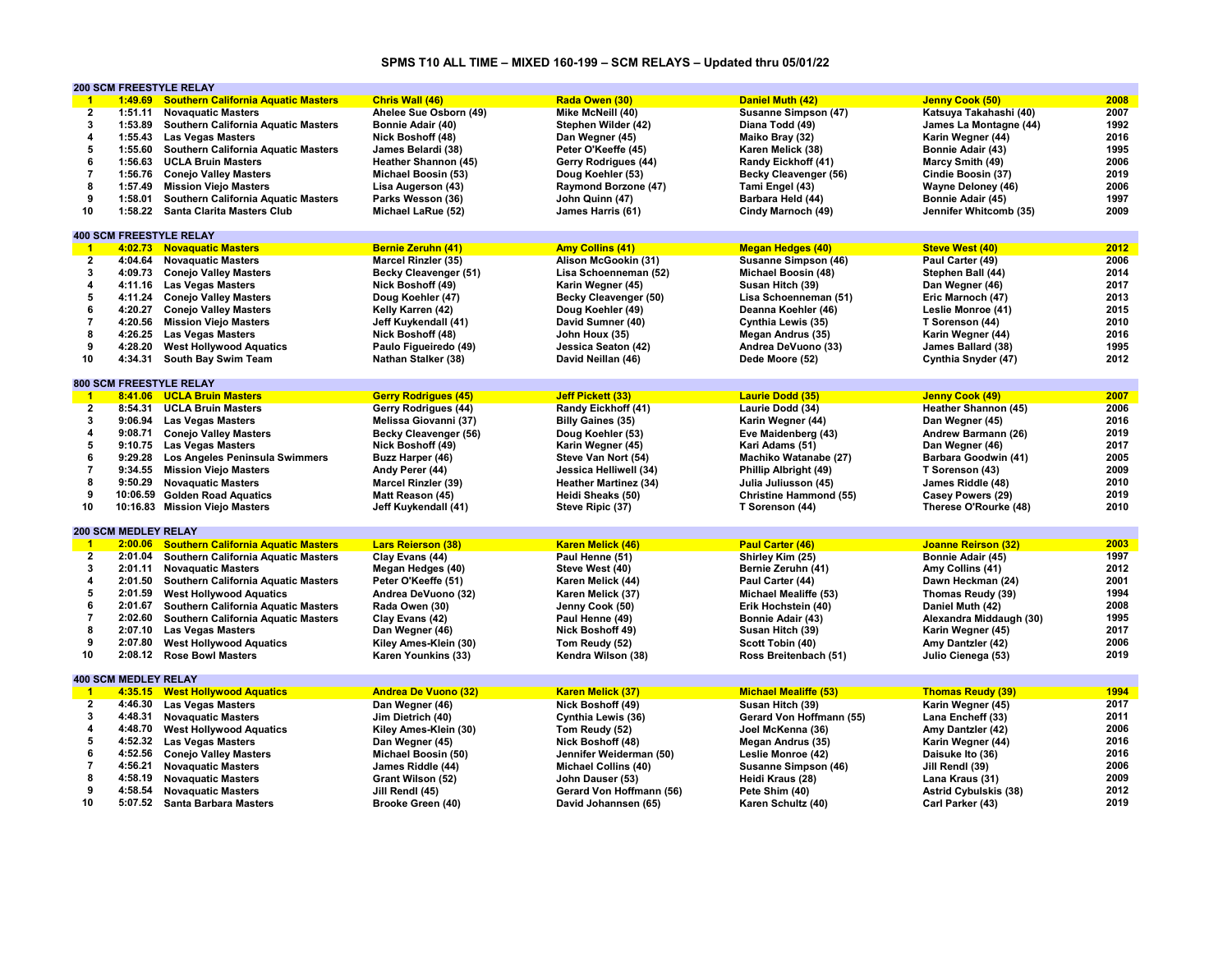# SPMS T10 ALL TIME – MIXED 160-199 – SCM RELAYS – Updated thru 05/01/22

## 200 SCM FREESTYLE RELAY

| Rank | Time | Team | Swimmer 1 | Swimmer 2 | Swimmer 3 | Swimmer 4 | Year |
|---|---|---|---|---|---|---|---|
| 1 | 1:49.69 | Southern California Aquatic Masters | Chris Wall (46) | Rada Owen (30) | Daniel Muth (42) | Jenny Cook (50) | 2008 |
| 2 | 1:51.11 | Novaquatic Masters | Ahelee Sue Osborn (49) | Mike McNeill (40) | Susanne Simpson (47) | Katsuya Takahashi (40) | 2007 |
| 3 | 1:53.89 | Southern California Aquatic Masters | Bonnie Adair (40) | Stephen Wilder (42) | Diana Todd (49) | James La Montagne (44) | 1992 |
| 4 | 1:55.43 | Las Vegas Masters | Nick Boshoff (48) | Dan Wegner (45) | Maiko Bray (32) | Karin Wegner (44) | 2016 |
| 5 | 1:55.60 | Southern California Aquatic Masters | James Belardi (38) | Peter O'Keeffe (45) | Karen Melick (38) | Bonnie Adair (43) | 1995 |
| 6 | 1:56.63 | UCLA Bruin Masters | Heather Shannon (45) | Gerry Rodrigues (44) | Randy Eickhoff (41) | Marcy Smith (49) | 2006 |
| 7 | 1:56.76 | Conejo Valley Masters | Michael Boosin (53) | Doug Koehler (53) | Becky Cleavenger (56) | Cindie Boosin (37) | 2019 |
| 8 | 1:57.49 | Mission Viejo Masters | Lisa Augerson (43) | Raymond Borzone (47) | Tami Engel (43) | Wayne Deloney (46) | 2006 |
| 9 | 1:58.01 | Southern California Aquatic Masters | Parks Wesson (36) | John Quinn (47) | Barbara Held (44) | Bonnie Adair (45) | 1997 |
| 10 | 1:58.22 | Santa Clarita Masters Club | Michael LaRue (52) | James Harris (61) | Cindy Marnoch (49) | Jennifer Whitcomb (35) | 2009 |

## 400 SCM FREESTYLE RELAY

| Rank | Time | Team | Swimmer 1 | Swimmer 2 | Swimmer 3 | Swimmer 4 | Year |
|---|---|---|---|---|---|---|---|
| 1 | 4:02.73 | Novaquatic Masters | Bernie Zeruhn (41) | Amy Collins (41) | Megan Hedges (40) | Steve West (40) | 2012 |
| 2 | 4:04.64 | Novaquatic Masters | Marcel Rinzler (35) | Alison McGookin (31) | Susanne Simpson (46) | Paul Carter (49) | 2006 |
| 3 | 4:09.73 | Conejo Valley Masters | Becky Cleavenger (51) | Lisa Schoenneman (52) | Michael Boosin (48) | Stephen Ball (44) | 2014 |
| 4 | 4:11.16 | Las Vegas Masters | Nick Boshoff (49) | Karin Wegner (45) | Susan Hitch (39) | Dan Wegner (46) | 2017 |
| 5 | 4:11.24 | Conejo Valley Masters | Doug Koehler (47) | Becky Cleavenger (50) | Lisa Schoenneman (51) | Eric Marnoch (47) | 2013 |
| 6 | 4:20.27 | Conejo Valley Masters | Kelly Karren (42) | Doug Koehler (49) | Deanna Koehler (46) | Leslie Monroe (41) | 2015 |
| 7 | 4:20.56 | Mission Viejo Masters | Jeff Kuykendall (41) | David Sumner (40) | Cynthia Lewis (35) | T Sorenson (44) | 2010 |
| 8 | 4:26.25 | Las Vegas Masters | Nick Boshoff (48) | John Houx (35) | Megan Andrus (35) | Karin Wegner (44) | 2016 |
| 9 | 4:28.20 | West Hollywood Aquatics | Paulo Figueiredo (49) | Jessica Seaton (42) | Andrea DeVuono (33) | James Ballard (38) | 1995 |
| 10 | 4:34.31 | South Bay Swim Team | Nathan Stalker (38) | David Neillan (46) | Dede Moore (52) | Cynthia Snyder (47) | 2012 |

## 800 SCM FREESTYLE RELAY

| Rank | Time | Team | Swimmer 1 | Swimmer 2 | Swimmer 3 | Swimmer 4 | Year |
|---|---|---|---|---|---|---|---|
| 1 | 8:41.06 | UCLA Bruin Masters | Gerry Rodrigues (45) | Jeff Pickett (33) | Laurie Dodd (35) | Jenny Cook (49) | 2007 |
| 2 | 8:54.31 | UCLA Bruin Masters | Gerry Rodrigues (44) | Randy Eickhoff (41) | Laurie Dodd (34) | Heather Shannon (45) | 2006 |
| 3 | 9:06.94 | Las Vegas Masters | Melissa Giovanni (37) | Billy Gaines (35) | Karin Wegner (44) | Dan Wegner (45) | 2016 |
| 4 | 9:08.71 | Conejo Valley Masters | Becky Cleavenger (56) | Doug Koehler (53) | Eve Maidenberg (43) | Andrew Barmann (26) | 2019 |
| 5 | 9:10.75 | Las Vegas Masters | Nick Boshoff (49) | Karin Wegner (45) | Kari Adams (51) | Dan Wegner (46) | 2017 |
| 6 | 9:29.28 | Los Angeles Peninsula Swimmers | Buzz Harper (46) | Steve Van Nort (54) | Machiko Watanabe (27) | Barbara Goodwin (41) | 2005 |
| 7 | 9:34.55 | Mission Viejo Masters | Andy Perer (44) | Jessica Helliwell (34) | Phillip Albright (49) | T Sorenson (43) | 2009 |
| 8 | 9:50.29 | Novaquatic Masters | Marcel Rinzler (39) | Heather Martinez (34) | Julia Juliusson (45) | James Riddle (48) | 2010 |
| 9 | 10:06.59 | Golden Road Aquatics | Matt Reason (45) | Heidi Sheaks (50) | Christine Hammond (55) | Casey Powers (29) | 2019 |
| 10 | 10:16.83 | Mission Viejo Masters | Jeff Kuykendall (41) | Steve Ripic (37) | T Sorenson (44) | Therese O'Rourke (48) | 2010 |

## 200 SCM MEDLEY RELAY

| Rank | Time | Team | Swimmer 1 | Swimmer 2 | Swimmer 3 | Swimmer 4 | Year |
|---|---|---|---|---|---|---|---|
| 1 | 2:00.06 | Southern California Aquatic Masters | Lars Reierson (38) | Karen Melick (46) | Paul Carter (46) | Joanne Reirson (32) | 2003 |
| 2 | 2:01.04 | Southern California Aquatic Masters | Clay Evans (44) | Paul Henne (51) | Shirley Kim (25) | Bonnie Adair (45) | 1997 |
| 3 | 2:01.11 | Novaquatic Masters | Megan Hedges (40) | Steve West (40) | Bernie Zeruhn (41) | Amy Collins (41) | 2012 |
| 4 | 2:01.50 | Southern California Aquatic Masters | Peter O'Keeffe (51) | Karen Melick (44) | Paul Carter (44) | Dawn Heckman (24) | 2001 |
| 5 | 2:01.59 | West Hollywood Aquatics | Andrea DeVuono (32) | Karen Melick (37) | Michael Mealiffe (53) | Thomas Reudy (39) | 1994 |
| 6 | 2:01.67 | Southern California Aquatic Masters | Rada Owen (30) | Jenny Cook (50) | Erik Hochstein (40) | Daniel Muth (42) | 2008 |
| 7 | 2:02.60 | Southern California Aquatic Masters | Clay Evans (42) | Paul Henne (49) | Bonnie Adair (43) | Alexandra Middaugh (30) | 1995 |
| 8 | 2:07.10 | Las Vegas Masters | Dan Wegner (46) | Nick Boshoff 49) | Susan Hitch (39) | Karin Wegner (45) | 2017 |
| 9 | 2:07.80 | West Hollywood Aquatics | Kiley Ames-Klein (30) | Tom Reudy (52) | Scott Tobin (40) | Amy Dantzler (42) | 2006 |
| 10 | 2:08.12 | Rose Bowl Masters | Karen Younkins (33) | Kendra Wilson (38) | Ross Breitenbach (51) | Julio Cienega (53) | 2019 |

## 400 SCM MEDLEY RELAY

| Rank | Time | Team | Swimmer 1 | Swimmer 2 | Swimmer 3 | Swimmer 4 | Year |
|---|---|---|---|---|---|---|---|
| 1 | 4:35.15 | West Hollywood Aquatics | Andrea De Vuono (32) | Karen Melick (37) | Michael Mealiffe (53) | Thomas Reudy (39) | 1994 |
| 2 | 4:46.30 | Las Vegas Masters | Dan Wegner (46) | Nick Boshoff (49) | Susan Hitch (39) | Karin Wegner (45) | 2017 |
| 3 | 4:48.31 | Novaquatic Masters | Jim Dietrich (40) | Cynthia Lewis (36) | Gerard Von Hoffmann (55) | Lana Encheff (33) | 2011 |
| 4 | 4:48.70 | West Hollywood Aquatics | Kiley Ames-Klein (30) | Tom Reudy (52) | Joel McKenna (36) | Amy Dantzler (42) | 2006 |
| 5 | 4:52.32 | Las Vegas Masters | Dan Wegner (45) | Nick Boshoff (48) | Megan Andrus (35) | Karin Wegner (44) | 2016 |
| 6 | 4:52.56 | Conejo Valley Masters | Michael Boosin (50) | Jennifer Weiderman (50) | Leslie Monroe (42) | Daisuke Ito (36) | 2016 |
| 7 | 4:56.21 | Novaquatic Masters | James Riddle (44) | Michael Collins (40) | Susanne Simpson (46) | Jill Rendl (39) | 2006 |
| 8 | 4:58.19 | Novaquatic Masters | Grant Wilson (52) | John Dauser (53) | Heidi Kraus (28) | Lana Kraus (31) | 2009 |
| 9 | 4:58.54 | Novaquatic Masters | Jill Rendl (45) | Gerard Von Hoffmann (56) | Pete Shim (40) | Astrid Cybulskis (38) | 2012 |
| 10 | 5:07.52 | Santa Barbara Masters | Brooke Green (40) | David Johannsen (65) | Karen Schultz (40) | Carl Parker (43) | 2019 |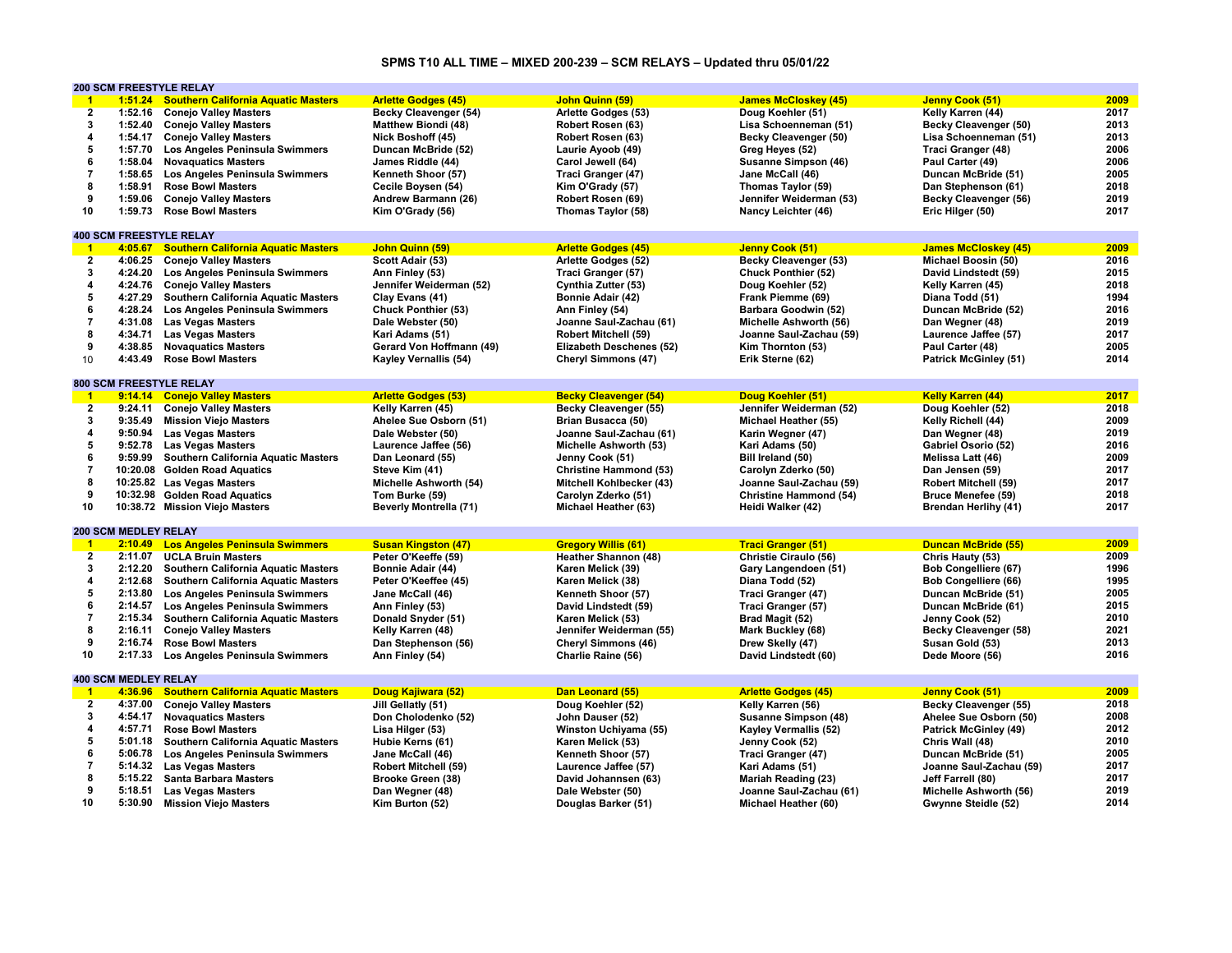# SPMS T10 ALL TIME – MIXED 200-239 – SCM RELAYS – Updated thru 05/01/22

## 200 SCM FREESTYLE RELAY

| Rank | Time | Team | Swimmer 1 | Swimmer 2 | Swimmer 3 | Swimmer 4 | Year |
|---|---|---|---|---|---|---|---|
| 1 | 1:51.24 | Southern California Aquatic Masters | Arlette Godges (45) | John Quinn (59) | James McCloskey (45) | Jenny Cook (51) | 2009 |
| 2 | 1:52.16 | Conejo Valley Masters | Becky Cleavenger (54) | Arlette Godges (53) | Doug Koehler (51) | Kelly Karren (44) | 2017 |
| 3 | 1:52.40 | Conejo Valley Masters | Matthew Biondi (48) | Robert Rosen (63) | Lisa Schoenneman (51) | Becky Cleavenger (50) | 2013 |
| 4 | 1:54.17 | Conejo Valley Masters | Nick Boshoff (45) | Robert Rosen (63) | Becky Cleavenger (50) | Lisa Schoenneman (51) | 2013 |
| 5 | 1:57.70 | Los Angeles Peninsula Swimmers | Duncan McBride (52) | Laurie Ayoob (49) | Greg Heyes (52) | Traci Granger (48) | 2006 |
| 6 | 1:58.04 | Novaquatics Masters | James Riddle (44) | Carol Jewell (64) | Susanne Simpson (46) | Paul Carter (49) | 2006 |
| 7 | 1:58.65 | Los Angeles Peninsula Swimmers | Kenneth Shoor (57) | Traci Granger (47) | Jane McCall (46) | Duncan McBride (51) | 2005 |
| 8 | 1:58.91 | Rose Bowl Masters | Cecile Boysen (54) | Kim O'Grady (57) | Thomas Taylor (59) | Dan Stephenson (61) | 2018 |
| 9 | 1:59.06 | Conejo Valley Masters | Andrew Barmann (26) | Robert Rosen (69) | Jennifer Weiderman (53) | Becky Cleavenger (56) | 2019 |
| 10 | 1:59.73 | Rose Bowl Masters | Kim O'Grady (56) | Thomas Taylor (58) | Nancy Leichter (46) | Eric Hilger (50) | 2017 |

## 400 SCM FREESTYLE RELAY

| Rank | Time | Team | Swimmer 1 | Swimmer 2 | Swimmer 3 | Swimmer 4 | Year |
|---|---|---|---|---|---|---|---|
| 1 | 4:05.67 | Southern California Aquatic Masters | John Quinn (59) | Arlette Godges (45) | Jenny Cook (51) | James McCloskey (45) | 2009 |
| 2 | 4:06.25 | Conejo Valley Masters | Scott Adair (53) | Arlette Godges (52) | Becky Cleavenger (53) | Michael Boosin (50) | 2016 |
| 3 | 4:24.20 | Los Angeles Peninsula Swimmers | Ann Finley (53) | Traci Granger (57) | Chuck Ponthier (52) | David Lindstedt (59) | 2015 |
| 4 | 4:24.76 | Conejo Valley Masters | Jennifer Weiderman (52) | Cynthia Zutter (53) | Doug Koehler (52) | Kelly Karren (45) | 2018 |
| 5 | 4:27.29 | Southern California Aquatic Masters | Clay Evans (41) | Bonnie Adair (42) | Frank Piemme (69) | Diana Todd (51) | 1994 |
| 6 | 4:28.24 | Los Angeles Peninsula Swimmers | Chuck Ponthier (53) | Ann Finley (54) | Barbara Goodwin (52) | Duncan McBride (52) | 2016 |
| 7 | 4:31.08 | Las Vegas Masters | Dale Webster (50) | Joanne Saul-Zachau (61) | Michelle Ashworth (56) | Dan Wegner (48) | 2019 |
| 8 | 4:34.71 | Las Vegas Masters | Kari Adams (51) | Robert Mitchell (59) | Joanne Saul-Zachau (59) | Laurence Jaffee (57) | 2017 |
| 9 | 4:38.85 | Novaquatics Masters | Gerard Von Hoffmann (49) | Elizabeth Deschenes (52) | Kim Thornton (53) | Paul Carter (48) | 2005 |
| 10 | 4:43.49 | Rose Bowl Masters | Kayley Vernallis (54) | Cheryl Simmons (47) | Erik Sterne (62) | Patrick McGinley (51) | 2014 |

## 800 SCM FREESTYLE RELAY

| Rank | Time | Team | Swimmer 1 | Swimmer 2 | Swimmer 3 | Swimmer 4 | Year |
|---|---|---|---|---|---|---|---|
| 1 | 9:14.14 | Conejo Valley Masters | Arlette Godges (53) | Becky Cleavenger (54) | Doug Koehler (51) | Kelly Karren (44) | 2017 |
| 2 | 9:24.11 | Conejo Valley Masters | Kelly Karren (45) | Becky Cleavenger (55) | Jennifer Weiderman (52) | Doug Koehler (52) | 2018 |
| 3 | 9:35.49 | Mission Viejo Masters | Ahelee Sue Osborn (51) | Brian Busacca (50) | Michael Heather (55) | Kelly Richell (44) | 2009 |
| 4 | 9:50.94 | Las Vegas Masters | Dale Webster (50) | Joanne Saul-Zachau (61) | Karin Wegner (47) | Dan Wegner (48) | 2019 |
| 5 | 9:52.78 | Las Vegas Masters | Laurence Jaffee (56) | Michelle Ashworth (53) | Kari Adams (50) | Gabriel Osorio (52) | 2016 |
| 6 | 9:59.99 | Southern California Aquatic Masters | Dan Leonard (55) | Jenny Cook (51) | Bill Ireland (50) | Melissa Latt (46) | 2009 |
| 7 | 10:20.08 | Golden Road Aquatics | Steve Kim (41) | Christine Hammond (53) | Carolyn Zderko (50) | Dan Jensen (59) | 2017 |
| 8 | 10:25.82 | Las Vegas Masters | Michelle Ashworth (54) | Mitchell Kohlbecker (43) | Joanne Saul-Zachau (59) | Robert Mitchell (59) | 2017 |
| 9 | 10:32.98 | Golden Road Aquatics | Tom Burke (59) | Carolyn Zderko (51) | Christine Hammond (54) | Bruce Menefee (59) | 2018 |
| 10 | 10:38.72 | Mission Viejo Masters | Beverly Montrella (71) | Michael Heather (63) | Heidi Walker (42) | Brendan Herlihy (41) | 2017 |

## 200 SCM MEDLEY RELAY

| Rank | Time | Team | Swimmer 1 | Swimmer 2 | Swimmer 3 | Swimmer 4 | Year |
|---|---|---|---|---|---|---|---|
| 1 | 2:10.49 | Los Angeles Peninsula Swimmers | Susan Kingston (47) | Gregory Willis (61) | Traci Granger (51) | Duncan McBride (55) | 2009 |
| 2 | 2:11.07 | UCLA Bruin Masters | Peter O'Keeffe (59) | Heather Shannon (48) | Christie Ciraulo (56) | Chris Hauty (53) | 2009 |
| 3 | 2:12.20 | Southern California Aquatic Masters | Bonnie Adair (44) | Karen Melick (39) | Gary Langendoen (51) | Bob Congelliere (67) | 1996 |
| 4 | 2:12.68 | Southern California Aquatic Masters | Peter O'Keeffee (45) | Karen Melick (38) | Diana Todd (52) | Bob Congelliere (66) | 1995 |
| 5 | 2:13.80 | Los Angeles Peninsula Swimmers | Jane McCall (46) | Kenneth Shoor (57) | Traci Granger (47) | Duncan McBride (51) | 2005 |
| 6 | 2:14.57 | Los Angeles Peninsula Swimmers | Ann Finley (53) | David Lindstedt (59) | Traci Granger (57) | Duncan McBride (61) | 2015 |
| 7 | 2:15.34 | Southern California Aquatic Masters | Donald Snyder (51) | Karen Melick (53) | Brad Magit (52) | Jenny Cook (52) | 2010 |
| 8 | 2:16.11 | Conejo Valley Masters | Kelly Karren (48) | Jennifer Weiderman (55) | Mark Buckley (68) | Becky Cleavenger (58) | 2021 |
| 9 | 2:16.74 | Rose Bowl Masters | Dan Stephenson (56) | Cheryl Simmons (46) | Drew Skelly (47) | Susan Gold (53) | 2013 |
| 10 | 2:17.33 | Los Angeles Peninsula Swimmers | Ann Finley (54) | Charlie Raine (56) | David Lindstedt (60) | Dede Moore (56) | 2016 |

## 400 SCM MEDLEY RELAY

| Rank | Time | Team | Swimmer 1 | Swimmer 2 | Swimmer 3 | Swimmer 4 | Year |
|---|---|---|---|---|---|---|---|
| 1 | 4:36.96 | Southern California Aquatic Masters | Doug Kajiwara (52) | Dan Leonard (55) | Arlette Godges (45) | Jenny Cook (51) | 2009 |
| 2 | 4:37.00 | Conejo Valley Masters | Jill Gellatly (51) | Doug Koehler (52) | Kelly Karren (56) | Becky Cleavenger (55) | 2018 |
| 3 | 4:54.17 | Novaquatics Masters | Don Cholodenko (52) | John Dauser (52) | Susanne Simpson (48) | Ahelee Sue Osborn (50) | 2008 |
| 4 | 4:57.71 | Rose Bowl Masters | Lisa Hilger (53) | Winston Uchiyama (55) | Kayley Vermallis (52) | Patrick McGinley (49) | 2012 |
| 5 | 5:01.18 | Southern California Aquatic Masters | Hubie Kerns (61) | Karen Melick (53) | Jenny Cook (52) | Chris Wall (48) | 2010 |
| 6 | 5:06.78 | Los Angeles Peninsula Swimmers | Jane McCall (46) | Kenneth Shoor (57) | Traci Granger (47) | Duncan McBride (51) | 2005 |
| 7 | 5:14.32 | Las Vegas Masters | Robert Mitchell (59) | Laurence Jaffee (57) | Kari Adams (51) | Joanne Saul-Zachau (59) | 2017 |
| 8 | 5:15.22 | Santa Barbara Masters | Brooke Green (38) | David Johannsen (63) | Mariah Reading (23) | Jeff Farrell (80) | 2017 |
| 9 | 5:18.51 | Las Vegas Masters | Dan Wegner (48) | Dale Webster (50) | Joanne Saul-Zachau (61) | Michelle Ashworth (56) | 2019 |
| 10 | 5:30.90 | Mission Viejo Masters | Kim Burton (52) | Douglas Barker (51) | Michael Heather (60) | Gwynne Steidle (52) | 2014 |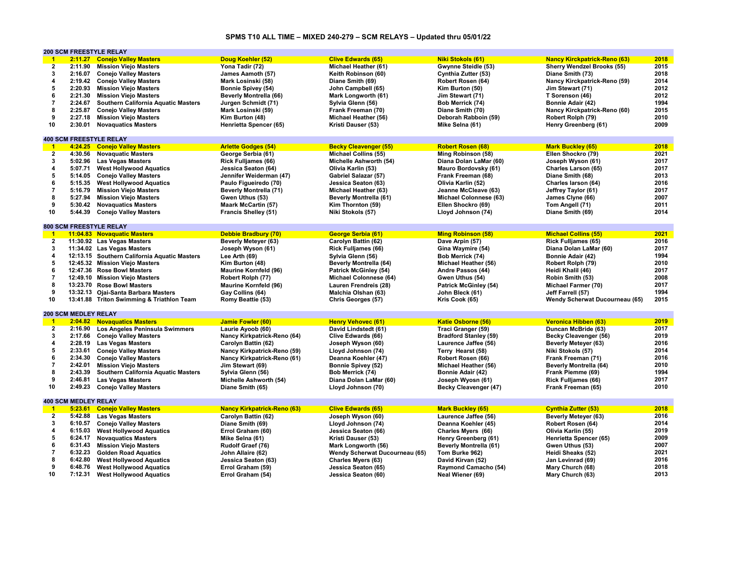# SPMS T10 ALL TIME – MIXED 240-279 – SCM RELAYS – Updated thru 05/01/22

## 200 SCM FREESTYLE RELAY

| Rank | Time | Team | Swimmer 1 | Swimmer 2 | Swimmer 3 | Swimmer 4 | Year |
|---|---|---|---|---|---|---|---|
| 1 | 2:11.27 | Conejo Valley Masters | Doug Koehler (52) | Clive Edwards (65) | Niki Stokols (61) | Nancy Kirckpatrick-Reno (63) | 2018 |
| 2 | 2:11.90 | Mission Viejo Masters | Yona Tadir (72) | Michael Heather (61) | Gwynne Steidle (53) | Sherry Wendzel Brooks (55) | 2015 |
| 3 | 2:16.07 | Conejo Valley Masters | James Aamoth (57) | Keith Robinson (60) | Cynthia Zutter (53) | Diane Smith (73) | 2018 |
| 4 | 2:19.42 | Conejo Valley Masters | Mark Losinski (58) | Diane Smith (69) | Robert Rosen (64) | Nancy Kirckpatrick-Reno (59) | 2014 |
| 5 | 2:20.93 | Mission Viejo Masters | Bonnie Spivey (54) | John Campbell (65) | Kim Burton (50) | Jim Stewart (71) | 2012 |
| 6 | 2:21.30 | Mission Viejo Masters | Beverly Montrella (66) | Mark Longworth (61) | Jim Stewart (71) | T Sorenson (46) | 2012 |
| 7 | 2:24.67 | Southern California Aquatic Masters | Jurgen Schmidt (71) | Sylvia Glenn (56) | Bob Merrick (74) | Bonnie Adair (42) | 1994 |
| 8 | 2:25.87 | Conejo Valley Masters | Mark Losinski (59) | Frank Freeman (70) | Diane Smith (70) | Nancy Kirckpatrick-Reno (60) | 2015 |
| 9 | 2:27.18 | Mission Viejo Masters | Kim Burton (48) | Michael Heather (56) | Deborah Rabboin (59) | Robert Rolph (79) | 2010 |
| 10 | 2:30.01 | Novaquatics Masters | Henrietta Spencer (65) | Kristi Dauser (53) | Mike Selna (61) | Henry Greenberg (61) | 2009 |

## 400 SCM FREESTYLE RELAY

| Rank | Time | Team | Swimmer 1 | Swimmer 2 | Swimmer 3 | Swimmer 4 | Year |
|---|---|---|---|---|---|---|---|
| 1 | 4:24.25 | Conejo Valley Masters | Arlette Godges (54) | Becky Cleavenger (55) | Robert Rosen (68) | Mark Buckley (65) | 2018 |
| 2 | 4:30.56 | Novaquatic Masters | George Serbia (61) | Michael Collins (55) | Ming Robinson (58) | Ellen Shockro (79) | 2021 |
| 3 | 5:02.96 | Las Vegas Masters | Rick Fulljames (66) | Michelle Ashworth (54) | Diana Dolan LaMar (60) | Joseph Wyson (61) | 2017 |
| 4 | 5:07.71 | West Hollywood Aquatics | Jessica Seaton (64) | Olivia Karlin (53) | Mauro Bordovsky (61) | Charles Larson (65) | 2017 |
| 5 | 5:14.05 | Conejo Valley Masters | Jennifer Weiderman (47) | Gabriel Salazar (57) | Frank Freeman (68) | Diane Smith (68) | 2013 |
| 6 | 5:15.35 | West Hollywood Aquatics | Paulo Figueiredo (70) | Jessica Seaton (63) | Olivia Karlin (52) | Charles larson (64) | 2016 |
| 7 | 5:16.79 | Mission Viejo Masters | Beverly Montrella (71) | Michael Heather (63) | Jeanne McCleave (63) | Jeffrey Taylor (61) | 2017 |
| 8 | 5:27.94 | Mission Viejo Masters | Gwen Uthus (53) | Beverly Montrella (61) | Michael Colonnese (63) | James Clyne (66) | 2007 |
| 9 | 5:30.42 | Novaquatics Masters | Maark McCartin (57) | Kim Thornton (59) | Ellen Shockro (69) | Tom Angell (71) | 2011 |
| 10 | 5:44.39 | Conejo Valley Masters | Francis Shelley (51) | Niki Stokols (57) | Lloyd Johnson (74) | Diane Smith (69) | 2014 |

## 800 SCM FREESTYLE RELAY

| Rank | Time | Team | Swimmer 1 | Swimmer 2 | Swimmer 3 | Swimmer 4 | Year |
|---|---|---|---|---|---|---|---|
| 1 | 11:04.83 | Novaquatic Masters | Debbie Bradbury (70) | George Serbia (61) | Ming Robinson (58) | Michael Collins (55) | 2021 |
| 2 | 11:30.92 | Las Vegas Masters | Beverly Meteyer (63) | Carolyn Battin (62) | Dave Arpin (57) | Rick Fulljames (65) | 2016 |
| 3 | 11:34.02 | Las Vegas Masters | Joseph Wyson (61) | Rick Fulljames (66) | Gina Waymire (54) | Diana Dolan LaMar (60) | 2017 |
| 4 | 12:13.15 | Southern California Aquatic Masters | Lee Arth (69) | Sylvia Glenn (56) | Bob Merrick (74) | Bonnie Adair (42) | 1994 |
| 5 | 12:45.32 | Mission Viejo Masters | Kim Burton (48) | Beverly Montrella (64) | Michael Heather (56) | Robert Rolph (79) | 2010 |
| 6 | 12:47.36 | Rose Bowl Masters | Maurine Kornfeld (96) | Patrick McGinley (54) | Andre Passos (44) | Heidi Khalil (46) | 2017 |
| 7 | 12:49.10 | Mission Viejo Masters | Robert Rolph (77) | Michael Colonnese (64) | Gwen Uthus (54) | Robin Smith (53) | 2008 |
| 8 | 13:23.70 | Rose Bowl Masters | Maurine Kornfeld (96) | Lauren Frendreis (28) | Patrick McGinley (54) | Michael Farmer (70) | 2017 |
| 9 | 13:32.13 | Ojai-Santa Barbara Masters | Gay Collins (64) | Malchia Olshan (63) | John Bleck (61) | Jeff Farrell (57) | 1994 |
| 10 | 13:41.88 | Triton Swimming & Triathlon Team | Romy Beattie (53) | Chris Georges (57) | Kris Cook (65) | Wendy Scherwat Ducourneau (65) | 2015 |

## 200 SCM MEDLEY RELAY

| Rank | Time | Team | Swimmer 1 | Swimmer 2 | Swimmer 3 | Swimmer 4 | Year |
|---|---|---|---|---|---|---|---|
| 1 | 2:04.82 | Novaquatics Masters | Jamie Fowler (60) | Henry Vehovec (61) | Katie Osborne (56) | Veronica Hibben (63) | 2019 |
| 2 | 2:16.90 | Los Angeles Peninsula Swimmers | Laurie Ayoob (60) | David Lindstedt (61) | Traci Granger (59) | Duncan McBride (63) | 2017 |
| 3 | 2:17.66 | Conejo Valley Masters | Nancy Kirkpatrick-Reno (64) | Clive Edwards (66) | Bradford Stanley (59) | Becky Cleavenger (56) | 2019 |
| 4 | 2:28.19 | Las Vegas Masters | Carolyn Battin (62) | Joseph Wyson (60) | Laurence Jaffee (56) | Beverly Meteyer (63) | 2016 |
| 5 | 2:33.61 | Conejo Valley Masters | Nancy Kirkpatrick-Reno (59) | Lloyd Johnson (74) | Terry Hearst (58) | Niki Stokols (57) | 2014 |
| 6 | 2:34.30 | Conejo Valley Masters | Nancy Kirkpatrick-Reno (61) | Deanna Koehler (47) | Robert Rosen (66) | Frank Freeman (71) | 2016 |
| 7 | 2:42.01 | Mission Viejo Masters | Jim Stewart (69) | Bonnie Spivey (52) | Michael Heather (56) | Beverly Montrella (64) | 2010 |
| 8 | 2:43.39 | Southern California Aquatic Masters | Sylvia Glenn (56) | Bob Merrick (74) | Bonnie Adair (42) | Frank Piemme (69) | 1994 |
| 9 | 2:46.81 | Las Vegas Masters | Michelle Ashworth (54) | Diana Dolan LaMar (60) | Joseph Wyosn (61) | Rick Fulljames (66) | 2017 |
| 10 | 2:49.23 | Conejo Valley Masters | Diane Smith (65) | Lloyd Johnson (70) | Becky Cleavenger (47) | Frank Freeman (65) | 2010 |

## 400 SCM MEDLEY RELAY

| Rank | Time | Team | Swimmer 1 | Swimmer 2 | Swimmer 3 | Swimmer 4 | Year |
|---|---|---|---|---|---|---|---|
| 1 | 5:23.61 | Conejo Valley Masters | Nancy Kirkpatrick-Reno (63) | Clive Edwards (65) | Mark Buckley (65) | Cynthia Zutter (53) | 2018 |
| 2 | 5:42.88 | Las Vegas Masters | Carolyn Battin (62) | Joseph Wyson (60) | Laurence Jaffee (56) | Beverly Meteyer (63) | 2016 |
| 3 | 6:10.57 | Conejo Valley Masters | Diane Smith (69) | Lloyd Johnson (74) | Deanna Koehler (45) | Robert Rosen (64) | 2014 |
| 4 | 6:15.03 | West Hollywood Aquatics | Errol Graham (60) | Jessica Seaton (66) | Charles Myers (66) | Olivia Karlin (55) | 2019 |
| 5 | 6:24.17 | Novaquatics Masters | Mike Selna (61) | Kristi Dauser (53) | Henry Greenberg (61) | Henrietta Spencer (65) | 2009 |
| 6 | 6:31.43 | Mission Viejo Masters | Rudolf Graef (76) | Mark Longworth (56) | Beverly Montrella (61) | Gwen Uthus (53) | 2007 |
| 7 | 6:32.23 | Golden Road Aquatics | John Allaire (62) | Wendy Scherwat Ducourneau (65) | Tom Burke 962) | Heidi Sheaks (52) | 2021 |
| 8 | 6:42.80 | West Hollywood Aquatics | Jessica Seaton (63) | Charles Myers (63) | David Kirvan (52) | Jan Levinrad (69) | 2016 |
| 9 | 6:48.76 | West Hollywood Aquatics | Errol Graham (59) | Jessica Seaton (65) | Raymond Camacho (54) | Mary Church (68) | 2018 |
| 10 | 7:12.31 | West Hollywood Aquatics | Errol Graham (54) | Jessica Seaton (60) | Neal Wiener (69) | Mary Church (63) | 2013 |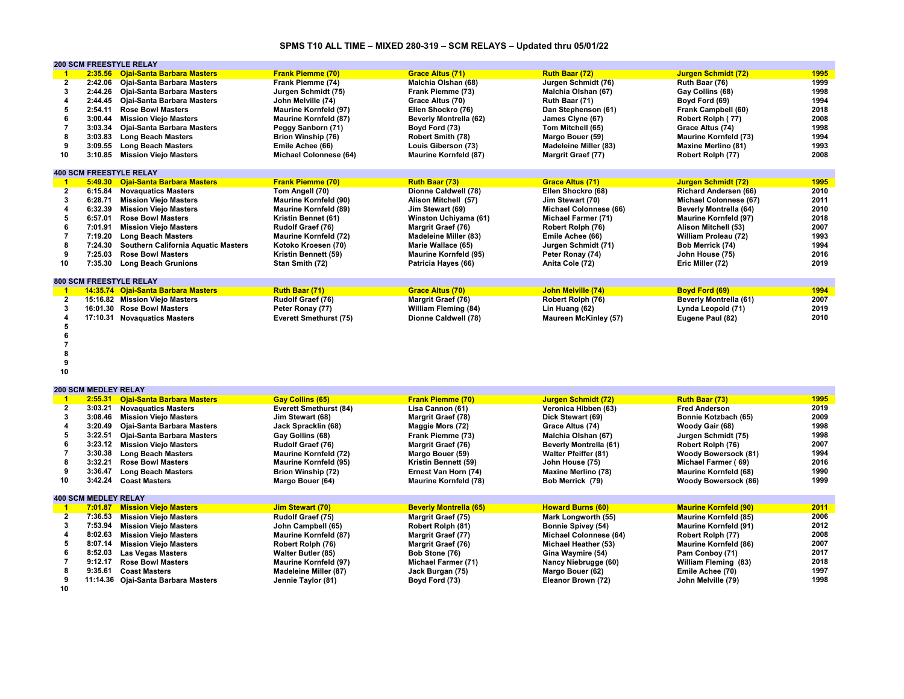# SPMS T10 ALL TIME – MIXED 280-319 – SCM RELAYS – Updated thru 05/01/22

## 200 SCM FREESTYLE RELAY

| Rank | Time | Team | Swimmer 1 | Swimmer 2 | Swimmer 3 | Swimmer 4 | Year |
|---|---|---|---|---|---|---|---|
| 1 | 2:35.56 | Ojai-Santa Barbara Masters | Frank Piemme (70) | Grace Altus (71) | Ruth Baar (72) | Jurgen Schmidt (72) | 1995 |
| 2 | 2:42.06 | Ojai-Santa Barbara Masters | Frank Piemme (74) | Malchia Olshan (68) | Jurgen Schmidt (76) | Ruth Baar (76) | 1999 |
| 3 | 2:44.26 | Ojai-Santa Barbara Masters | Jurgen Schmidt (75) | Frank Piemme (73) | Malchia Olshan (67) | Gay Collins (68) | 1998 |
| 4 | 2:44.45 | Ojai-Santa Barbara Masters | John Melville (74) | Grace Altus (70) | Ruth Baar (71) | Boyd Ford (69) | 1994 |
| 5 | 2:54.11 | Rose Bowl Masters | Maurine Kornfeld (97) | Ellen Shockro (76) | Dan Stephenson (61) | Frank Campbell (60) | 2018 |
| 6 | 3:00.44 | Mission Viejo Masters | Maurine Kornfeld (87) | Beverly Montrella (62) | James Clyne (67) | Robert Rolph ( 77) | 2008 |
| 7 | 3:03.34 | Ojai-Santa Barbara Masters | Peggy Sanborn (71) | Boyd Ford (73) | Tom Mitchell (65) | Grace Altus (74) | 1998 |
| 8 | 3:03.83 | Long Beach Masters | Brion Winship (76) | Robert Smith (78) | Margo Bouer (59) | Maurine Kornfeld (73) | 1994 |
| 9 | 3:09.55 | Long Beach Masters | Emile Achee (66) | Louis Giberson (73) | Madeleine Miller (83) | Maxine Merlino (81) | 1993 |
| 10 | 3:10.85 | Mission Viejo Masters | Michael Colonnese (64) | Maurine Kornfeld (87) | Margrit Graef (77) | Robert Rolph (77) | 2008 |

## 400 SCM FREESTYLE RELAY

| Rank | Time | Team | Swimmer 1 | Swimmer 2 | Swimmer 3 | Swimmer 4 | Year |
|---|---|---|---|---|---|---|---|
| 1 | 5:49.30 | Ojai-Santa Barbara Masters | Frank Piemme (70) | Ruth Baar (73) | Grace Altus (71) | Jurgen Schmidt (72) | 1995 |
| 2 | 6:15.84 | Novaquatics Masters | Tom Angell (70) | Dionne Caldwell (78) | Ellen Shockro (68) | Richard Andersen (66) | 2010 |
| 3 | 6:28.71 | Mission Viejo Masters | Maurine Kornfeld (90) | Alison Mitchell (57) | Jim Stewart (70) | Michael Colonnese (67) | 2011 |
| 4 | 6:32.39 | Mission Viejo Masters | Maurine Kornfeld (89) | Jim Stewart (69) | Michael Colonnese (66) | Beverly Montrella (64) | 2010 |
| 5 | 6:57.01 | Rose Bowl Masters | Kristin Bennet (61) | Winston Uchiyama (61) | Michael Farmer (71) | Maurine Kornfeld (97) | 2018 |
| 6 | 7:01.91 | Mission Viejo Masters | Rudolf Graef (76) | Margrit Graef (76) | Robert Rolph (76) | Alison Mitchell (53) | 2007 |
| 7 | 7:19.20 | Long Beach Masters | Maurine Kornfeld (72) | Madeleine Miller (83) | Emile Achee (66) | William Proleau (72) | 1993 |
| 8 | 7:24.30 | Southern California Aquatic Masters | Kotoko Kroesen (70) | Marie Wallace (65) | Jurgen Schmidt (71) | Bob Merrick (74) | 1994 |
| 9 | 7:25.03 | Rose Bowl Masters | Kristin Bennett (59) | Maurine Kornfeld (95) | Peter Ronay (74) | John House (75) | 2016 |
| 10 | 7:35.30 | Long Beach Grunions | Stan Smith (72) | Patricia Hayes (66) | Anita Cole (72) | Eric Miller (72) | 2019 |

## 800 SCM FREESTYLE RELAY

| Rank | Time | Team | Swimmer 1 | Swimmer 2 | Swimmer 3 | Swimmer 4 | Year |
|---|---|---|---|---|---|---|---|
| 1 | 14:35.74 | Ojai-Santa Barbara Masters | Ruth Baar (71) | Grace Altus (70) | John Melville (74) | Boyd Ford (69) | 1994 |
| 2 | 15:16.82 | Mission Viejo Masters | Rudolf Graef (76) | Margrit Graef (76) | Robert Rolph (76) | Beverly Montrella (61) | 2007 |
| 3 | 16:01.30 | Rose Bowl Masters | Peter Ronay (77) | William Fleming (84) | Lin Huang (62) | Lynda Leopold (71) | 2019 |
| 4 | 17:10.31 | Novaquatics Masters | Everett Smethurst (75) | Dionne Caldwell (78) | Maureen McKinley (57) | Eugene Paul (82) | 2010 |
| 5 | | | | | | | |
| 6 | | | | | | | |
| 7 | | | | | | | |
| 8 | | | | | | | |
| 9 | | | | | | | |
| 10 | | | | | | | |

## 200 SCM MEDLEY RELAY

| Rank | Time | Team | Swimmer 1 | Swimmer 2 | Swimmer 3 | Swimmer 4 | Year |
|---|---|---|---|---|---|---|---|
| 1 | 2:55.31 | Ojai-Santa Barbara Masters | Gay Collins (65) | Frank Piemme (70) | Jurgen Schmidt (72) | Ruth Baar (73) | 1995 |
| 2 | 3:03.21 | Novaquatics Masters | Everett Smethurst (84) | Lisa Cannon (61) | Veronica Hibben (63) | Fred Anderson | 2019 |
| 3 | 3:08.46 | Mission Viejo Masters | Jim Stewart (68) | Margrit Graef (78) | Dick Stewart (69) | Bonnie Kotzbach (65) | 2009 |
| 4 | 3:20.49 | Ojai-Santa Barbara Masters | Jack Spracklin (68) | Maggie Mors (72) | Grace Altus (74) | Woody Gair (68) | 1998 |
| 5 | 3:22.51 | Ojai-Santa Barbara Masters | Gay Gollins (68) | Frank Piemme (73) | Malchia Olshan (67) | Jurgen Schmidt (75) | 1998 |
| 6 | 3:23.12 | Mission Viejo Masters | Rudolf Graef (76) | Margrit Graef (76) | Beverly Montrella (61) | Robert Rolph (76) | 2007 |
| 7 | 3:30.38 | Long Beach Masters | Maurine Kornfeld (72) | Margo Bouer (59) | Walter Pfeiffer (81) | Woody Bowersock (81) | 1994 |
| 8 | 3:32.21 | Rose Bowl Masters | Maurine Kornfeld (95) | Kristin Bennett (59) | John House (75) | Michael Farmer ( 69) | 2016 |
| 9 | 3:36.47 | Long Beach Masters | Brion Winship (72) | Ernest Van Horn (74) | Maxine Merlino (78) | Maurine Kornfeld (68) | 1990 |
| 10 | 3:42.24 | Coast Masters | Margo Bouer (64) | Maurine Kornfeld (78) | Bob Merrick (79) | Woody Bowersock (86) | 1999 |

## 400 SCM MEDLEY RELAY

| Rank | Time | Team | Swimmer 1 | Swimmer 2 | Swimmer 3 | Swimmer 4 | Year |
|---|---|---|---|---|---|---|---|
| 1 | 7:01.87 | Mission Viejo Masters | Jim Stewart (70) | Beverly Montrella (65) | Howard Burns (60) | Maurine Kornfeld (90) | 2011 |
| 2 | 7:36.53 | Mission Viejo Masters | Rudolf Graef (75) | Margrit Graef (75) | Mark Longworth (55) | Maurine Kornfeld (85) | 2006 |
| 3 | 7:53.94 | Mission Viejo Masters | John Campbell (65) | Robert Rolph (81) | Bonnie Spivey (54) | Maurine Kornfeld (91) | 2012 |
| 4 | 8:02.63 | Mission Viejo Masters | Maurine Kornfeld (87) | Margrit Graef (77) | Michael Colonnese (64) | Robert Rolph (77) | 2008 |
| 5 | 8:07.14 | Mission Viejo Masters | Robert Rolph (76) | Margrit Graef (76) | Michael Heather (53) | Maurine Kornfeld (86) | 2007 |
| 6 | 8:52.03 | Las Vegas Masters | Walter Butler (85) | Bob Stone (76) | Gina Waymire (54) | Pam Conboy (71) | 2017 |
| 7 | 9:12.17 | Rose Bowl Masters | Maurine Kornfeld (97) | Michael Farmer (71) | Nancy Niebrugge (60) | William Fleming (83) | 2018 |
| 8 | 9:35.61 | Coast Masters | Madeleine Miller (87) | Jack Burgan (75) | Margo Bouer (62) | Emile Achee (70) | 1997 |
| 9 | 11:14.36 | Ojai-Santa Barbara Masters | Jennie Taylor (81) | Boyd Ford (73) | Eleanor Brown (72) | John Melville (79) | 1998 |
| 10 | | | | | | | |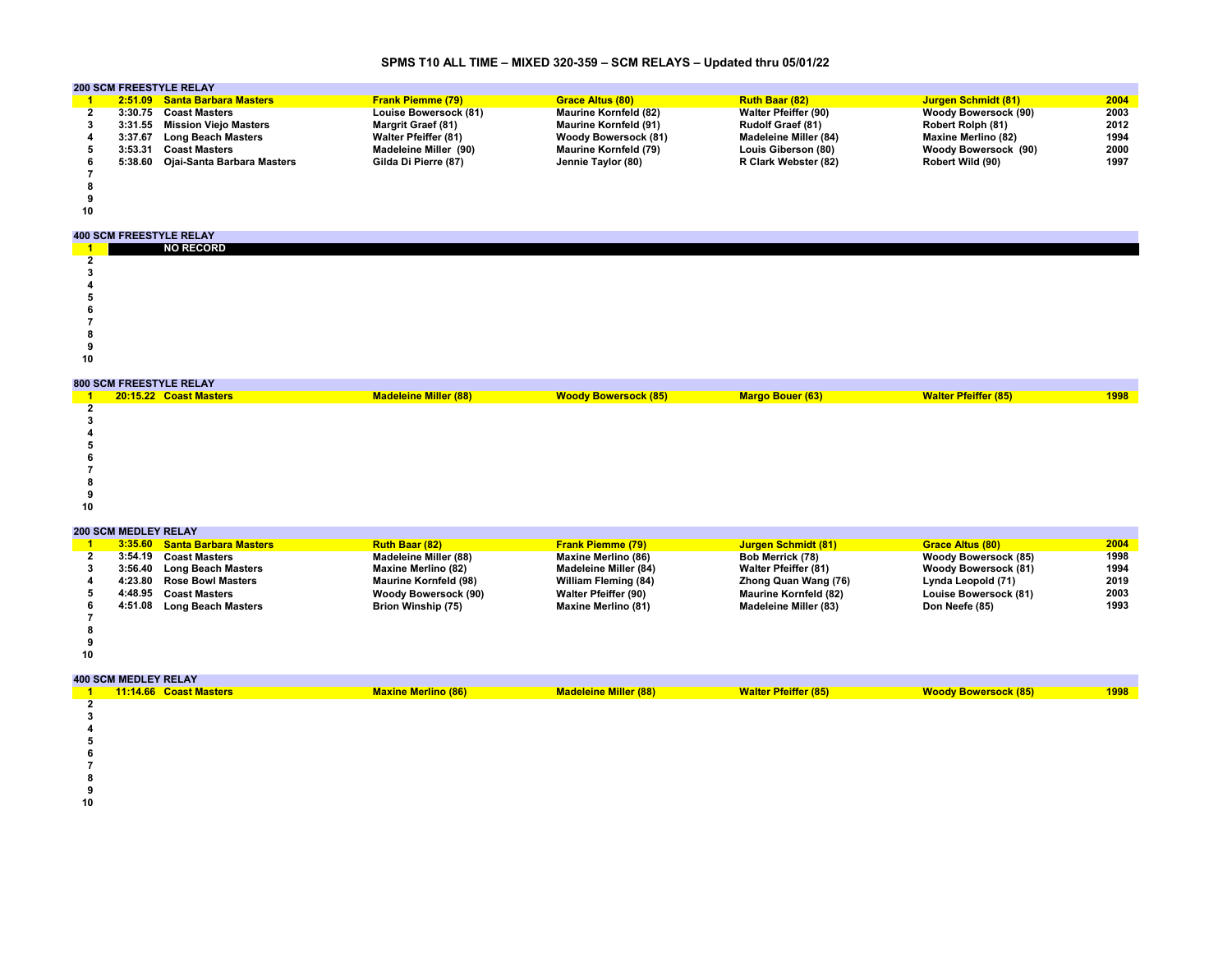# SPMS T10 ALL TIME – MIXED 320-359 – SCM RELAYS – Updated thru 05/01/22

## 200 SCM FREESTYLE RELAY

| Rank | Time | Team | Swimmer 1 | Swimmer 2 | Swimmer 3 | Swimmer 4 | Year |
|---|---|---|---|---|---|---|---|
| 1 | 2:51.09 | Santa Barbara Masters | Frank Piemme (79) | Grace Altus (80) | Ruth Baar (82) | Jurgen Schmidt (81) | 2004 |
| 2 | 3:30.75 | Coast Masters | Louise Bowersock (81) | Maurine Kornfeld (82) | Walter Pfeiffer (90) | Woody Bowersock (90) | 2003 |
| 3 | 3:31.55 | Mission Viejo Masters | Margrit Graef (81) | Maurine Kornfeld (91) | Rudolf Graef (81) | Robert Rolph (81) | 2012 |
| 4 | 3:37.67 | Long Beach Masters | Walter Pfeiffer (81) | Woody Bowersock (81) | Madeleine Miller (84) | Maxine Merlino (82) | 1994 |
| 5 | 3:53.31 | Coast Masters | Madeleine Miller (90) | Maurine Kornfeld (79) | Louis Giberson (80) | Woody Bowersock (90) | 2000 |
| 6 | 5:38.60 | Ojai-Santa Barbara Masters | Gilda Di Pierre (87) | Jennie Taylor (80) | R Clark Webster (82) | Robert Wild (90) | 1997 |
| 7 | | | | | | | |
| 8 | | | | | | | |
| 9 | | | | | | | |
| 10 | | | | | | | |

## 400 SCM FREESTYLE RELAY

| Rank | Time | Team | Swimmer 1 | Swimmer 2 | Swimmer 3 | Swimmer 4 | Year |
|---|---|---|---|---|---|---|---|
| 1 | | NO RECORD | | | | | |
| 2 | | | | | | | |
| 3 | | | | | | | |
| 4 | | | | | | | |
| 5 | | | | | | | |
| 6 | | | | | | | |
| 7 | | | | | | | |
| 8 | | | | | | | |
| 9 | | | | | | | |
| 10 | | | | | | | |

## 800 SCM FREESTYLE RELAY

| Rank | Time | Team | Swimmer 1 | Swimmer 2 | Swimmer 3 | Swimmer 4 | Year |
|---|---|---|---|---|---|---|---|
| 1 | 20:15.22 | Coast Masters | Madeleine Miller (88) | Woody Bowersock (85) | Margo Bouer (63) | Walter Pfeiffer (85) | 1998 |
| 2 | | | | | | | |
| 3 | | | | | | | |
| 4 | | | | | | | |
| 5 | | | | | | | |
| 6 | | | | | | | |
| 7 | | | | | | | |
| 8 | | | | | | | |
| 9 | | | | | | | |
| 10 | | | | | | | |

## 200 SCM MEDLEY RELAY

| Rank | Time | Team | Swimmer 1 | Swimmer 2 | Swimmer 3 | Swimmer 4 | Year |
|---|---|---|---|---|---|---|---|
| 1 | 3:35.60 | Santa Barbara Masters | Ruth Baar (82) | Frank Piemme (79) | Jurgen Schmidt (81) | Grace Altus (80) | 2004 |
| 2 | 3:54.19 | Coast Masters | Madeleine Miller (88) | Maxine Merlino (86) | Bob Merrick (78) | Woody Bowersock (85) | 1998 |
| 3 | 3:56.40 | Long Beach Masters | Maxine Merlino (82) | Madeleine Miller (84) | Walter Pfeiffer (81) | Woody Bowersock (81) | 1994 |
| 4 | 4:23.80 | Rose Bowl Masters | Maurine Kornfeld (98) | William Fleming (84) | Zhong Quan Wang (76) | Lynda Leopold (71) | 2019 |
| 5 | 4:48.95 | Coast Masters | Woody Bowersock (90) | Walter Pfeiffer (90) | Maurine Kornfeld (82) | Louise Bowersock (81) | 2003 |
| 6 | 4:51.08 | Long Beach Masters | Brion Winship (75) | Maxine Merlino (81) | Madeleine Miller (83) | Don Neefe (85) | 1993 |
| 7 | | | | | | | |
| 8 | | | | | | | |
| 9 | | | | | | | |
| 10 | | | | | | | |

## 400 SCM MEDLEY RELAY

| Rank | Time | Team | Swimmer 1 | Swimmer 2 | Swimmer 3 | Swimmer 4 | Year |
|---|---|---|---|---|---|---|---|
| 1 | 11:14.66 | Coast Masters | Maxine Merlino (86) | Madeleine Miller (88) | Walter Pfeiffer (85) | Woody Bowersock (85) | 1998 |
| 2 | | | | | | | |
| 3 | | | | | | | |
| 4 | | | | | | | |
| 5 | | | | | | | |
| 6 | | | | | | | |
| 7 | | | | | | | |
| 8 | | | | | | | |
| 9 | | | | | | | |
| 10 | | | | | | | |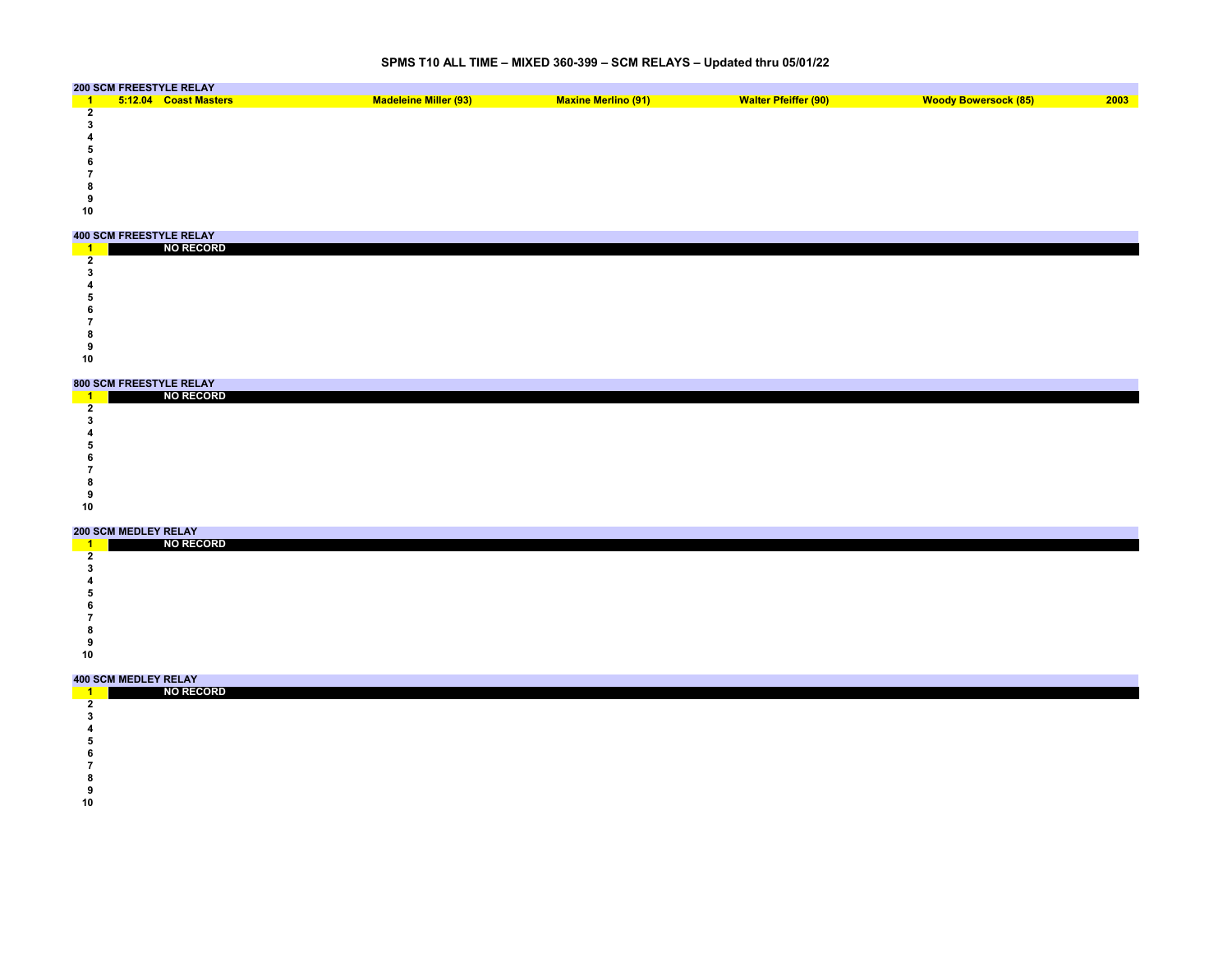# SPMS T10 ALL TIME – MIXED 360-399 – SCM RELAYS – Updated thru 05/01/22

## 200 SCM FREESTYLE RELAY

| | | | | | | | |
|---|---|---|---|---|---|---|---|
| 1 | 5:12.04 | Coast Masters | Madeleine Miller (93) | Maxine Merlino (91) | Walter Pfeiffer (90) | Woody Bowersock (85) | 2003 |
| 2 | | | | | | | |
| 3 | | | | | | | |
| 4 | | | | | | | |
| 5 | | | | | | | |
| 6 | | | | | | | |
| 7 | | | | | | | |
| 8 | | | | | | | |
| 9 | | | | | | | |
| 10 | | | | | | | |

## 400 SCM FREESTYLE RELAY

| | |
|---|---|
| 1 | NO RECORD |
| 2 | |
| 3 | |
| 4 | |
| 5 | |
| 6 | |
| 7 | |
| 8 | |
| 9 | |
| 10 | |

## 800 SCM FREESTYLE RELAY

| | |
|---|---|
| 1 | NO RECORD |
| 2 | |
| 3 | |
| 4 | |
| 5 | |
| 6 | |
| 7 | |
| 8 | |
| 9 | |
| 10 | |

## 200 SCM MEDLEY RELAY

| | |
|---|---|
| 1 | NO RECORD |
| 2 | |
| 3 | |
| 4 | |
| 5 | |
| 6 | |
| 7 | |
| 8 | |
| 9 | |
| 10 | |

## 400 SCM MEDLEY RELAY

| | |
|---|---|
| 1 | NO RECORD |
| 2 | |
| 3 | |
| 4 | |
| 5 | |
| 6 | |
| 7 | |
| 8 | |
| 9 | |
| 10 | |